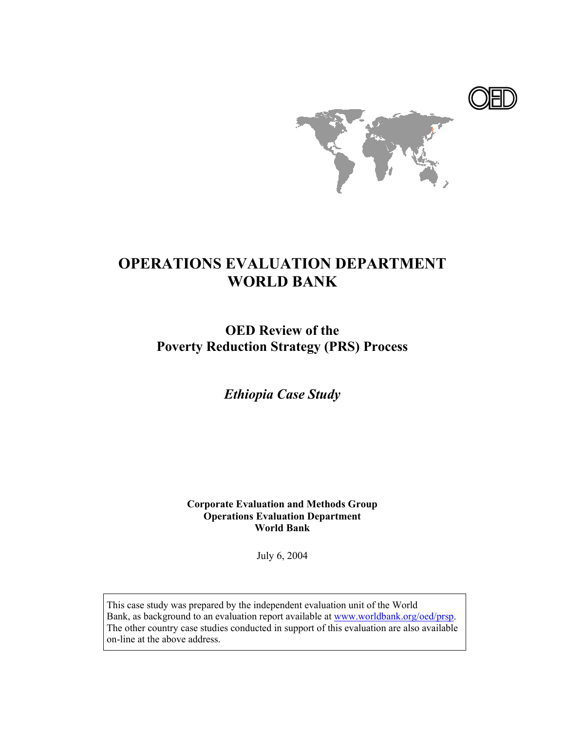# OPERATIONS EVALUATION DEPARTMENT WORLD BANK

## OED Review of the Poverty Reduction Strategy (PRS) Process

### *Ethiopia Case Study*

**Corporate Evaluation and Methods Group**
**Operations Evaluation Department**
**World Bank**

July 6, 2004

This case study was prepared by the independent evaluation unit of the World Bank, as background to an evaluation report available at www.worldbank.org/oed/prsp. The other country case studies conducted in support of this evaluation are also available on-line at the above address.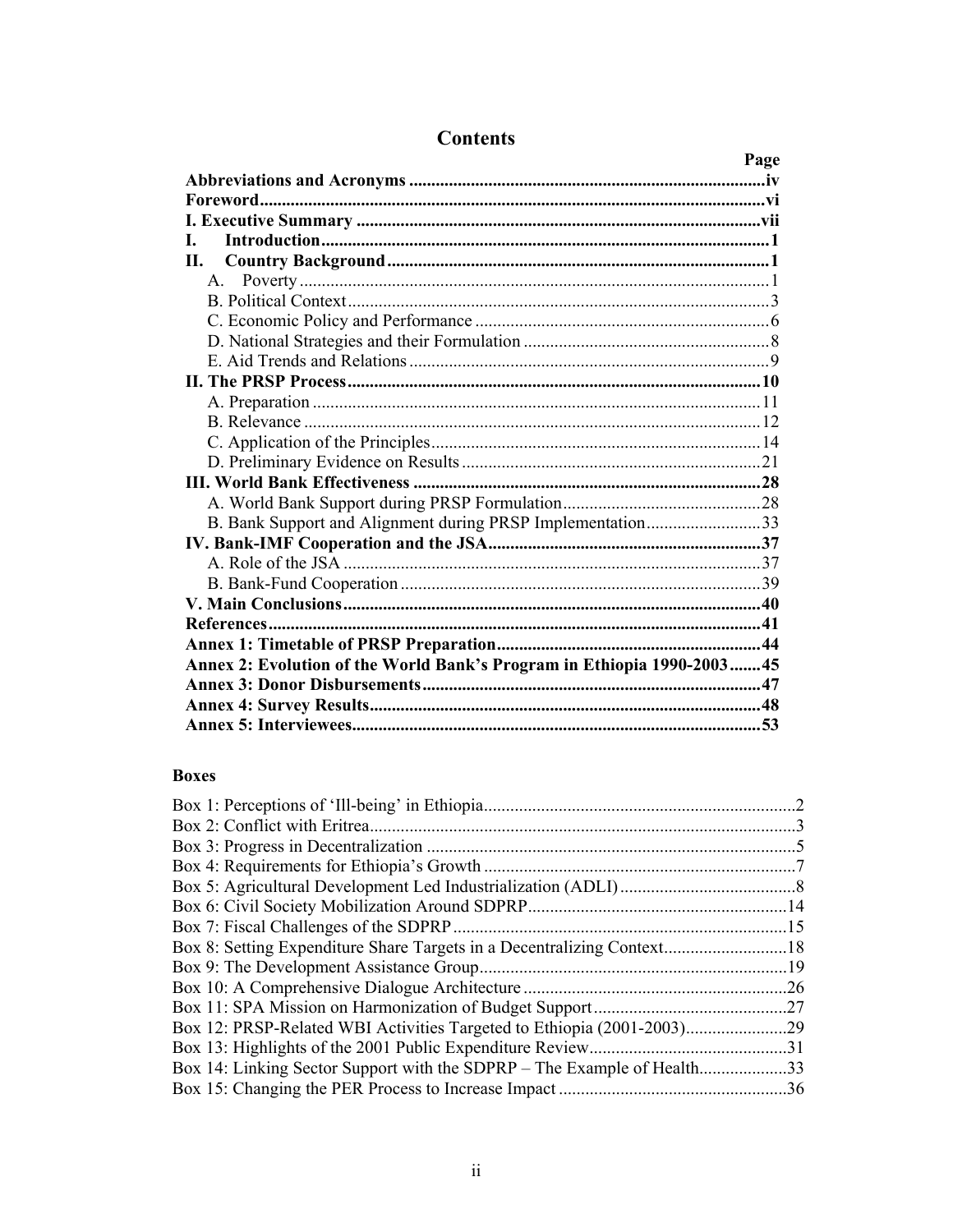# Contents

| | Page |
|---|---|
| **Abbreviations and Acronyms** | **iv** |
| **Foreword** | **vi** |
| **I. Executive Summary** | **vii** |
| **I. Introduction** | **1** |
| **II. Country Background** | **1** |
| A. Poverty | 1 |
| B. Political Context | 3 |
| C. Economic Policy and Performance | 6 |
| D. National Strategies and their Formulation | 8 |
| E. Aid Trends and Relations | 9 |
| **II. The PRSP Process** | **10** |
| A. Preparation | 11 |
| B. Relevance | 12 |
| C. Application of the Principles | 14 |
| D. Preliminary Evidence on Results | 21 |
| **III. World Bank Effectiveness** | **28** |
| A. World Bank Support during PRSP Formulation | 28 |
| B. Bank Support and Alignment during PRSP Implementation | 33 |
| **IV. Bank-IMF Cooperation and the JSA** | **37** |
| A. Role of the JSA | 37 |
| B. Bank-Fund Cooperation | 39 |
| **V. Main Conclusions** | **40** |
| **References** | **41** |
| **Annex 1: Timetable of PRSP Preparation** | **44** |
| **Annex 2: Evolution of the World Bank's Program in Ethiopia 1990-2003** | **45** |
| **Annex 3: Donor Disbursements** | **47** |
| **Annex 4: Survey Results** | **48** |
| **Annex 5: Interviewees** | **53** |

**Boxes**

| | |
|---|---|
| Box 1: Perceptions of 'Ill-being' in Ethiopia | 2 |
| Box 2: Conflict with Eritrea | 3 |
| Box 3: Progress in Decentralization | 5 |
| Box 4: Requirements for Ethiopia's Growth | 7 |
| Box 5: Agricultural Development Led Industrialization (ADLI) | 8 |
| Box 6: Civil Society Mobilization Around SDPRP | 14 |
| Box 7: Fiscal Challenges of the SDPRP | 15 |
| Box 8: Setting Expenditure Share Targets in a Decentralizing Context | 18 |
| Box 9: The Development Assistance Group | 19 |
| Box 10: A Comprehensive Dialogue Architecture | 26 |
| Box 11: SPA Mission on Harmonization of Budget Support | 27 |
| Box 12: PRSP-Related WBI Activities Targeted to Ethiopia (2001-2003) | 29 |
| Box 13: Highlights of the 2001 Public Expenditure Review | 31 |
| Box 14: Linking Sector Support with the SDPRP – The Example of Health | 33 |
| Box 15: Changing the PER Process to Increase Impact | 36 |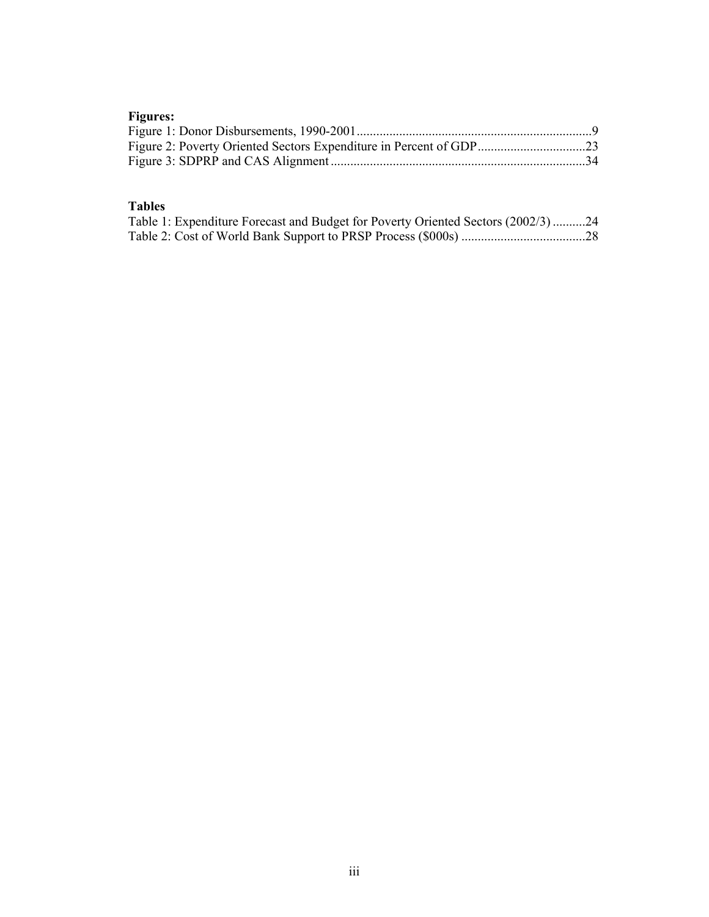**Figures:**

Figure 1: Donor Disbursements, 1990-2001........................................................................9
Figure 2: Poverty Oriented Sectors Expenditure in Percent of GDP.................................23
Figure 3: SDPRP and CAS Alignment .............................................................................34

**Tables**

Table 1: Expenditure Forecast and Budget for Poverty Oriented Sectors (2002/3) ..........24
Table 2: Cost of World Bank Support to PRSP Process ($000s) ......................................28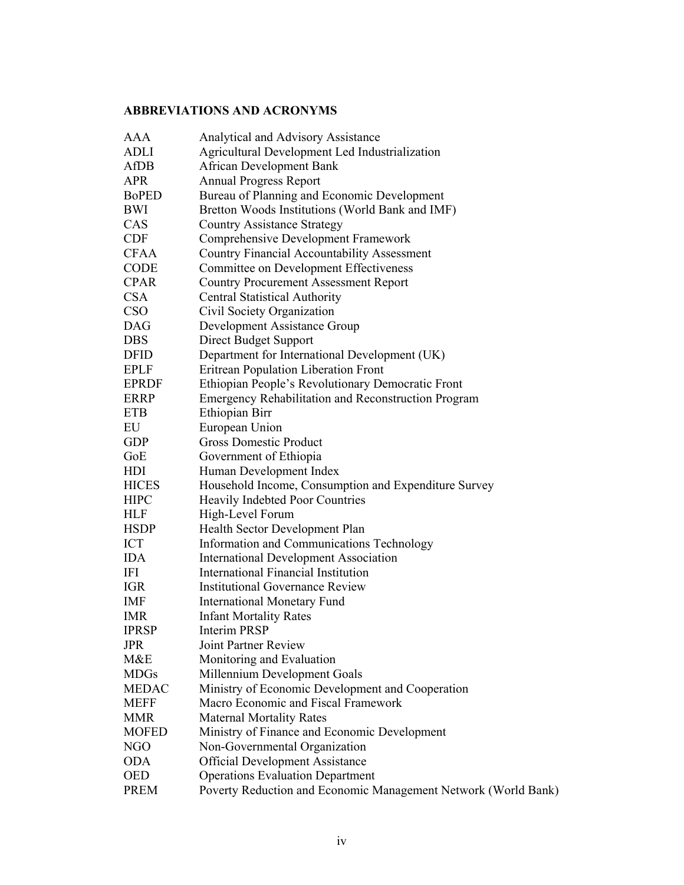## ABBREVIATIONS AND ACRONYMS

| | |
|---|---|
| AAA | Analytical and Advisory Assistance |
| ADLI | Agricultural Development Led Industrialization |
| AfDB | African Development Bank |
| APR | Annual Progress Report |
| BoPED | Bureau of Planning and Economic Development |
| BWI | Bretton Woods Institutions (World Bank and IMF) |
| CAS | Country Assistance Strategy |
| CDF | Comprehensive Development Framework |
| CFAA | Country Financial Accountability Assessment |
| CODE | Committee on Development Effectiveness |
| CPAR | Country Procurement Assessment Report |
| CSA | Central Statistical Authority |
| CSO | Civil Society Organization |
| DAG | Development Assistance Group |
| DBS | Direct Budget Support |
| DFID | Department for International Development (UK) |
| EPLF | Eritrean Population Liberation Front |
| EPRDF | Ethiopian People's Revolutionary Democratic Front |
| ERRP | Emergency Rehabilitation and Reconstruction Program |
| ETB | Ethiopian Birr |
| EU | European Union |
| GDP | Gross Domestic Product |
| GoE | Government of Ethiopia |
| HDI | Human Development Index |
| HICES | Household Income, Consumption and Expenditure Survey |
| HIPC | Heavily Indebted Poor Countries |
| HLF | High-Level Forum |
| HSDP | Health Sector Development Plan |
| ICT | Information and Communications Technology |
| IDA | International Development Association |
| IFI | International Financial Institution |
| IGR | Institutional Governance Review |
| IMF | International Monetary Fund |
| IMR | Infant Mortality Rates |
| IPRSP | Interim PRSP |
| JPR | Joint Partner Review |
| M&E | Monitoring and Evaluation |
| MDGs | Millennium Development Goals |
| MEDAC | Ministry of Economic Development and Cooperation |
| MEFF | Macro Economic and Fiscal Framework |
| MMR | Maternal Mortality Rates |
| MOFED | Ministry of Finance and Economic Development |
| NGO | Non-Governmental Organization |
| ODA | Official Development Assistance |
| OED | Operations Evaluation Department |
| PREM | Poverty Reduction and Economic Management Network (World Bank) |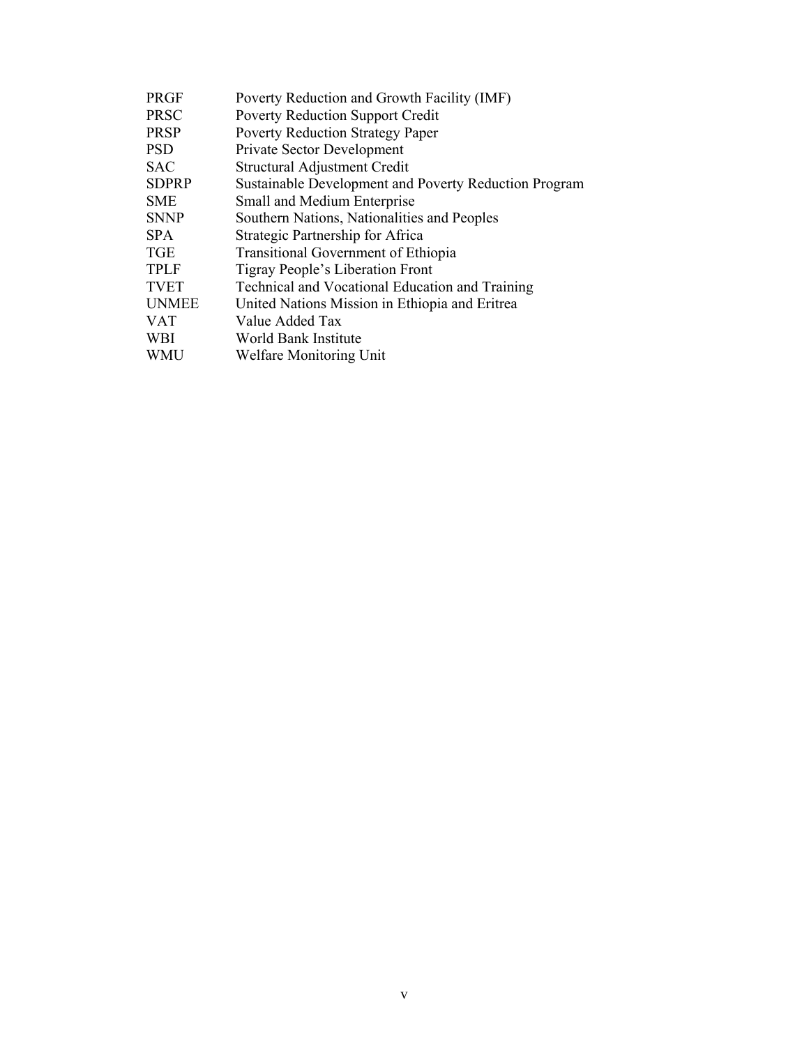| | |
|---|---|
| PRGF | Poverty Reduction and Growth Facility (IMF) |
| PRSC | Poverty Reduction Support Credit |
| PRSP | Poverty Reduction Strategy Paper |
| PSD | Private Sector Development |
| SAC | Structural Adjustment Credit |
| SDPRP | Sustainable Development and Poverty Reduction Program |
| SME | Small and Medium Enterprise |
| SNNP | Southern Nations, Nationalities and Peoples |
| SPA | Strategic Partnership for Africa |
| TGE | Transitional Government of Ethiopia |
| TPLF | Tigray People's Liberation Front |
| TVET | Technical and Vocational Education and Training |
| UNMEE | United Nations Mission in Ethiopia and Eritrea |
| VAT | Value Added Tax |
| WBI | World Bank Institute |
| WMU | Welfare Monitoring Unit |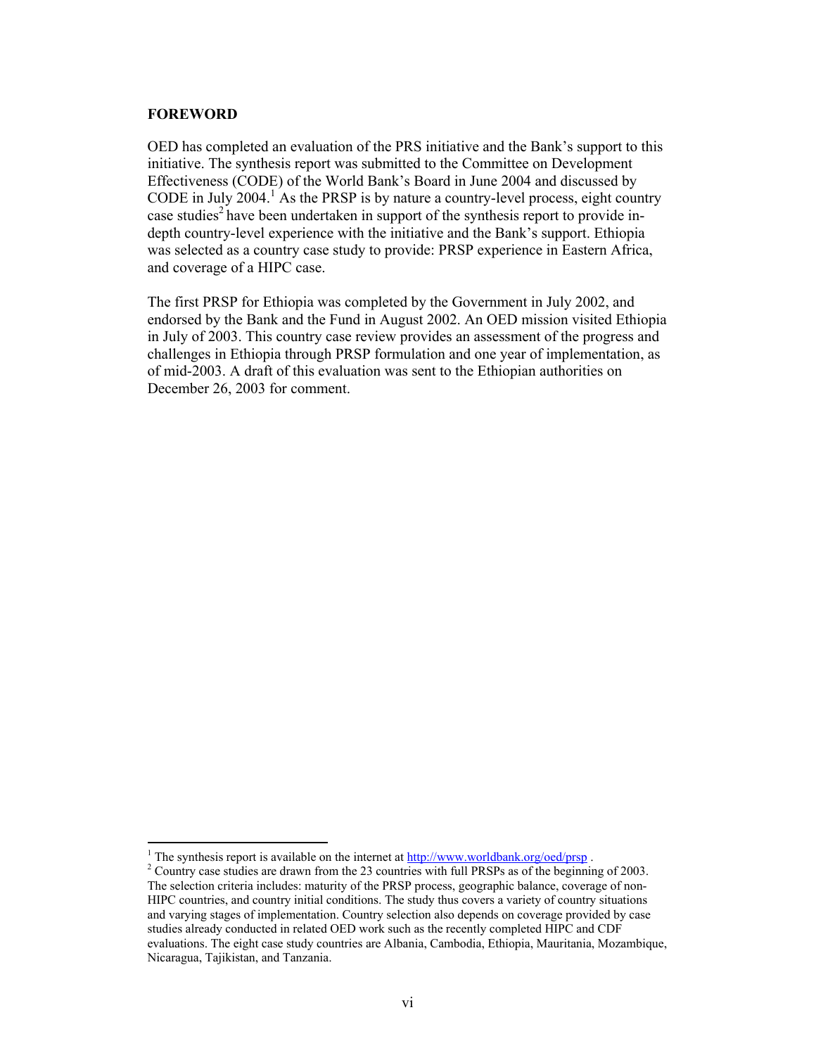## FOREWORD

OED has completed an evaluation of the PRS initiative and the Bank's support to this initiative. The synthesis report was submitted to the Committee on Development Effectiveness (CODE) of the World Bank's Board in June 2004 and discussed by CODE in July 2004.[1] As the PRSP is by nature a country-level process, eight country case studies[2] have been undertaken in support of the synthesis report to provide in-depth country-level experience with the initiative and the Bank's support. Ethiopia was selected as a country case study to provide: PRSP experience in Eastern Africa, and coverage of a HIPC case.

The first PRSP for Ethiopia was completed by the Government in July 2002, and endorsed by the Bank and the Fund in August 2002. An OED mission visited Ethiopia in July of 2003. This country case review provides an assessment of the progress and challenges in Ethiopia through PRSP formulation and one year of implementation, as of mid-2003. A draft of this evaluation was sent to the Ethiopian authorities on December 26, 2003 for comment.

---

[1] The synthesis report is available on the internet at http://www.worldbank.org/oed/prsp .

[2] Country case studies are drawn from the 23 countries with full PRSPs as of the beginning of 2003. The selection criteria includes: maturity of the PRSP process, geographic balance, coverage of non-HIPC countries, and country initial conditions. The study thus covers a variety of country situations and varying stages of implementation. Country selection also depends on coverage provided by case studies already conducted in related OED work such as the recently completed HIPC and CDF evaluations. The eight case study countries are Albania, Cambodia, Ethiopia, Mauritania, Mozambique, Nicaragua, Tajikistan, and Tanzania.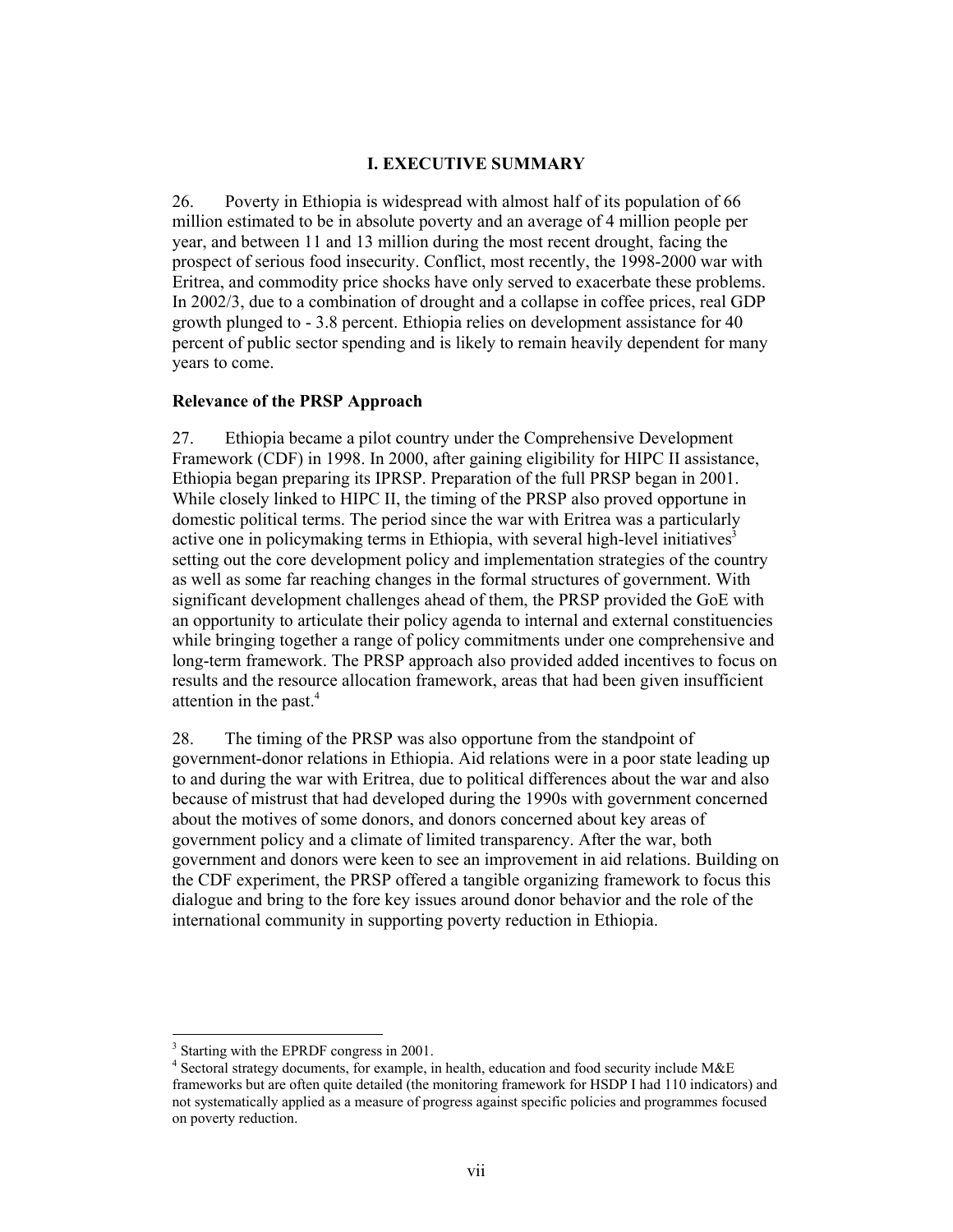# I. EXECUTIVE SUMMARY

26. Poverty in Ethiopia is widespread with almost half of its population of 66 million estimated to be in absolute poverty and an average of 4 million people per year, and between 11 and 13 million during the most recent drought, facing the prospect of serious food insecurity. Conflict, most recently, the 1998-2000 war with Eritrea, and commodity price shocks have only served to exacerbate these problems. In 2002/3, due to a combination of drought and a collapse in coffee prices, real GDP growth plunged to - 3.8 percent. Ethiopia relies on development assistance for 40 percent of public sector spending and is likely to remain heavily dependent for many years to come.

**Relevance of the PRSP Approach**

27. Ethiopia became a pilot country under the Comprehensive Development Framework (CDF) in 1998. In 2000, after gaining eligibility for HIPC II assistance, Ethiopia began preparing its IPRSP. Preparation of the full PRSP began in 2001. While closely linked to HIPC II, the timing of the PRSP also proved opportune in domestic political terms. The period since the war with Eritrea was a particularly active one in policymaking terms in Ethiopia, with several high-level initiatives[3] setting out the core development policy and implementation strategies of the country as well as some far reaching changes in the formal structures of government. With significant development challenges ahead of them, the PRSP provided the GoE with an opportunity to articulate their policy agenda to internal and external constituencies while bringing together a range of policy commitments under one comprehensive and long-term framework. The PRSP approach also provided added incentives to focus on results and the resource allocation framework, areas that had been given insufficient attention in the past.[4]

28. The timing of the PRSP was also opportune from the standpoint of government-donor relations in Ethiopia. Aid relations were in a poor state leading up to and during the war with Eritrea, due to political differences about the war and also because of mistrust that had developed during the 1990s with government concerned about the motives of some donors, and donors concerned about key areas of government policy and a climate of limited transparency. After the war, both government and donors were keen to see an improvement in aid relations. Building on the CDF experiment, the PRSP offered a tangible organizing framework to focus this dialogue and bring to the fore key issues around donor behavior and the role of the international community in supporting poverty reduction in Ethiopia.

---

[3] Starting with the EPRDF congress in 2001.

[4] Sectoral strategy documents, for example, in health, education and food security include M&E frameworks but are often quite detailed (the monitoring framework for HSDP I had 110 indicators) and not systematically applied as a measure of progress against specific policies and programmes focused on poverty reduction.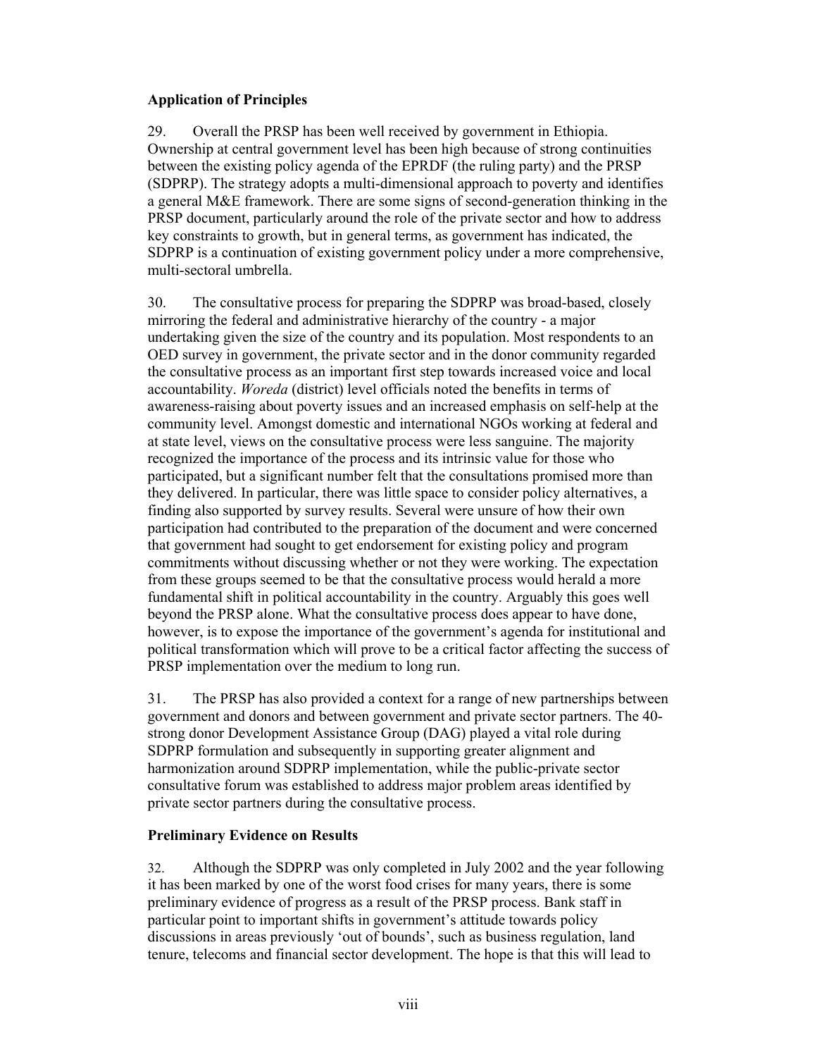### Application of Principles

29. Overall the PRSP has been well received by government in Ethiopia. Ownership at central government level has been high because of strong continuities between the existing policy agenda of the EPRDF (the ruling party) and the PRSP (SDPRP). The strategy adopts a multi-dimensional approach to poverty and identifies a general M&E framework. There are some signs of second-generation thinking in the PRSP document, particularly around the role of the private sector and how to address key constraints to growth, but in general terms, as government has indicated, the SDPRP is a continuation of existing government policy under a more comprehensive, multi-sectoral umbrella.

30. The consultative process for preparing the SDPRP was broad-based, closely mirroring the federal and administrative hierarchy of the country - a major undertaking given the size of the country and its population. Most respondents to an OED survey in government, the private sector and in the donor community regarded the consultative process as an important first step towards increased voice and local accountability. *Woreda* (district) level officials noted the benefits in terms of awareness-raising about poverty issues and an increased emphasis on self-help at the community level. Amongst domestic and international NGOs working at federal and at state level, views on the consultative process were less sanguine. The majority recognized the importance of the process and its intrinsic value for those who participated, but a significant number felt that the consultations promised more than they delivered. In particular, there was little space to consider policy alternatives, a finding also supported by survey results. Several were unsure of how their own participation had contributed to the preparation of the document and were concerned that government had sought to get endorsement for existing policy and program commitments without discussing whether or not they were working. The expectation from these groups seemed to be that the consultative process would herald a more fundamental shift in political accountability in the country. Arguably this goes well beyond the PRSP alone. What the consultative process does appear to have done, however, is to expose the importance of the government's agenda for institutional and political transformation which will prove to be a critical factor affecting the success of PRSP implementation over the medium to long run.

31. The PRSP has also provided a context for a range of new partnerships between government and donors and between government and private sector partners. The 40-strong donor Development Assistance Group (DAG) played a vital role during SDPRP formulation and subsequently in supporting greater alignment and harmonization around SDPRP implementation, while the public-private sector consultative forum was established to address major problem areas identified by private sector partners during the consultative process.

### Preliminary Evidence on Results

32. Although the SDPRP was only completed in July 2002 and the year following it has been marked by one of the worst food crises for many years, there is some preliminary evidence of progress as a result of the PRSP process. Bank staff in particular point to important shifts in government's attitude towards policy discussions in areas previously 'out of bounds', such as business regulation, land tenure, telecoms and financial sector development. The hope is that this will lead to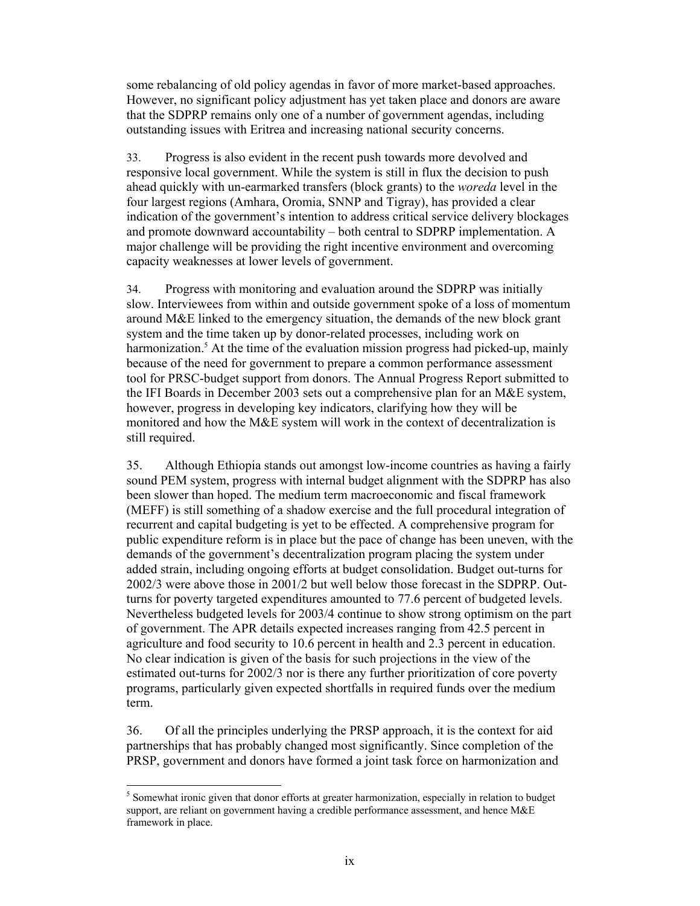some rebalancing of old policy agendas in favor of more market-based approaches. However, no significant policy adjustment has yet taken place and donors are aware that the SDPRP remains only one of a number of government agendas, including outstanding issues with Eritrea and increasing national security concerns.

33. Progress is also evident in the recent push towards more devolved and responsive local government. While the system is still in flux the decision to push ahead quickly with un-earmarked transfers (block grants) to the *woreda* level in the four largest regions (Amhara, Oromia, SNNP and Tigray), has provided a clear indication of the government's intention to address critical service delivery blockages and promote downward accountability – both central to SDPRP implementation. A major challenge will be providing the right incentive environment and overcoming capacity weaknesses at lower levels of government.

34. Progress with monitoring and evaluation around the SDPRP was initially slow. Interviewees from within and outside government spoke of a loss of momentum around M&E linked to the emergency situation, the demands of the new block grant system and the time taken up by donor-related processes, including work on harmonization.[5] At the time of the evaluation mission progress had picked-up, mainly because of the need for government to prepare a common performance assessment tool for PRSC-budget support from donors. The Annual Progress Report submitted to the IFI Boards in December 2003 sets out a comprehensive plan for an M&E system, however, progress in developing key indicators, clarifying how they will be monitored and how the M&E system will work in the context of decentralization is still required.

35. Although Ethiopia stands out amongst low-income countries as having a fairly sound PEM system, progress with internal budget alignment with the SDPRP has also been slower than hoped. The medium term macroeconomic and fiscal framework (MEFF) is still something of a shadow exercise and the full procedural integration of recurrent and capital budgeting is yet to be effected. A comprehensive program for public expenditure reform is in place but the pace of change has been uneven, with the demands of the government's decentralization program placing the system under added strain, including ongoing efforts at budget consolidation. Budget out-turns for 2002/3 were above those in 2001/2 but well below those forecast in the SDPRP. Out-turns for poverty targeted expenditures amounted to 77.6 percent of budgeted levels. Nevertheless budgeted levels for 2003/4 continue to show strong optimism on the part of government. The APR details expected increases ranging from 42.5 percent in agriculture and food security to 10.6 percent in health and 2.3 percent in education. No clear indication is given of the basis for such projections in the view of the estimated out-turns for 2002/3 nor is there any further prioritization of core poverty programs, particularly given expected shortfalls in required funds over the medium term.

36. Of all the principles underlying the PRSP approach, it is the context for aid partnerships that has probably changed most significantly. Since completion of the PRSP, government and donors have formed a joint task force on harmonization and

[5] Somewhat ironic given that donor efforts at greater harmonization, especially in relation to budget support, are reliant on government having a credible performance assessment, and hence M&E framework in place.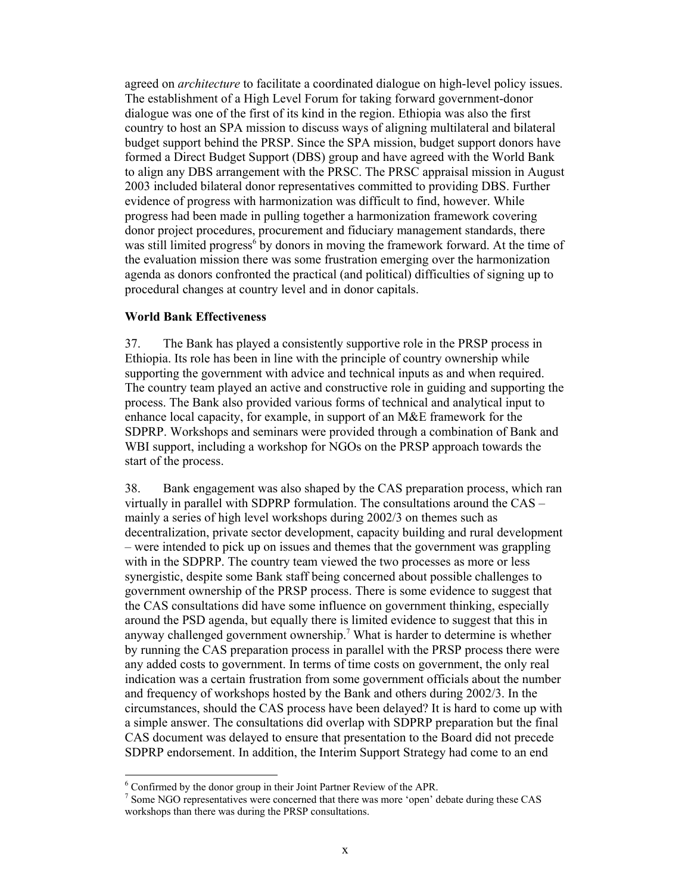agreed on *architecture* to facilitate a coordinated dialogue on high-level policy issues. The establishment of a High Level Forum for taking forward government-donor dialogue was one of the first of its kind in the region. Ethiopia was also the first country to host an SPA mission to discuss ways of aligning multilateral and bilateral budget support behind the PRSP. Since the SPA mission, budget support donors have formed a Direct Budget Support (DBS) group and have agreed with the World Bank to align any DBS arrangement with the PRSC. The PRSC appraisal mission in August 2003 included bilateral donor representatives committed to providing DBS. Further evidence of progress with harmonization was difficult to find, however. While progress had been made in pulling together a harmonization framework covering donor project procedures, procurement and fiduciary management standards, there was still limited progress[6] by donors in moving the framework forward. At the time of the evaluation mission there was some frustration emerging over the harmonization agenda as donors confronted the practical (and political) difficulties of signing up to procedural changes at country level and in donor capitals.

**World Bank Effectiveness**

37. The Bank has played a consistently supportive role in the PRSP process in Ethiopia. Its role has been in line with the principle of country ownership while supporting the government with advice and technical inputs as and when required. The country team played an active and constructive role in guiding and supporting the process. The Bank also provided various forms of technical and analytical input to enhance local capacity, for example, in support of an M&E framework for the SDPRP. Workshops and seminars were provided through a combination of Bank and WBI support, including a workshop for NGOs on the PRSP approach towards the start of the process.

38. Bank engagement was also shaped by the CAS preparation process, which ran virtually in parallel with SDPRP formulation. The consultations around the CAS – mainly a series of high level workshops during 2002/3 on themes such as decentralization, private sector development, capacity building and rural development – were intended to pick up on issues and themes that the government was grappling with in the SDPRP. The country team viewed the two processes as more or less synergistic, despite some Bank staff being concerned about possible challenges to government ownership of the PRSP process. There is some evidence to suggest that the CAS consultations did have some influence on government thinking, especially around the PSD agenda, but equally there is limited evidence to suggest that this in anyway challenged government ownership.[7] What is harder to determine is whether by running the CAS preparation process in parallel with the PRSP process there were any added costs to government. In terms of time costs on government, the only real indication was a certain frustration from some government officials about the number and frequency of workshops hosted by the Bank and others during 2002/3. In the circumstances, should the CAS process have been delayed? It is hard to come up with a simple answer. The consultations did overlap with SDPRP preparation but the final CAS document was delayed to ensure that presentation to the Board did not precede SDPRP endorsement. In addition, the Interim Support Strategy had come to an end

[6] Confirmed by the donor group in their Joint Partner Review of the APR.

[7] Some NGO representatives were concerned that there was more 'open' debate during these CAS workshops than there was during the PRSP consultations.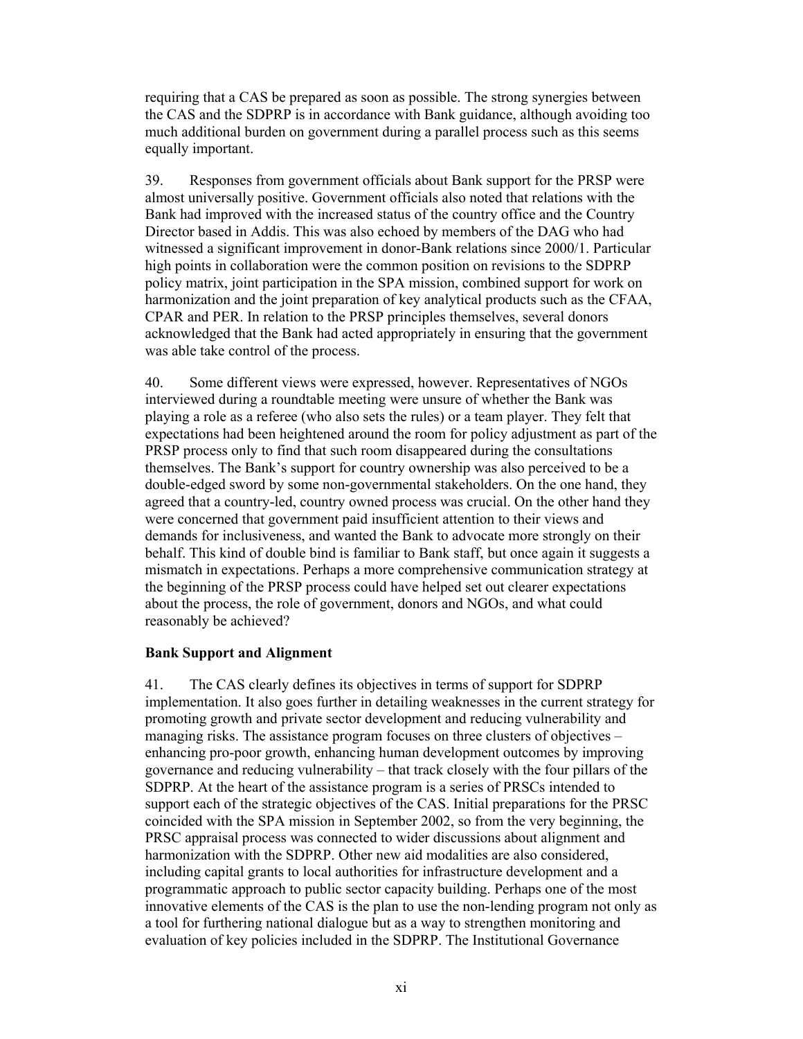requiring that a CAS be prepared as soon as possible. The strong synergies between the CAS and the SDPRP is in accordance with Bank guidance, although avoiding too much additional burden on government during a parallel process such as this seems equally important.

39. Responses from government officials about Bank support for the PRSP were almost universally positive. Government officials also noted that relations with the Bank had improved with the increased status of the country office and the Country Director based in Addis. This was also echoed by members of the DAG who had witnessed a significant improvement in donor-Bank relations since 2000/1. Particular high points in collaboration were the common position on revisions to the SDPRP policy matrix, joint participation in the SPA mission, combined support for work on harmonization and the joint preparation of key analytical products such as the CFAA, CPAR and PER. In relation to the PRSP principles themselves, several donors acknowledged that the Bank had acted appropriately in ensuring that the government was able take control of the process.

40. Some different views were expressed, however. Representatives of NGOs interviewed during a roundtable meeting were unsure of whether the Bank was playing a role as a referee (who also sets the rules) or a team player. They felt that expectations had been heightened around the room for policy adjustment as part of the PRSP process only to find that such room disappeared during the consultations themselves. The Bank's support for country ownership was also perceived to be a double-edged sword by some non-governmental stakeholders. On the one hand, they agreed that a country-led, country owned process was crucial. On the other hand they were concerned that government paid insufficient attention to their views and demands for inclusiveness, and wanted the Bank to advocate more strongly on their behalf. This kind of double bind is familiar to Bank staff, but once again it suggests a mismatch in expectations. Perhaps a more comprehensive communication strategy at the beginning of the PRSP process could have helped set out clearer expectations about the process, the role of government, donors and NGOs, and what could reasonably be achieved?

**Bank Support and Alignment**

41. The CAS clearly defines its objectives in terms of support for SDPRP implementation. It also goes further in detailing weaknesses in the current strategy for promoting growth and private sector development and reducing vulnerability and managing risks. The assistance program focuses on three clusters of objectives – enhancing pro-poor growth, enhancing human development outcomes by improving governance and reducing vulnerability – that track closely with the four pillars of the SDPRP. At the heart of the assistance program is a series of PRSCs intended to support each of the strategic objectives of the CAS. Initial preparations for the PRSC coincided with the SPA mission in September 2002, so from the very beginning, the PRSC appraisal process was connected to wider discussions about alignment and harmonization with the SDPRP. Other new aid modalities are also considered, including capital grants to local authorities for infrastructure development and a programmatic approach to public sector capacity building. Perhaps one of the most innovative elements of the CAS is the plan to use the non-lending program not only as a tool for furthering national dialogue but as a way to strengthen monitoring and evaluation of key policies included in the SDPRP. The Institutional Governance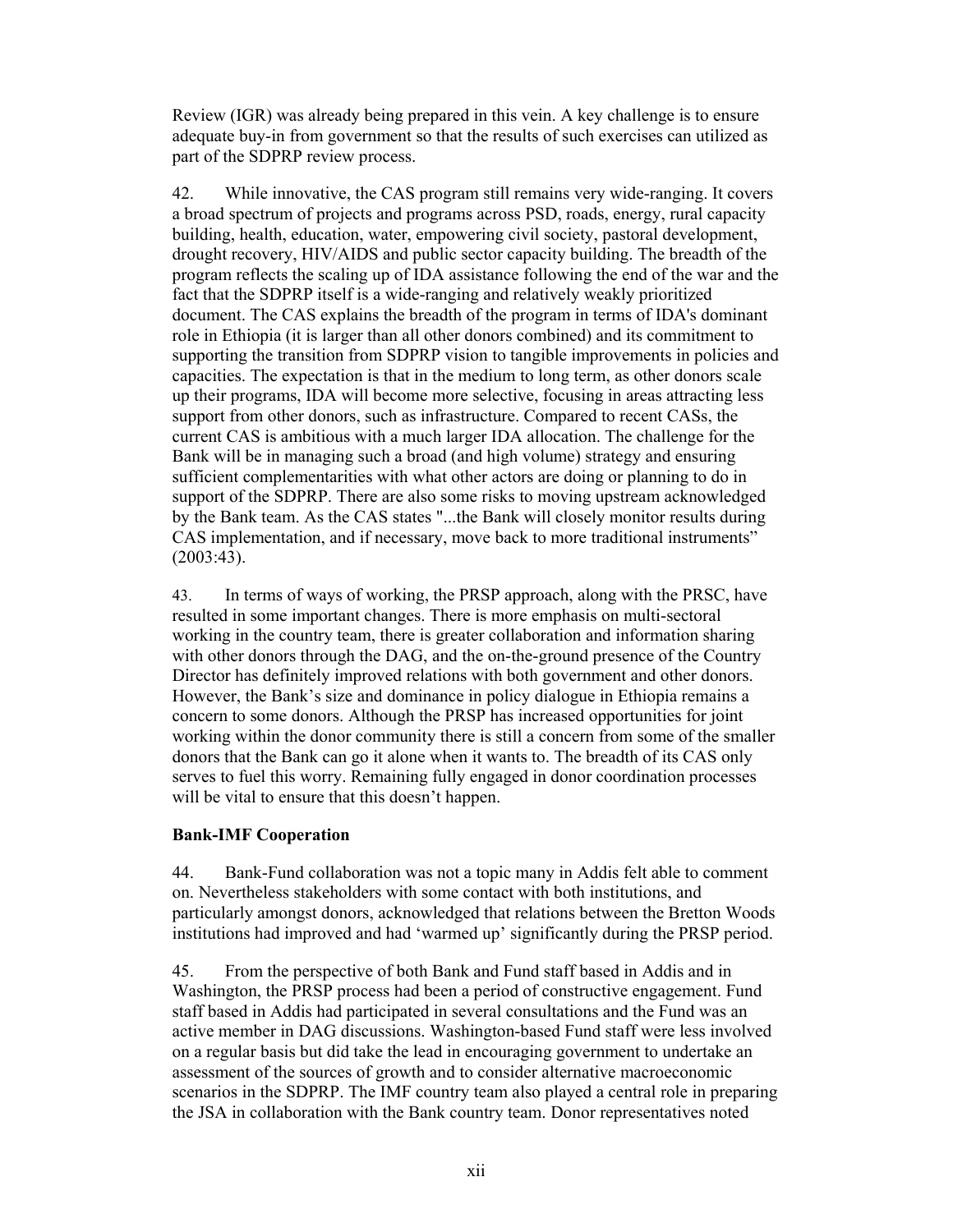Review (IGR) was already being prepared in this vein. A key challenge is to ensure adequate buy-in from government so that the results of such exercises can utilized as part of the SDPRP review process.

42. While innovative, the CAS program still remains very wide-ranging. It covers a broad spectrum of projects and programs across PSD, roads, energy, rural capacity building, health, education, water, empowering civil society, pastoral development, drought recovery, HIV/AIDS and public sector capacity building. The breadth of the program reflects the scaling up of IDA assistance following the end of the war and the fact that the SDPRP itself is a wide-ranging and relatively weakly prioritized document. The CAS explains the breadth of the program in terms of IDA's dominant role in Ethiopia (it is larger than all other donors combined) and its commitment to supporting the transition from SDPRP vision to tangible improvements in policies and capacities. The expectation is that in the medium to long term, as other donors scale up their programs, IDA will become more selective, focusing in areas attracting less support from other donors, such as infrastructure. Compared to recent CASs, the current CAS is ambitious with a much larger IDA allocation. The challenge for the Bank will be in managing such a broad (and high volume) strategy and ensuring sufficient complementarities with what other actors are doing or planning to do in support of the SDPRP. There are also some risks to moving upstream acknowledged by the Bank team. As the CAS states "...the Bank will closely monitor results during CAS implementation, and if necessary, move back to more traditional instruments" (2003:43).

43. In terms of ways of working, the PRSP approach, along with the PRSC, have resulted in some important changes. There is more emphasis on multi-sectoral working in the country team, there is greater collaboration and information sharing with other donors through the DAG, and the on-the-ground presence of the Country Director has definitely improved relations with both government and other donors. However, the Bank's size and dominance in policy dialogue in Ethiopia remains a concern to some donors. Although the PRSP has increased opportunities for joint working within the donor community there is still a concern from some of the smaller donors that the Bank can go it alone when it wants to. The breadth of its CAS only serves to fuel this worry. Remaining fully engaged in donor coordination processes will be vital to ensure that this doesn't happen.

**Bank-IMF Cooperation**

44. Bank-Fund collaboration was not a topic many in Addis felt able to comment on. Nevertheless stakeholders with some contact with both institutions, and particularly amongst donors, acknowledged that relations between the Bretton Woods institutions had improved and had 'warmed up' significantly during the PRSP period.

45. From the perspective of both Bank and Fund staff based in Addis and in Washington, the PRSP process had been a period of constructive engagement. Fund staff based in Addis had participated in several consultations and the Fund was an active member in DAG discussions. Washington-based Fund staff were less involved on a regular basis but did take the lead in encouraging government to undertake an assessment of the sources of growth and to consider alternative macroeconomic scenarios in the SDPRP. The IMF country team also played a central role in preparing the JSA in collaboration with the Bank country team. Donor representatives noted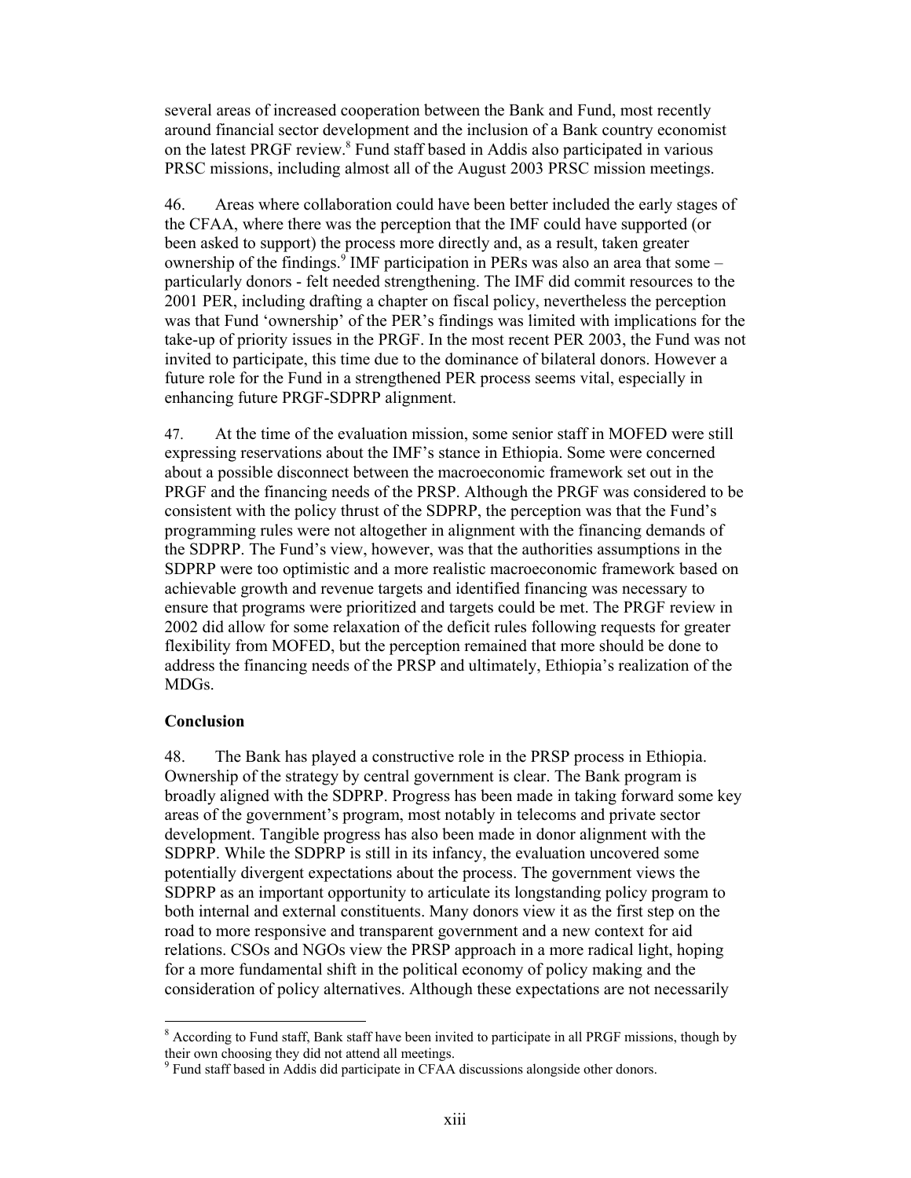several areas of increased cooperation between the Bank and Fund, most recently around financial sector development and the inclusion of a Bank country economist on the latest PRGF review.[8] Fund staff based in Addis also participated in various PRSC missions, including almost all of the August 2003 PRSC mission meetings.

46. Areas where collaboration could have been better included the early stages of the CFAA, where there was the perception that the IMF could have supported (or been asked to support) the process more directly and, as a result, taken greater ownership of the findings.[9] IMF participation in PERs was also an area that some – particularly donors - felt needed strengthening. The IMF did commit resources to the 2001 PER, including drafting a chapter on fiscal policy, nevertheless the perception was that Fund 'ownership' of the PER's findings was limited with implications for the take-up of priority issues in the PRGF. In the most recent PER 2003, the Fund was not invited to participate, this time due to the dominance of bilateral donors. However a future role for the Fund in a strengthened PER process seems vital, especially in enhancing future PRGF-SDPRP alignment.

47. At the time of the evaluation mission, some senior staff in MOFED were still expressing reservations about the IMF's stance in Ethiopia. Some were concerned about a possible disconnect between the macroeconomic framework set out in the PRGF and the financing needs of the PRSP. Although the PRGF was considered to be consistent with the policy thrust of the SDPRP, the perception was that the Fund's programming rules were not altogether in alignment with the financing demands of the SDPRP. The Fund's view, however, was that the authorities assumptions in the SDPRP were too optimistic and a more realistic macroeconomic framework based on achievable growth and revenue targets and identified financing was necessary to ensure that programs were prioritized and targets could be met. The PRGF review in 2002 did allow for some relaxation of the deficit rules following requests for greater flexibility from MOFED, but the perception remained that more should be done to address the financing needs of the PRSP and ultimately, Ethiopia's realization of the MDGs.

**Conclusion**

48. The Bank has played a constructive role in the PRSP process in Ethiopia. Ownership of the strategy by central government is clear. The Bank program is broadly aligned with the SDPRP. Progress has been made in taking forward some key areas of the government's program, most notably in telecoms and private sector development. Tangible progress has also been made in donor alignment with the SDPRP. While the SDPRP is still in its infancy, the evaluation uncovered some potentially divergent expectations about the process. The government views the SDPRP as an important opportunity to articulate its longstanding policy program to both internal and external constituents. Many donors view it as the first step on the road to more responsive and transparent government and a new context for aid relations. CSOs and NGOs view the PRSP approach in a more radical light, hoping for a more fundamental shift in the political economy of policy making and the consideration of policy alternatives. Although these expectations are not necessarily

[8] According to Fund staff, Bank staff have been invited to participate in all PRGF missions, though by their own choosing they did not attend all meetings.

[9] Fund staff based in Addis did participate in CFAA discussions alongside other donors.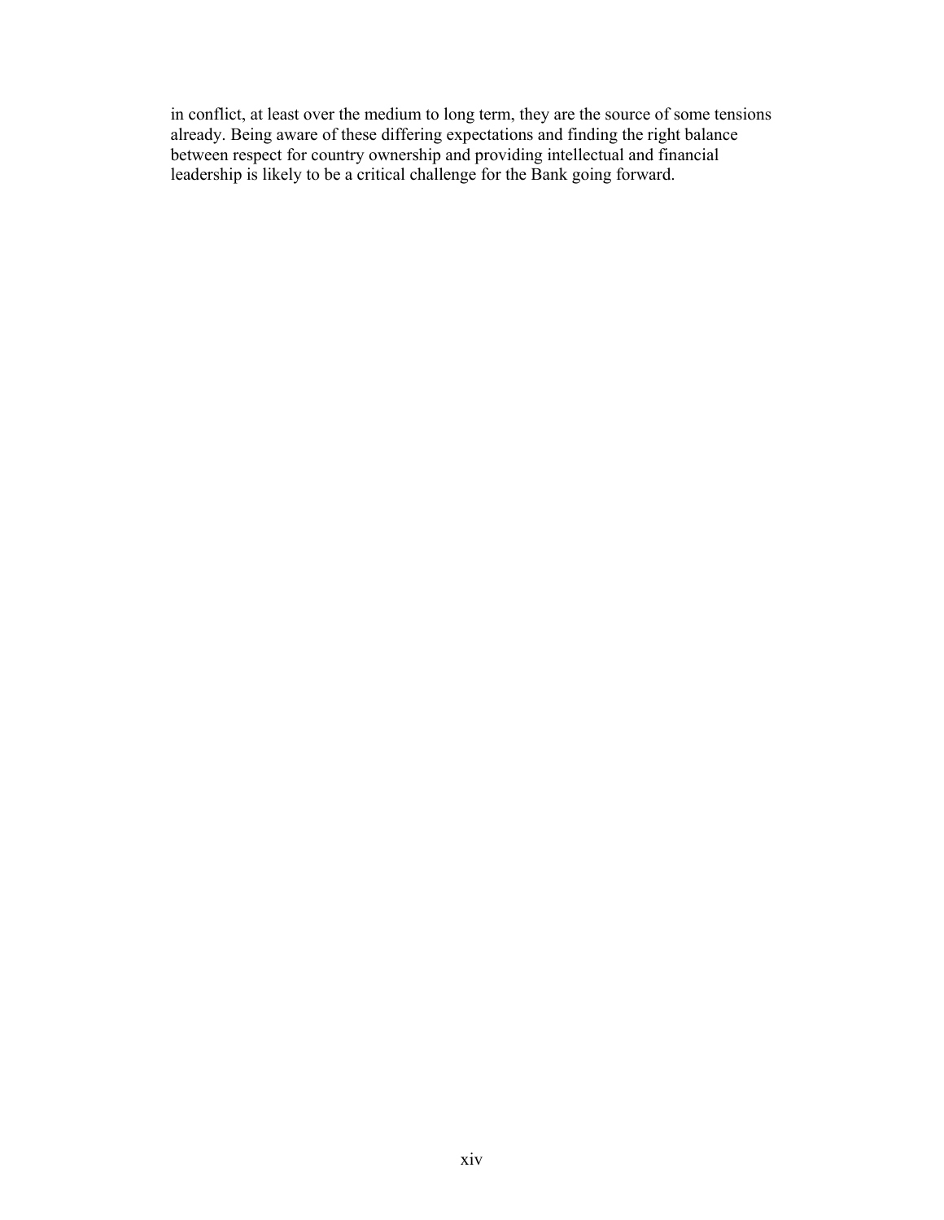in conflict, at least over the medium to long term, they are the source of some tensions already. Being aware of these differing expectations and finding the right balance between respect for country ownership and providing intellectual and financial leadership is likely to be a critical challenge for the Bank going forward.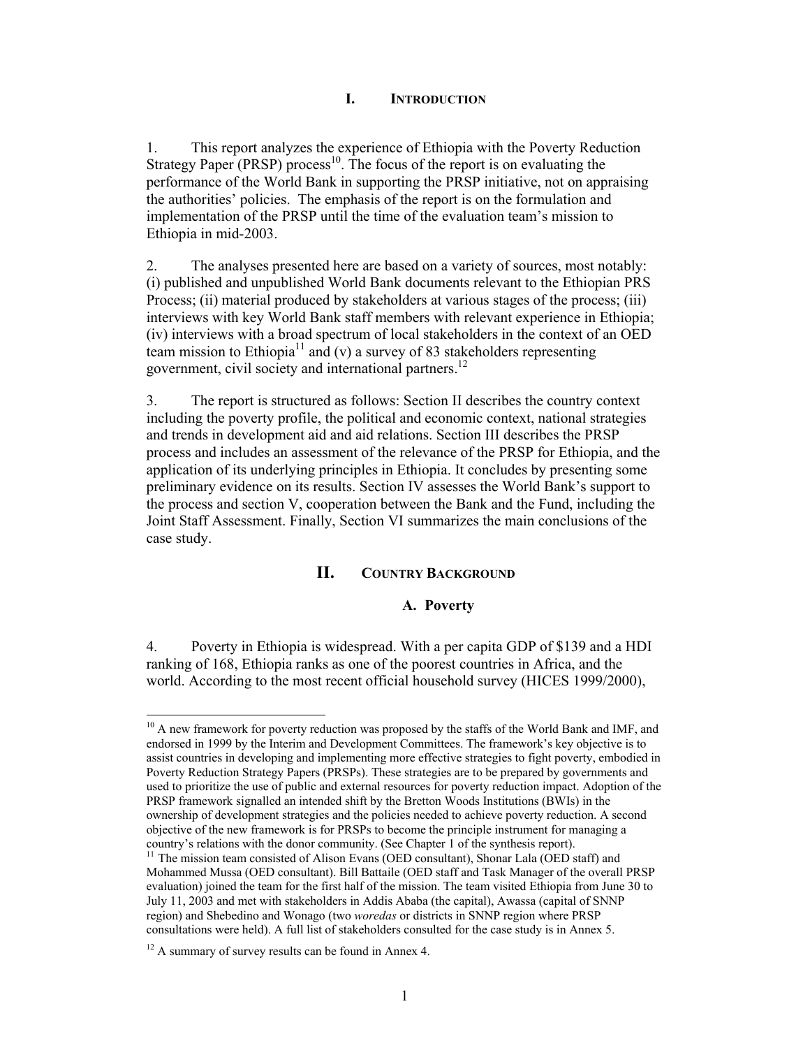# I. INTRODUCTION

1. This report analyzes the experience of Ethiopia with the Poverty Reduction Strategy Paper (PRSP) process[10]. The focus of the report is on evaluating the performance of the World Bank in supporting the PRSP initiative, not on appraising the authorities' policies. The emphasis of the report is on the formulation and implementation of the PRSP until the time of the evaluation team's mission to Ethiopia in mid-2003.

2. The analyses presented here are based on a variety of sources, most notably: (i) published and unpublished World Bank documents relevant to the Ethiopian PRS Process; (ii) material produced by stakeholders at various stages of the process; (iii) interviews with key World Bank staff members with relevant experience in Ethiopia; (iv) interviews with a broad spectrum of local stakeholders in the context of an OED team mission to Ethiopia[11] and (v) a survey of 83 stakeholders representing government, civil society and international partners.[12]

3. The report is structured as follows: Section II describes the country context including the poverty profile, the political and economic context, national strategies and trends in development aid and aid relations. Section III describes the PRSP process and includes an assessment of the relevance of the PRSP for Ethiopia, and the application of its underlying principles in Ethiopia. It concludes by presenting some preliminary evidence on its results. Section IV assesses the World Bank's support to the process and section V, cooperation between the Bank and the Fund, including the Joint Staff Assessment. Finally, Section VI summarizes the main conclusions of the case study.

# II. COUNTRY BACKGROUND

## A. Poverty

4. Poverty in Ethiopia is widespread. With a per capita GDP of $139 and a HDI ranking of 168, Ethiopia ranks as one of the poorest countries in Africa, and the world. According to the most recent official household survey (HICES 1999/2000),

---

[10] A new framework for poverty reduction was proposed by the staffs of the World Bank and IMF, and endorsed in 1999 by the Interim and Development Committees. The framework's key objective is to assist countries in developing and implementing more effective strategies to fight poverty, embodied in Poverty Reduction Strategy Papers (PRSPs). These strategies are to be prepared by governments and used to prioritize the use of public and external resources for poverty reduction impact. Adoption of the PRSP framework signalled an intended shift by the Bretton Woods Institutions (BWIs) in the ownership of development strategies and the policies needed to achieve poverty reduction. A second objective of the new framework is for PRSPs to become the principle instrument for managing a country's relations with the donor community. (See Chapter 1 of the synthesis report).

[11] The mission team consisted of Alison Evans (OED consultant), Shonar Lala (OED staff) and Mohammed Mussa (OED consultant). Bill Battaile (OED staff and Task Manager of the overall PRSP evaluation) joined the team for the first half of the mission. The team visited Ethiopia from June 30 to July 11, 2003 and met with stakeholders in Addis Ababa (the capital), Awassa (capital of SNNP region) and Shebedino and Wonago (two *woredas* or districts in SNNP region where PRSP consultations were held). A full list of stakeholders consulted for the case study is in Annex 5.

[12] A summary of survey results can be found in Annex 4.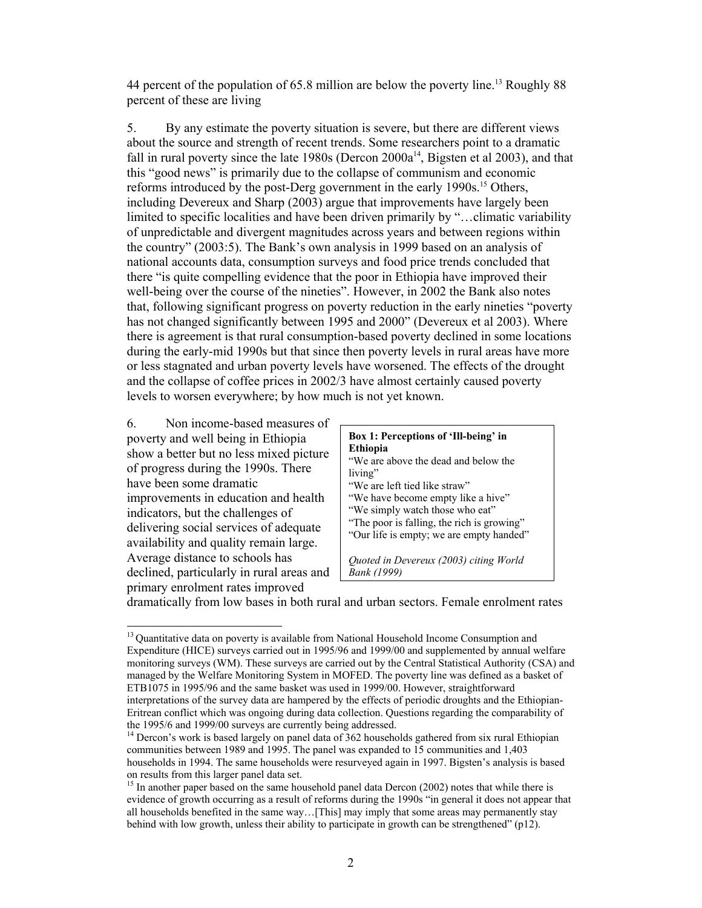44 percent of the population of 65.8 million are below the poverty line.[13] Roughly 88 percent of these are living

5. By any estimate the poverty situation is severe, but there are different views about the source and strength of recent trends. Some researchers point to a dramatic fall in rural poverty since the late 1980s (Dercon 2000a[14], Bigsten et al 2003), and that this "good news" is primarily due to the collapse of communism and economic reforms introduced by the post-Derg government in the early 1990s.[15] Others, including Devereux and Sharp (2003) argue that improvements have largely been limited to specific localities and have been driven primarily by "…climatic variability of unpredictable and divergent magnitudes across years and between regions within the country" (2003:5). The Bank's own analysis in 1999 based on an analysis of national accounts data, consumption surveys and food price trends concluded that there "is quite compelling evidence that the poor in Ethiopia have improved their well-being over the course of the nineties". However, in 2002 the Bank also notes that, following significant progress on poverty reduction in the early nineties "poverty has not changed significantly between 1995 and 2000" (Devereux et al 2003). Where there is agreement is that rural consumption-based poverty declined in some locations during the early-mid 1990s but that since then poverty levels in rural areas have more or less stagnated and urban poverty levels have worsened. The effects of the drought and the collapse of coffee prices in 2002/3 have almost certainly caused poverty levels to worsen everywhere; by how much is not yet known.

6. Non income-based measures of poverty and well being in Ethiopia show a better but no less mixed picture of progress during the 1990s. There have been some dramatic improvements in education and health indicators, but the challenges of delivering social services of adequate availability and quality remain large. Average distance to schools has declined, particularly in rural areas and primary enrolment rates improved dramatically from low bases in both rural and urban sectors. Female enrolment rates

> **Box 1: Perceptions of 'Ill-being' in Ethiopia**
>
> "We are above the dead and below the living"
> "We are left tied like straw"
> "We have become empty like a hive"
> "We simply watch those who eat"
> "The poor is falling, the rich is growing"
> "Our life is empty; we are empty handed"
>
> *Quoted in Devereux (2003) citing World Bank (1999)*

---

[13] Quantitative data on poverty is available from National Household Income Consumption and Expenditure (HICE) surveys carried out in 1995/96 and 1999/00 and supplemented by annual welfare monitoring surveys (WM). These surveys are carried out by the Central Statistical Authority (CSA) and managed by the Welfare Monitoring System in MOFED. The poverty line was defined as a basket of ETB1075 in 1995/96 and the same basket was used in 1999/00. However, straightforward interpretations of the survey data are hampered by the effects of periodic droughts and the Ethiopian-Eritrean conflict which was ongoing during data collection. Questions regarding the comparability of the 1995/6 and 1999/00 surveys are currently being addressed.

[14] Dercon's work is based largely on panel data of 362 households gathered from six rural Ethiopian communities between 1989 and 1995. The panel was expanded to 15 communities and 1,403 households in 1994. The same households were resurveyed again in 1997. Bigsten's analysis is based on results from this larger panel data set.

[15] In another paper based on the same household panel data Dercon (2002) notes that while there is evidence of growth occurring as a result of reforms during the 1990s "in general it does not appear that all households benefited in the same way…[This] may imply that some areas may permanently stay behind with low growth, unless their ability to participate in growth can be strengthened" (p12).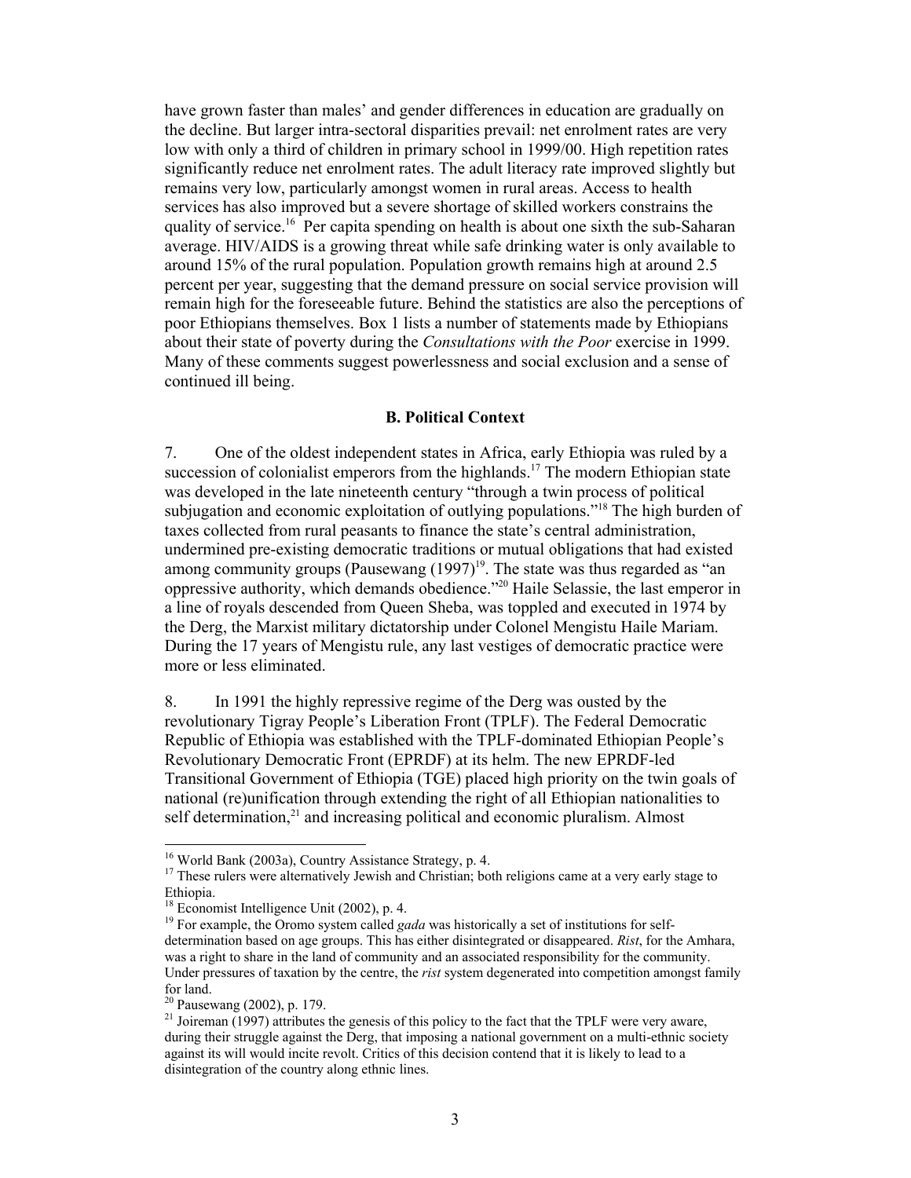have grown faster than males' and gender differences in education are gradually on the decline. But larger intra-sectoral disparities prevail: net enrolment rates are very low with only a third of children in primary school in 1999/00. High repetition rates significantly reduce net enrolment rates. The adult literacy rate improved slightly but remains very low, particularly amongst women in rural areas. Access to health services has also improved but a severe shortage of skilled workers constrains the quality of service.[16] Per capita spending on health is about one sixth the sub-Saharan average. HIV/AIDS is a growing threat while safe drinking water is only available to around 15% of the rural population. Population growth remains high at around 2.5 percent per year, suggesting that the demand pressure on social service provision will remain high for the foreseeable future. Behind the statistics are also the perceptions of poor Ethiopians themselves. Box 1 lists a number of statements made by Ethiopians about their state of poverty during the *Consultations with the Poor* exercise in 1999. Many of these comments suggest powerlessness and social exclusion and a sense of continued ill being.

### B. Political Context

7. One of the oldest independent states in Africa, early Ethiopia was ruled by a succession of colonialist emperors from the highlands.[17] The modern Ethiopian state was developed in the late nineteenth century "through a twin process of political subjugation and economic exploitation of outlying populations."[18] The high burden of taxes collected from rural peasants to finance the state's central administration, undermined pre-existing democratic traditions or mutual obligations that had existed among community groups (Pausewang (1997)[19]. The state was thus regarded as "an oppressive authority, which demands obedience."[20] Haile Selassie, the last emperor in a line of royals descended from Queen Sheba, was toppled and executed in 1974 by the Derg, the Marxist military dictatorship under Colonel Mengistu Haile Mariam. During the 17 years of Mengistu rule, any last vestiges of democratic practice were more or less eliminated.

8. In 1991 the highly repressive regime of the Derg was ousted by the revolutionary Tigray People's Liberation Front (TPLF). The Federal Democratic Republic of Ethiopia was established with the TPLF-dominated Ethiopian People's Revolutionary Democratic Front (EPRDF) at its helm. The new EPRDF-led Transitional Government of Ethiopia (TGE) placed high priority on the twin goals of national (re)unification through extending the right of all Ethiopian nationalities to self determination,[21] and increasing political and economic pluralism. Almost

---

[16] World Bank (2003a), Country Assistance Strategy, p. 4.

[17] These rulers were alternatively Jewish and Christian; both religions came at a very early stage to Ethiopia.

[18] Economist Intelligence Unit (2002), p. 4.

[19] For example, the Oromo system called *gada* was historically a set of institutions for self-determination based on age groups. This has either disintegrated or disappeared. *Rist*, for the Amhara, was a right to share in the land of community and an associated responsibility for the community. Under pressures of taxation by the centre, the *rist* system degenerated into competition amongst family for land.

[20] Pausewang (2002), p. 179.

[21] Joireman (1997) attributes the genesis of this policy to the fact that the TPLF were very aware, during their struggle against the Derg, that imposing a national government on a multi-ethnic society against its will would incite revolt. Critics of this decision contend that it is likely to lead to a disintegration of the country along ethnic lines.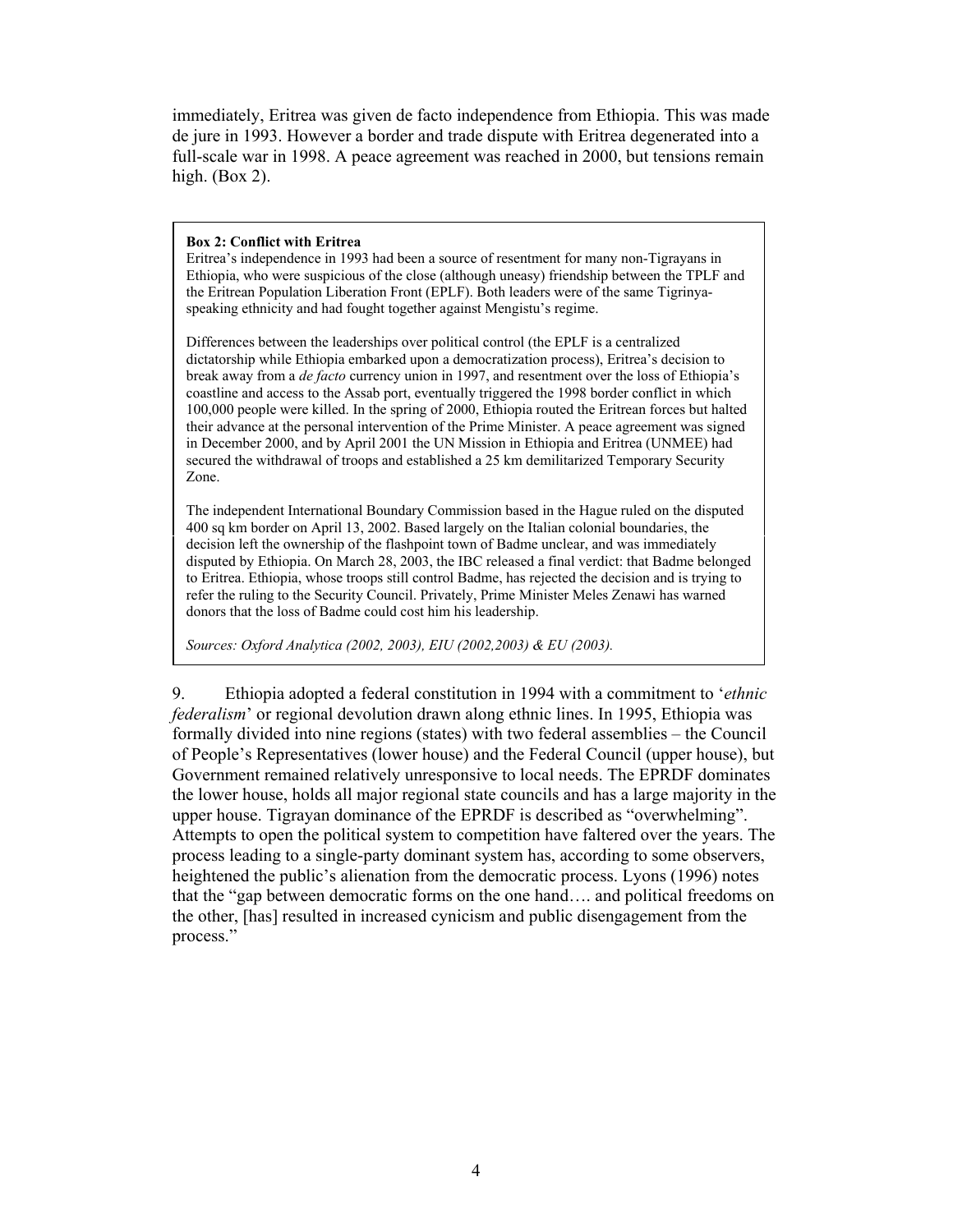immediately, Eritrea was given de facto independence from Ethiopia. This was made de jure in 1993. However a border and trade dispute with Eritrea degenerated into a full-scale war in 1998. A peace agreement was reached in 2000, but tensions remain high. (Box 2).

> **Box 2: Conflict with Eritrea**
>
> Eritrea's independence in 1993 had been a source of resentment for many non-Tigrayans in Ethiopia, who were suspicious of the close (although uneasy) friendship between the TPLF and the Eritrean Population Liberation Front (EPLF). Both leaders were of the same Tigrinya-speaking ethnicity and had fought together against Mengistu's regime.
>
> Differences between the leaderships over political control (the EPLF is a centralized dictatorship while Ethiopia embarked upon a democratization process), Eritrea's decision to break away from a *de facto* currency union in 1997, and resentment over the loss of Ethiopia's coastline and access to the Assab port, eventually triggered the 1998 border conflict in which 100,000 people were killed. In the spring of 2000, Ethiopia routed the Eritrean forces but halted their advance at the personal intervention of the Prime Minister. A peace agreement was signed in December 2000, and by April 2001 the UN Mission in Ethiopia and Eritrea (UNMEE) had secured the withdrawal of troops and established a 25 km demilitarized Temporary Security Zone.
>
> The independent International Boundary Commission based in the Hague ruled on the disputed 400 sq km border on April 13, 2002. Based largely on the Italian colonial boundaries, the decision left the ownership of the flashpoint town of Badme unclear, and was immediately disputed by Ethiopia. On March 28, 2003, the IBC released a final verdict: that Badme belonged to Eritrea. Ethiopia, whose troops still control Badme, has rejected the decision and is trying to refer the ruling to the Security Council. Privately, Prime Minister Meles Zenawi has warned donors that the loss of Badme could cost him his leadership.
>
> *Sources: Oxford Analytica (2002, 2003), EIU (2002,2003) & EU (2003).*

9. Ethiopia adopted a federal constitution in 1994 with a commitment to '*ethnic federalism*' or regional devolution drawn along ethnic lines. In 1995, Ethiopia was formally divided into nine regions (states) with two federal assemblies – the Council of People's Representatives (lower house) and the Federal Council (upper house), but Government remained relatively unresponsive to local needs. The EPRDF dominates the lower house, holds all major regional state councils and has a large majority in the upper house. Tigrayan dominance of the EPRDF is described as "overwhelming". Attempts to open the political system to competition have faltered over the years. The process leading to a single-party dominant system has, according to some observers, heightened the public's alienation from the democratic process. Lyons (1996) notes that the "gap between democratic forms on the one hand…. and political freedoms on the other, [has] resulted in increased cynicism and public disengagement from the process."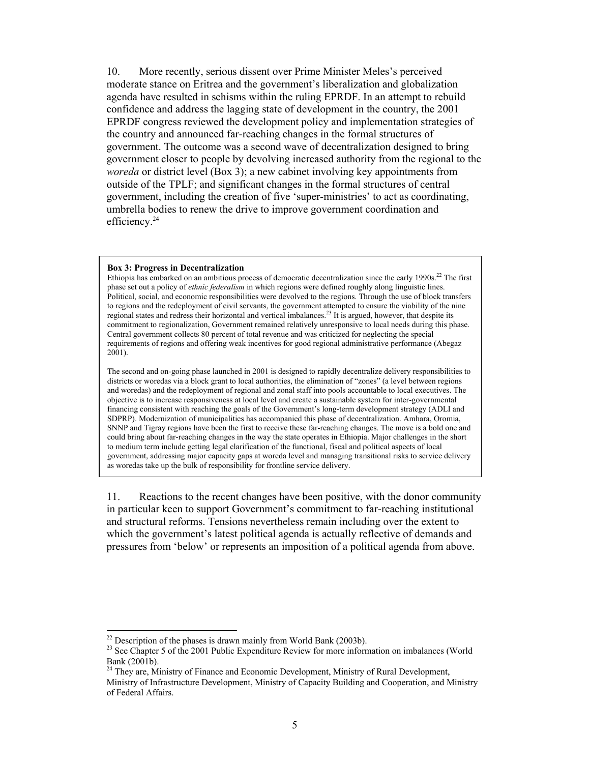10. More recently, serious dissent over Prime Minister Meles's perceived moderate stance on Eritrea and the government's liberalization and globalization agenda have resulted in schisms within the ruling EPRDF. In an attempt to rebuild confidence and address the lagging state of development in the country, the 2001 EPRDF congress reviewed the development policy and implementation strategies of the country and announced far-reaching changes in the formal structures of government. The outcome was a second wave of decentralization designed to bring government closer to people by devolving increased authority from the regional to the *woreda* or district level (Box 3); a new cabinet involving key appointments from outside of the TPLF; and significant changes in the formal structures of central government, including the creation of five 'super-ministries' to act as coordinating, umbrella bodies to renew the drive to improve government coordination and efficiency.[24]

> **Box 3: Progress in Decentralization**
>
> Ethiopia has embarked on an ambitious process of democratic decentralization since the early 1990s.[22] The first phase set out a policy of *ethnic federalism* in which regions were defined roughly along linguistic lines. Political, social, and economic responsibilities were devolved to the regions. Through the use of block transfers to regions and the redeployment of civil servants, the government attempted to ensure the viability of the nine regional states and redress their horizontal and vertical imbalances.[23] It is argued, however, that despite its commitment to regionalization, Government remained relatively unresponsive to local needs during this phase. Central government collects 80 percent of total revenue and was criticized for neglecting the special requirements of regions and offering weak incentives for good regional administrative performance (Abegaz 2001).
>
> The second and on-going phase launched in 2001 is designed to rapidly decentralize delivery responsibilities to districts or woredas via a block grant to local authorities, the elimination of "zones" (a level between regions and woredas) and the redeployment of regional and zonal staff into pools accountable to local executives. The objective is to increase responsiveness at local level and create a sustainable system for inter-governmental financing consistent with reaching the goals of the Government's long-term development strategy (ADLI and SDPRP). Modernization of municipalities has accompanied this phase of decentralization. Amhara, Oromia, SNNP and Tigray regions have been the first to receive these far-reaching changes. The move is a bold one and could bring about far-reaching changes in the way the state operates in Ethiopia. Major challenges in the short to medium term include getting legal clarification of the functional, fiscal and political aspects of local government, addressing major capacity gaps at woreda level and managing transitional risks to service delivery as woredas take up the bulk of responsibility for frontline service delivery.

11. Reactions to the recent changes have been positive, with the donor community in particular keen to support Government's commitment to far-reaching institutional and structural reforms. Tensions nevertheless remain including over the extent to which the government's latest political agenda is actually reflective of demands and pressures from 'below' or represents an imposition of a political agenda from above.

---

[22] Description of the phases is drawn mainly from World Bank (2003b).

[23] See Chapter 5 of the 2001 Public Expenditure Review for more information on imbalances (World Bank (2001b).

[24] They are, Ministry of Finance and Economic Development, Ministry of Rural Development, Ministry of Infrastructure Development, Ministry of Capacity Building and Cooperation, and Ministry of Federal Affairs.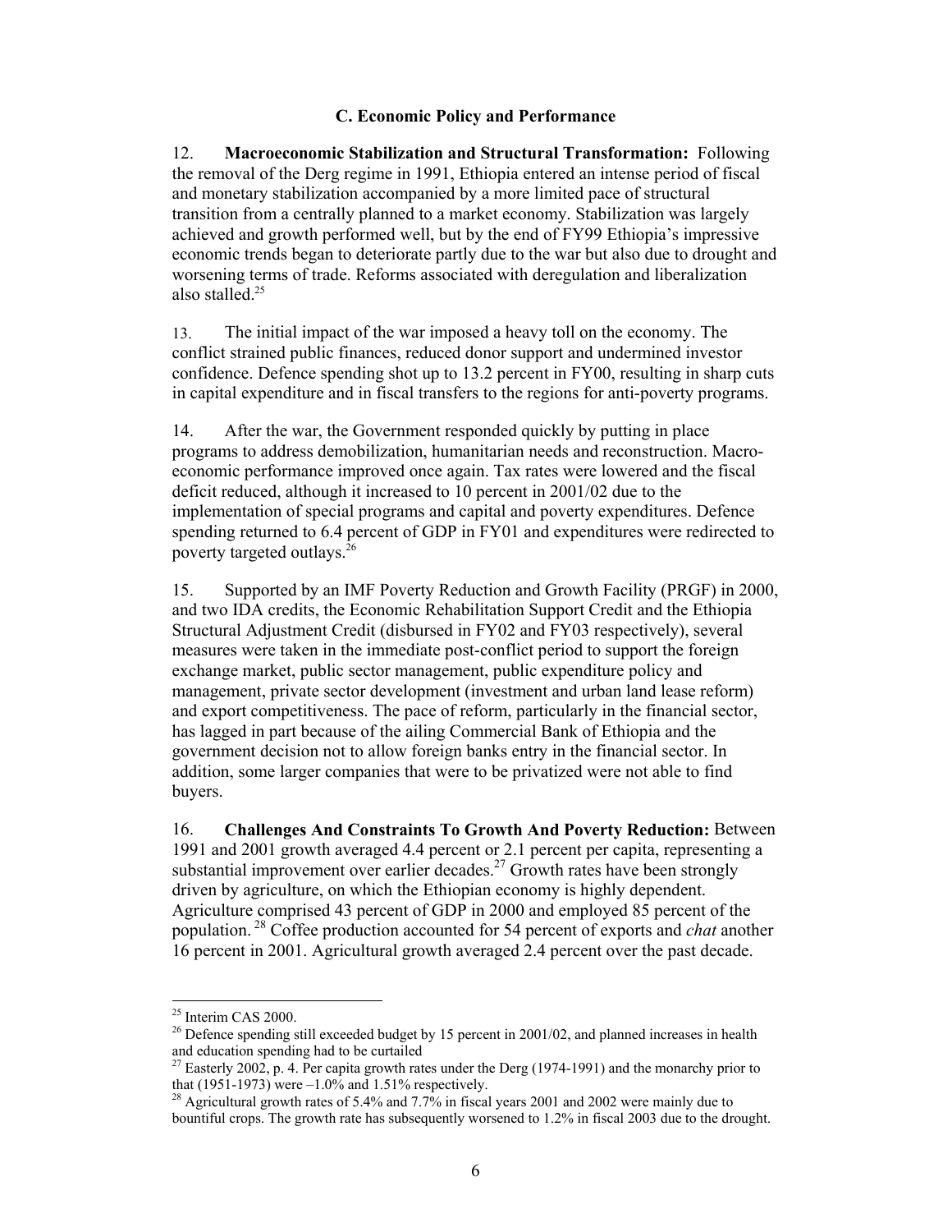### C. Economic Policy and Performance

12. **Macroeconomic Stabilization and Structural Transformation:** Following the removal of the Derg regime in 1991, Ethiopia entered an intense period of fiscal and monetary stabilization accompanied by a more limited pace of structural transition from a centrally planned to a market economy. Stabilization was largely achieved and growth performed well, but by the end of FY99 Ethiopia's impressive economic trends began to deteriorate partly due to the war but also due to drought and worsening terms of trade. Reforms associated with deregulation and liberalization also stalled.[25]

13. The initial impact of the war imposed a heavy toll on the economy. The conflict strained public finances, reduced donor support and undermined investor confidence. Defence spending shot up to 13.2 percent in FY00, resulting in sharp cuts in capital expenditure and in fiscal transfers to the regions for anti-poverty programs.

14. After the war, the Government responded quickly by putting in place programs to address demobilization, humanitarian needs and reconstruction. Macro-economic performance improved once again. Tax rates were lowered and the fiscal deficit reduced, although it increased to 10 percent in 2001/02 due to the implementation of special programs and capital and poverty expenditures. Defence spending returned to 6.4 percent of GDP in FY01 and expenditures were redirected to poverty targeted outlays.[26]

15. Supported by an IMF Poverty Reduction and Growth Facility (PRGF) in 2000, and two IDA credits, the Economic Rehabilitation Support Credit and the Ethiopia Structural Adjustment Credit (disbursed in FY02 and FY03 respectively), several measures were taken in the immediate post-conflict period to support the foreign exchange market, public sector management, public expenditure policy and management, private sector development (investment and urban land lease reform) and export competitiveness. The pace of reform, particularly in the financial sector, has lagged in part because of the ailing Commercial Bank of Ethiopia and the government decision not to allow foreign banks entry in the financial sector. In addition, some larger companies that were to be privatized were not able to find buyers.

16. **Challenges And Constraints To Growth And Poverty Reduction:** Between 1991 and 2001 growth averaged 4.4 percent or 2.1 percent per capita, representing a substantial improvement over earlier decades.[27] Growth rates have been strongly driven by agriculture, on which the Ethiopian economy is highly dependent. Agriculture comprised 43 percent of GDP in 2000 and employed 85 percent of the population.[28] Coffee production accounted for 54 percent of exports and *chat* another 16 percent in 2001. Agricultural growth averaged 2.4 percent over the past decade.

---

[25] Interim CAS 2000.

[26] Defence spending still exceeded budget by 15 percent in 2001/02, and planned increases in health and education spending had to be curtailed

[27] Easterly 2002, p. 4. Per capita growth rates under the Derg (1974-1991) and the monarchy prior to that (1951-1973) were –1.0% and 1.51% respectively.

[28] Agricultural growth rates of 5.4% and 7.7% in fiscal years 2001 and 2002 were mainly due to bountiful crops. The growth rate has subsequently worsened to 1.2% in fiscal 2003 due to the drought.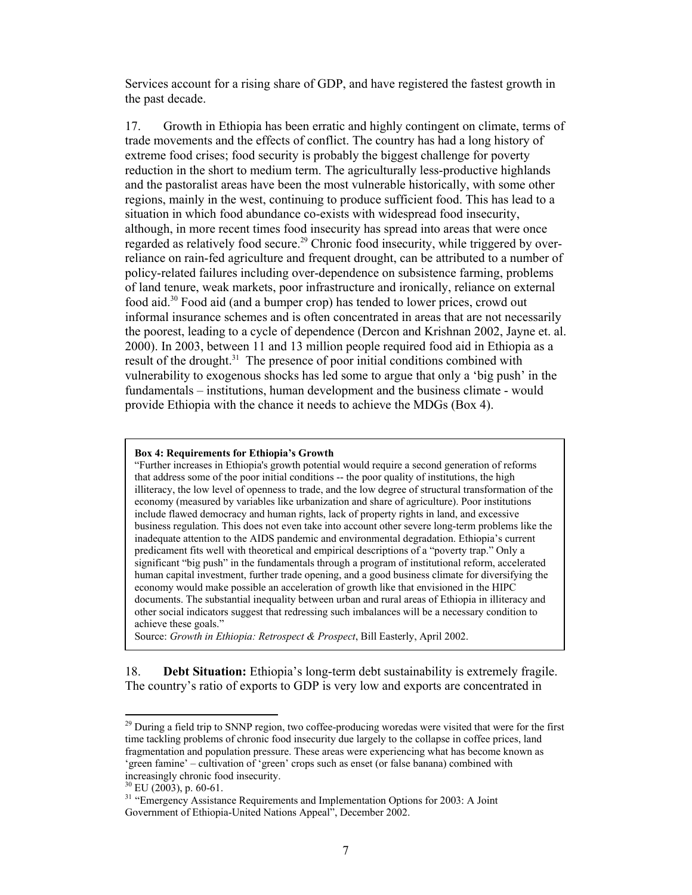Services account for a rising share of GDP, and have registered the fastest growth in the past decade.

17. Growth in Ethiopia has been erratic and highly contingent on climate, terms of trade movements and the effects of conflict. The country has had a long history of extreme food crises; food security is probably the biggest challenge for poverty reduction in the short to medium term. The agriculturally less-productive highlands and the pastoralist areas have been the most vulnerable historically, with some other regions, mainly in the west, continuing to produce sufficient food. This has lead to a situation in which food abundance co-exists with widespread food insecurity, although, in more recent times food insecurity has spread into areas that were once regarded as relatively food secure.[29] Chronic food insecurity, while triggered by over-reliance on rain-fed agriculture and frequent drought, can be attributed to a number of policy-related failures including over-dependence on subsistence farming, problems of land tenure, weak markets, poor infrastructure and ironically, reliance on external food aid.[30] Food aid (and a bumper crop) has tended to lower prices, crowd out informal insurance schemes and is often concentrated in areas that are not necessarily the poorest, leading to a cycle of dependence (Dercon and Krishnan 2002, Jayne et. al. 2000). In 2003, between 11 and 13 million people required food aid in Ethiopia as a result of the drought.[31] The presence of poor initial conditions combined with vulnerability to exogenous shocks has led some to argue that only a 'big push' in the fundamentals – institutions, human development and the business climate - would provide Ethiopia with the chance it needs to achieve the MDGs (Box 4).

> **Box 4: Requirements for Ethiopia's Growth**
>
> "Further increases in Ethiopia's growth potential would require a second generation of reforms that address some of the poor initial conditions -- the poor quality of institutions, the high illiteracy, the low level of openness to trade, and the low degree of structural transformation of the economy (measured by variables like urbanization and share of agriculture). Poor institutions include flawed democracy and human rights, lack of property rights in land, and excessive business regulation. This does not even take into account other severe long-term problems like the inadequate attention to the AIDS pandemic and environmental degradation. Ethiopia's current predicament fits well with theoretical and empirical descriptions of a "poverty trap." Only a significant "big push" in the fundamentals through a program of institutional reform, accelerated human capital investment, further trade opening, and a good business climate for diversifying the economy would make possible an acceleration of growth like that envisioned in the HIPC documents. The substantial inequality between urban and rural areas of Ethiopia in illiteracy and other social indicators suggest that redressing such imbalances will be a necessary condition to achieve these goals."
>
> Source: *Growth in Ethiopia: Retrospect & Prospect*, Bill Easterly, April 2002.

18. **Debt Situation:** Ethiopia's long-term debt sustainability is extremely fragile. The country's ratio of exports to GDP is very low and exports are concentrated in

---

[29] During a field trip to SNNP region, two coffee-producing woredas were visited that were for the first time tackling problems of chronic food insecurity due largely to the collapse in coffee prices, land fragmentation and population pressure. These areas were experiencing what has become known as 'green famine' – cultivation of 'green' crops such as enset (or false banana) combined with increasingly chronic food insecurity.

[30] EU (2003), p. 60-61.

[31] "Emergency Assistance Requirements and Implementation Options for 2003: A Joint Government of Ethiopia-United Nations Appeal", December 2002.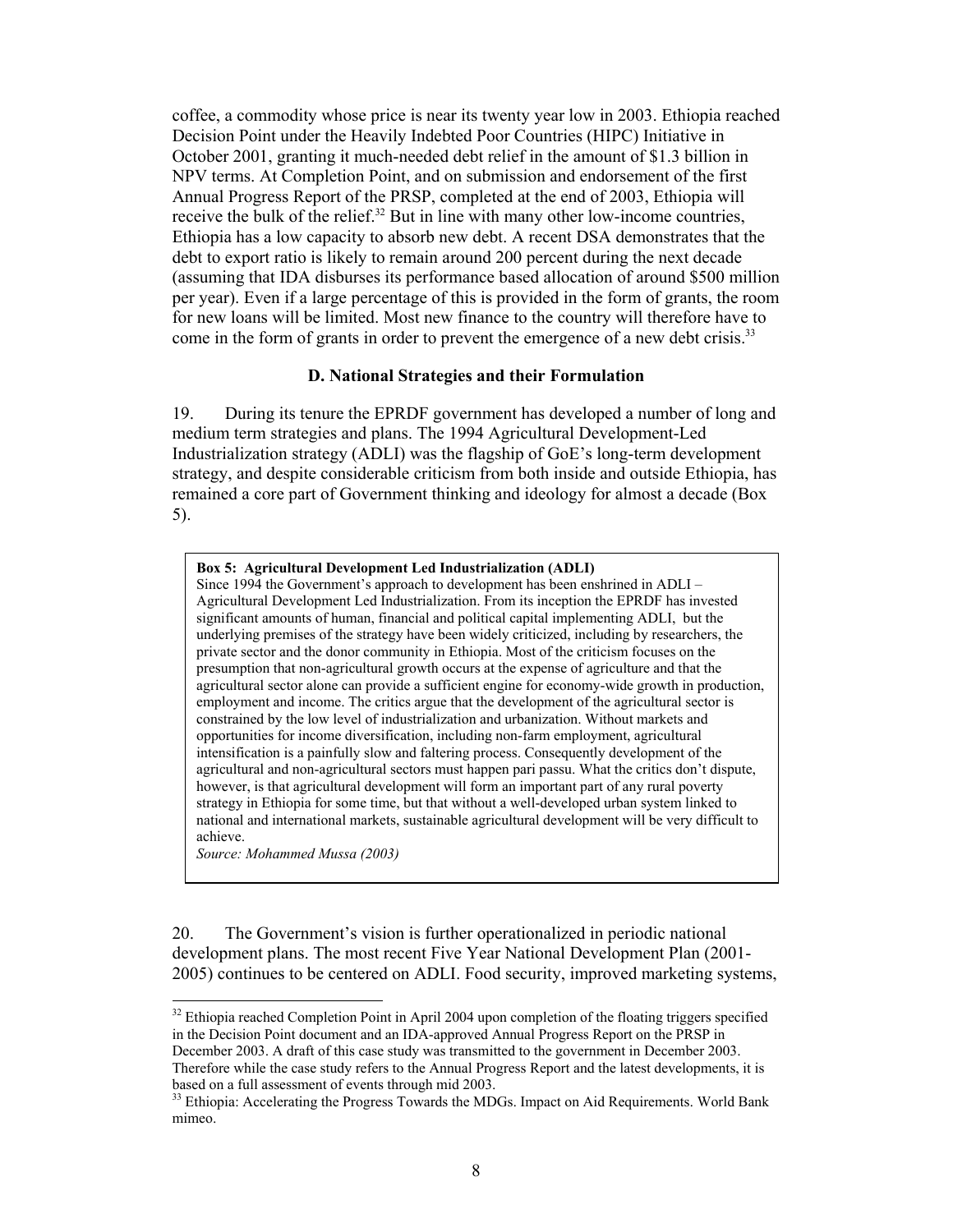coffee, a commodity whose price is near its twenty year low in 2003. Ethiopia reached Decision Point under the Heavily Indebted Poor Countries (HIPC) Initiative in October 2001, granting it much-needed debt relief in the amount of $1.3 billion in NPV terms. At Completion Point, and on submission and endorsement of the first Annual Progress Report of the PRSP, completed at the end of 2003, Ethiopia will receive the bulk of the relief.[32] But in line with many other low-income countries, Ethiopia has a low capacity to absorb new debt. A recent DSA demonstrates that the debt to export ratio is likely to remain around 200 percent during the next decade (assuming that IDA disburses its performance based allocation of around $500 million per year). Even if a large percentage of this is provided in the form of grants, the room for new loans will be limited. Most new finance to the country will therefore have to come in the form of grants in order to prevent the emergence of a new debt crisis.[33]

### D. National Strategies and their Formulation

19. During its tenure the EPRDF government has developed a number of long and medium term strategies and plans. The 1994 Agricultural Development-Led Industrialization strategy (ADLI) was the flagship of GoE's long-term development strategy, and despite considerable criticism from both inside and outside Ethiopia, has remained a core part of Government thinking and ideology for almost a decade (Box 5).

> **Box 5: Agricultural Development Led Industrialization (ADLI)**
> Since 1994 the Government's approach to development has been enshrined in ADLI – Agricultural Development Led Industrialization. From its inception the EPRDF has invested significant amounts of human, financial and political capital implementing ADLI, but the underlying premises of the strategy have been widely criticized, including by researchers, the private sector and the donor community in Ethiopia. Most of the criticism focuses on the presumption that non-agricultural growth occurs at the expense of agriculture and that the agricultural sector alone can provide a sufficient engine for economy-wide growth in production, employment and income. The critics argue that the development of the agricultural sector is constrained by the low level of industrialization and urbanization. Without markets and opportunities for income diversification, including non-farm employment, agricultural intensification is a painfully slow and faltering process. Consequently development of the agricultural and non-agricultural sectors must happen pari passu. What the critics don't dispute, however, is that agricultural development will form an important part of any rural poverty strategy in Ethiopia for some time, but that without a well-developed urban system linked to national and international markets, sustainable agricultural development will be very difficult to achieve.
> *Source: Mohammed Mussa (2003)*

20. The Government's vision is further operationalized in periodic national development plans. The most recent Five Year National Development Plan (2001-2005) continues to be centered on ADLI. Food security, improved marketing systems,

---

[32] Ethiopia reached Completion Point in April 2004 upon completion of the floating triggers specified in the Decision Point document and an IDA-approved Annual Progress Report on the PRSP in December 2003. A draft of this case study was transmitted to the government in December 2003. Therefore while the case study refers to the Annual Progress Report and the latest developments, it is based on a full assessment of events through mid 2003.

[33] Ethiopia: Accelerating the Progress Towards the MDGs. Impact on Aid Requirements. World Bank mimeo.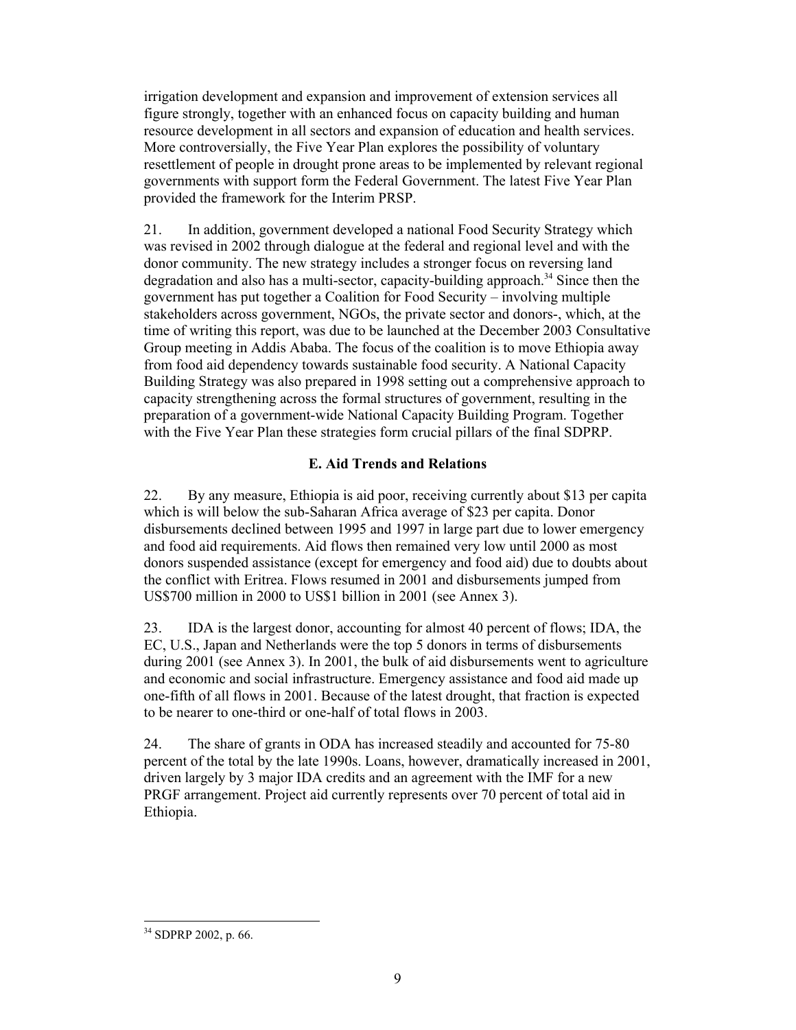irrigation development and expansion and improvement of extension services all figure strongly, together with an enhanced focus on capacity building and human resource development in all sectors and expansion of education and health services. More controversially, the Five Year Plan explores the possibility of voluntary resettlement of people in drought prone areas to be implemented by relevant regional governments with support form the Federal Government. The latest Five Year Plan provided the framework for the Interim PRSP.

21. In addition, government developed a national Food Security Strategy which was revised in 2002 through dialogue at the federal and regional level and with the donor community. The new strategy includes a stronger focus on reversing land degradation and also has a multi-sector, capacity-building approach.[34] Since then the government has put together a Coalition for Food Security – involving multiple stakeholders across government, NGOs, the private sector and donors-, which, at the time of writing this report, was due to be launched at the December 2003 Consultative Group meeting in Addis Ababa. The focus of the coalition is to move Ethiopia away from food aid dependency towards sustainable food security. A National Capacity Building Strategy was also prepared in 1998 setting out a comprehensive approach to capacity strengthening across the formal structures of government, resulting in the preparation of a government-wide National Capacity Building Program. Together with the Five Year Plan these strategies form crucial pillars of the final SDPRP.

### E. Aid Trends and Relations

22. By any measure, Ethiopia is aid poor, receiving currently about $13 per capita which is will below the sub-Saharan Africa average of $23 per capita. Donor disbursements declined between 1995 and 1997 in large part due to lower emergency and food aid requirements. Aid flows then remained very low until 2000 as most donors suspended assistance (except for emergency and food aid) due to doubts about the conflict with Eritrea. Flows resumed in 2001 and disbursements jumped from US$700 million in 2000 to US$1 billion in 2001 (see Annex 3).

23. IDA is the largest donor, accounting for almost 40 percent of flows; IDA, the EC, U.S., Japan and Netherlands were the top 5 donors in terms of disbursements during 2001 (see Annex 3). In 2001, the bulk of aid disbursements went to agriculture and economic and social infrastructure. Emergency assistance and food aid made up one-fifth of all flows in 2001. Because of the latest drought, that fraction is expected to be nearer to one-third or one-half of total flows in 2003.

24. The share of grants in ODA has increased steadily and accounted for 75-80 percent of the total by the late 1990s. Loans, however, dramatically increased in 2001, driven largely by 3 major IDA credits and an agreement with the IMF for a new PRGF arrangement. Project aid currently represents over 70 percent of total aid in Ethiopia.

---

[34] SDPRP 2002, p. 66.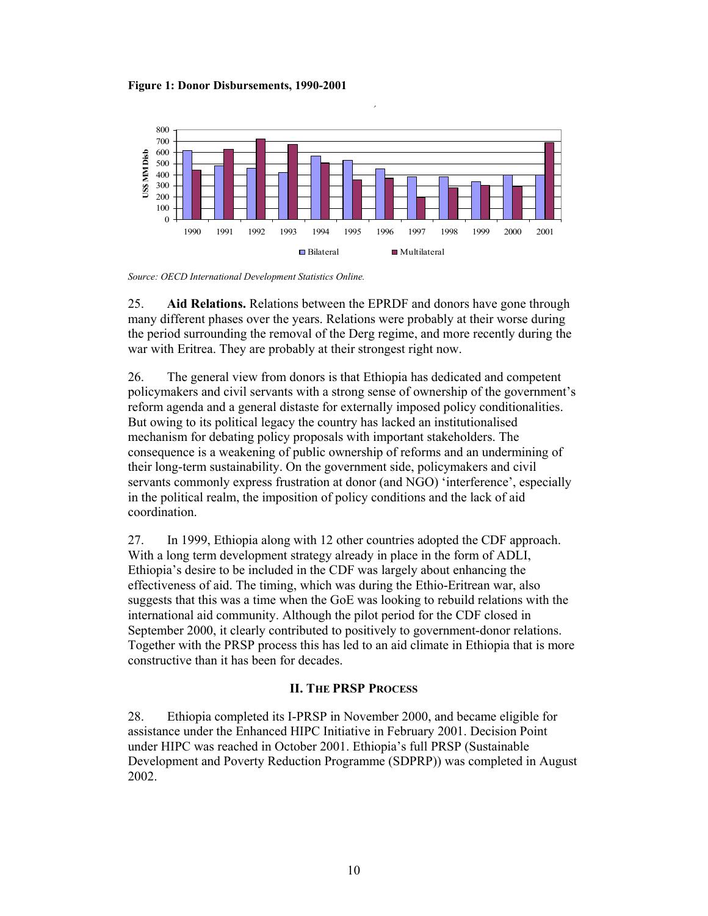**Figure 1: Donor Disbursements, 1990-2001**

*Source: OECD International Development Statistics Online.*

25. **Aid Relations.** Relations between the EPRDF and donors have gone through many different phases over the years. Relations were probably at their worse during the period surrounding the removal of the Derg regime, and more recently during the war with Eritrea. They are probably at their strongest right now.

26. The general view from donors is that Ethiopia has dedicated and competent policymakers and civil servants with a strong sense of ownership of the government's reform agenda and a general distaste for externally imposed policy conditionalities. But owing to its political legacy the country has lacked an institutionalised mechanism for debating policy proposals with important stakeholders. The consequence is a weakening of public ownership of reforms and an undermining of their long-term sustainability. On the government side, policymakers and civil servants commonly express frustration at donor (and NGO) 'interference', especially in the political realm, the imposition of policy conditions and the lack of aid coordination.

27. In 1999, Ethiopia along with 12 other countries adopted the CDF approach. With a long term development strategy already in place in the form of ADLI, Ethiopia's desire to be included in the CDF was largely about enhancing the effectiveness of aid. The timing, which was during the Ethio-Eritrean war, also suggests that this was a time when the GoE was looking to rebuild relations with the international aid community. Although the pilot period for the CDF closed in September 2000, it clearly contributed to positively to government-donor relations. Together with the PRSP process this has led to an aid climate in Ethiopia that is more constructive than it has been for decades.

## II. The PRSP Process

28. Ethiopia completed its I-PRSP in November 2000, and became eligible for assistance under the Enhanced HIPC Initiative in February 2001. Decision Point under HIPC was reached in October 2001. Ethiopia's full PRSP (Sustainable Development and Poverty Reduction Programme (SDPRP)) was completed in August 2002.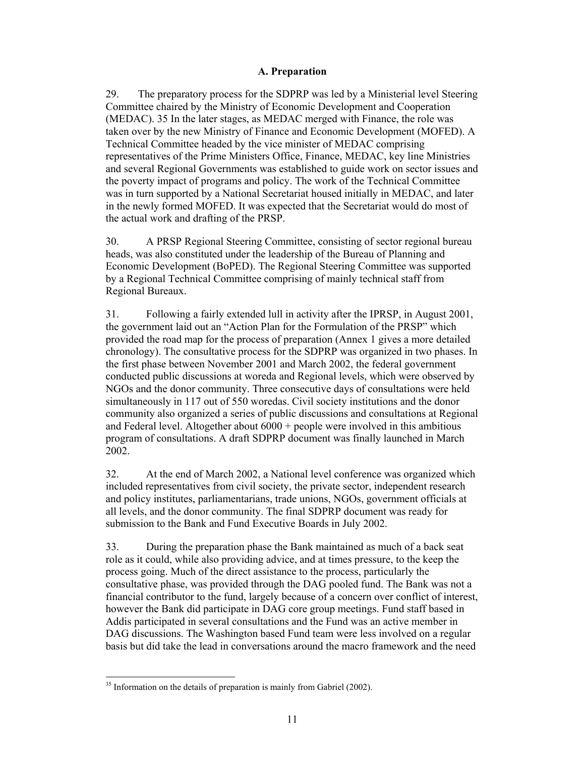### A. Preparation

29. The preparatory process for the SDPRP was led by a Ministerial level Steering Committee chaired by the Ministry of Economic Development and Cooperation (MEDAC). 35 In the later stages, as MEDAC merged with Finance, the role was taken over by the new Ministry of Finance and Economic Development (MOFED). A Technical Committee headed by the vice minister of MEDAC comprising representatives of the Prime Ministers Office, Finance, MEDAC, key line Ministries and several Regional Governments was established to guide work on sector issues and the poverty impact of programs and policy. The work of the Technical Committee was in turn supported by a National Secretariat housed initially in MEDAC, and later in the newly formed MOFED. It was expected that the Secretariat would do most of the actual work and drafting of the PRSP.

30. A PRSP Regional Steering Committee, consisting of sector regional bureau heads, was also constituted under the leadership of the Bureau of Planning and Economic Development (BoPED). The Regional Steering Committee was supported by a Regional Technical Committee comprising of mainly technical staff from Regional Bureaux.

31. Following a fairly extended lull in activity after the IPRSP, in August 2001, the government laid out an "Action Plan for the Formulation of the PRSP" which provided the road map for the process of preparation (Annex 1 gives a more detailed chronology). The consultative process for the SDPRP was organized in two phases. In the first phase between November 2001 and March 2002, the federal government conducted public discussions at woreda and Regional levels, which were observed by NGOs and the donor community. Three consecutive days of consultations were held simultaneously in 117 out of 550 woredas. Civil society institutions and the donor community also organized a series of public discussions and consultations at Regional and Federal level. Altogether about 6000 + people were involved in this ambitious program of consultations. A draft SDPRP document was finally launched in March 2002.

32. At the end of March 2002, a National level conference was organized which included representatives from civil society, the private sector, independent research and policy institutes, parliamentarians, trade unions, NGOs, government officials at all levels, and the donor community. The final SDPRP document was ready for submission to the Bank and Fund Executive Boards in July 2002.

33. During the preparation phase the Bank maintained as much of a back seat role as it could, while also providing advice, and at times pressure, to the keep the process going. Much of the direct assistance to the process, particularly the consultative phase, was provided through the DAG pooled fund. The Bank was not a financial contributor to the fund, largely because of a concern over conflict of interest, however the Bank did participate in DAG core group meetings. Fund staff based in Addis participated in several consultations and the Fund was an active member in DAG discussions. The Washington based Fund team were less involved on a regular basis but did take the lead in conversations around the macro framework and the need

[35] Information on the details of preparation is mainly from Gabriel (2002).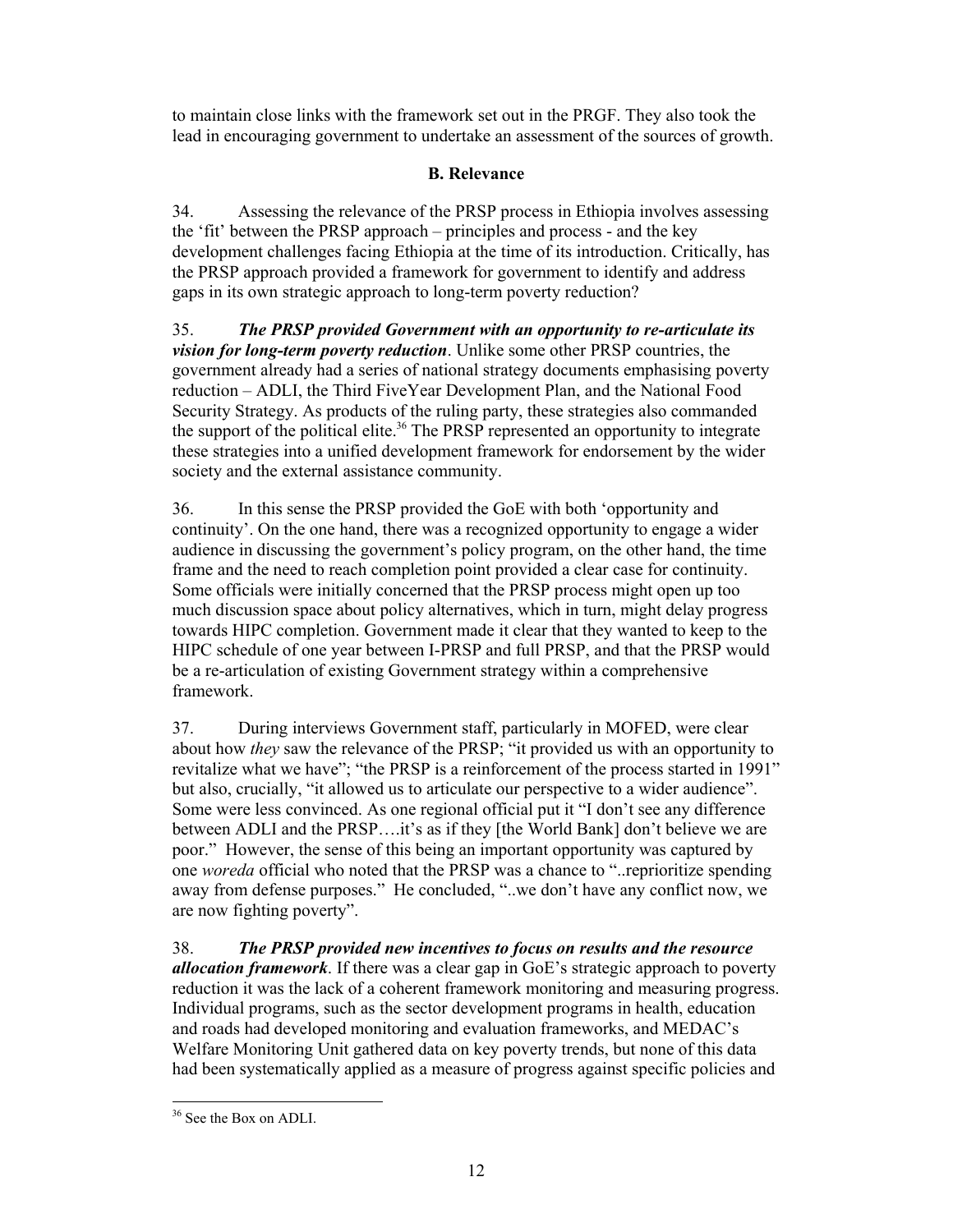to maintain close links with the framework set out in the PRGF. They also took the lead in encouraging government to undertake an assessment of the sources of growth.

## B. Relevance

34. Assessing the relevance of the PRSP process in Ethiopia involves assessing the 'fit' between the PRSP approach – principles and process - and the key development challenges facing Ethiopia at the time of its introduction. Critically, has the PRSP approach provided a framework for government to identify and address gaps in its own strategic approach to long-term poverty reduction?

35. ***The PRSP provided Government with an opportunity to re-articulate its vision for long-term poverty reduction***. Unlike some other PRSP countries, the government already had a series of national strategy documents emphasising poverty reduction – ADLI, the Third FiveYear Development Plan, and the National Food Security Strategy. As products of the ruling party, these strategies also commanded the support of the political elite.[36] The PRSP represented an opportunity to integrate these strategies into a unified development framework for endorsement by the wider society and the external assistance community.

36. In this sense the PRSP provided the GoE with both 'opportunity and continuity'. On the one hand, there was a recognized opportunity to engage a wider audience in discussing the government's policy program, on the other hand, the time frame and the need to reach completion point provided a clear case for continuity. Some officials were initially concerned that the PRSP process might open up too much discussion space about policy alternatives, which in turn, might delay progress towards HIPC completion. Government made it clear that they wanted to keep to the HIPC schedule of one year between I-PRSP and full PRSP, and that the PRSP would be a re-articulation of existing Government strategy within a comprehensive framework.

37. During interviews Government staff, particularly in MOFED, were clear about how *they* saw the relevance of the PRSP; "it provided us with an opportunity to revitalize what we have"; "the PRSP is a reinforcement of the process started in 1991" but also, crucially, "it allowed us to articulate our perspective to a wider audience". Some were less convinced. As one regional official put it "I don't see any difference between ADLI and the PRSP….it's as if they [the World Bank] don't believe we are poor." However, the sense of this being an important opportunity was captured by one *woreda* official who noted that the PRSP was a chance to "..reprioritize spending away from defense purposes." He concluded, "..we don't have any conflict now, we are now fighting poverty".

38. ***The PRSP provided new incentives to focus on results and the resource allocation framework***. If there was a clear gap in GoE's strategic approach to poverty reduction it was the lack of a coherent framework monitoring and measuring progress. Individual programs, such as the sector development programs in health, education and roads had developed monitoring and evaluation frameworks, and MEDAC's Welfare Monitoring Unit gathered data on key poverty trends, but none of this data had been systematically applied as a measure of progress against specific policies and

---

[36] See the Box on ADLI.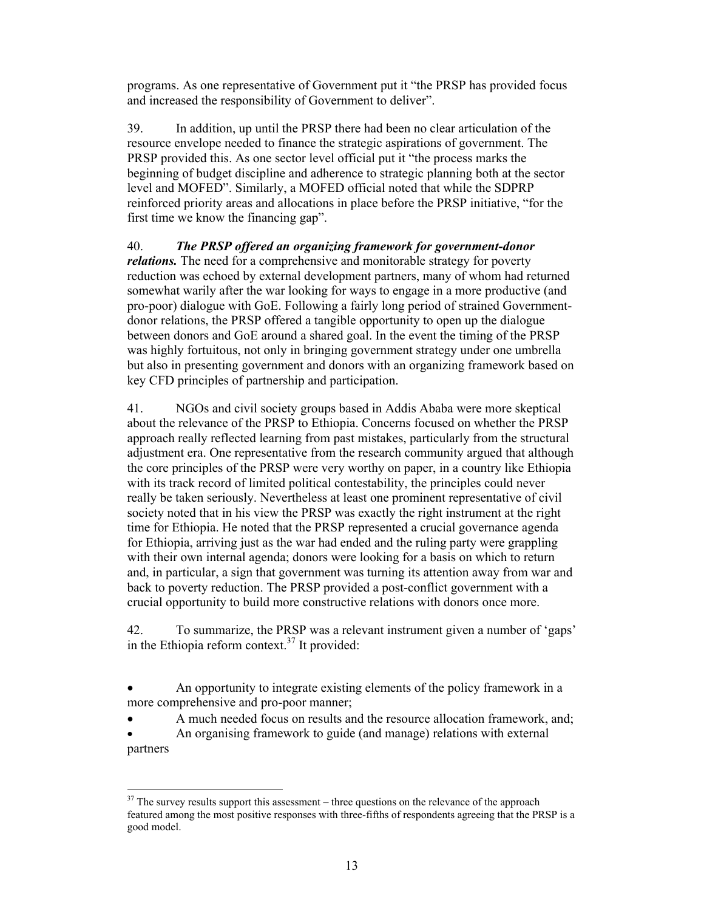programs. As one representative of Government put it "the PRSP has provided focus and increased the responsibility of Government to deliver".

39. In addition, up until the PRSP there had been no clear articulation of the resource envelope needed to finance the strategic aspirations of government. The PRSP provided this. As one sector level official put it "the process marks the beginning of budget discipline and adherence to strategic planning both at the sector level and MOFED". Similarly, a MOFED official noted that while the SDPRP reinforced priority areas and allocations in place before the PRSP initiative, "for the first time we know the financing gap".

40. ***The PRSP offered an organizing framework for government-donor relations.*** The need for a comprehensive and monitorable strategy for poverty reduction was echoed by external development partners, many of whom had returned somewhat warily after the war looking for ways to engage in a more productive (and pro-poor) dialogue with GoE. Following a fairly long period of strained Government-donor relations, the PRSP offered a tangible opportunity to open up the dialogue between donors and GoE around a shared goal. In the event the timing of the PRSP was highly fortuitous, not only in bringing government strategy under one umbrella but also in presenting government and donors with an organizing framework based on key CFD principles of partnership and participation.

41. NGOs and civil society groups based in Addis Ababa were more skeptical about the relevance of the PRSP to Ethiopia. Concerns focused on whether the PRSP approach really reflected learning from past mistakes, particularly from the structural adjustment era. One representative from the research community argued that although the core principles of the PRSP were very worthy on paper, in a country like Ethiopia with its track record of limited political contestability, the principles could never really be taken seriously. Nevertheless at least one prominent representative of civil society noted that in his view the PRSP was exactly the right instrument at the right time for Ethiopia. He noted that the PRSP represented a crucial governance agenda for Ethiopia, arriving just as the war had ended and the ruling party were grappling with their own internal agenda; donors were looking for a basis on which to return and, in particular, a sign that government was turning its attention away from war and back to poverty reduction. The PRSP provided a post-conflict government with a crucial opportunity to build more constructive relations with donors once more.

42. To summarize, the PRSP was a relevant instrument given a number of 'gaps' in the Ethiopia reform context.[37] It provided:

- An opportunity to integrate existing elements of the policy framework in a more comprehensive and pro-poor manner;
- A much needed focus on results and the resource allocation framework, and;
- An organising framework to guide (and manage) relations with external partners

[37] The survey results support this assessment – three questions on the relevance of the approach featured among the most positive responses with three-fifths of respondents agreeing that the PRSP is a good model.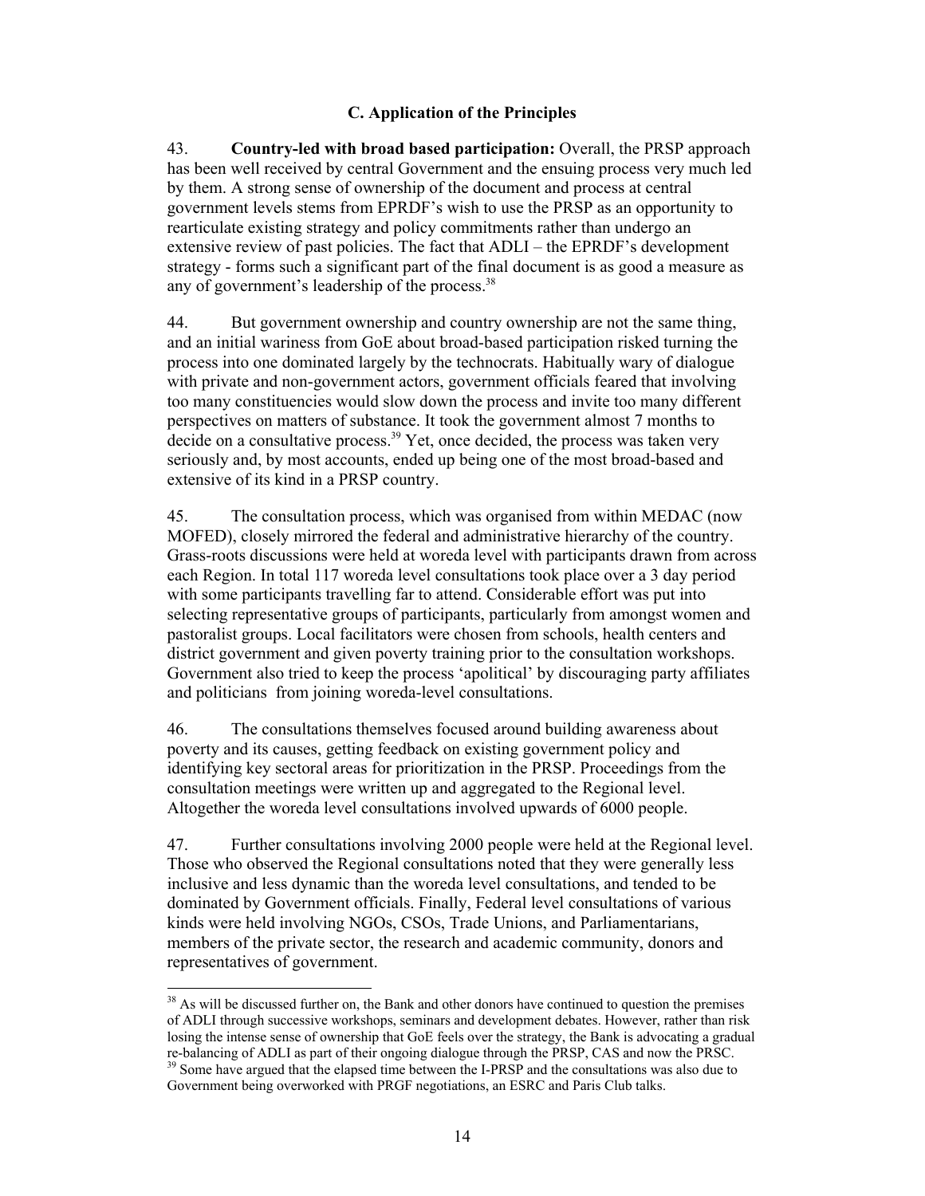### C. Application of the Principles

43. **Country-led with broad based participation:** Overall, the PRSP approach has been well received by central Government and the ensuing process very much led by them. A strong sense of ownership of the document and process at central government levels stems from EPRDF's wish to use the PRSP as an opportunity to rearticulate existing strategy and policy commitments rather than undergo an extensive review of past policies. The fact that ADLI – the EPRDF's development strategy - forms such a significant part of the final document is as good a measure as any of government's leadership of the process.[38]

44. But government ownership and country ownership are not the same thing, and an initial wariness from GoE about broad-based participation risked turning the process into one dominated largely by the technocrats. Habitually wary of dialogue with private and non-government actors, government officials feared that involving too many constituencies would slow down the process and invite too many different perspectives on matters of substance. It took the government almost 7 months to decide on a consultative process.[39] Yet, once decided, the process was taken very seriously and, by most accounts, ended up being one of the most broad-based and extensive of its kind in a PRSP country.

45. The consultation process, which was organised from within MEDAC (now MOFED), closely mirrored the federal and administrative hierarchy of the country. Grass-roots discussions were held at woreda level with participants drawn from across each Region. In total 117 woreda level consultations took place over a 3 day period with some participants travelling far to attend. Considerable effort was put into selecting representative groups of participants, particularly from amongst women and pastoralist groups. Local facilitators were chosen from schools, health centers and district government and given poverty training prior to the consultation workshops. Government also tried to keep the process 'apolitical' by discouraging party affiliates and politicians from joining woreda-level consultations.

46. The consultations themselves focused around building awareness about poverty and its causes, getting feedback on existing government policy and identifying key sectoral areas for prioritization in the PRSP. Proceedings from the consultation meetings were written up and aggregated to the Regional level. Altogether the woreda level consultations involved upwards of 6000 people.

47. Further consultations involving 2000 people were held at the Regional level. Those who observed the Regional consultations noted that they were generally less inclusive and less dynamic than the woreda level consultations, and tended to be dominated by Government officials. Finally, Federal level consultations of various kinds were held involving NGOs, CSOs, Trade Unions, and Parliamentarians, members of the private sector, the research and academic community, donors and representatives of government.

---

[38] As will be discussed further on, the Bank and other donors have continued to question the premises of ADLI through successive workshops, seminars and development debates. However, rather than risk losing the intense sense of ownership that GoE feels over the strategy, the Bank is advocating a gradual re-balancing of ADLI as part of their ongoing dialogue through the PRSP, CAS and now the PRSC.

[39] Some have argued that the elapsed time between the I-PRSP and the consultations was also due to Government being overworked with PRGF negotiations, an ESRC and Paris Club talks.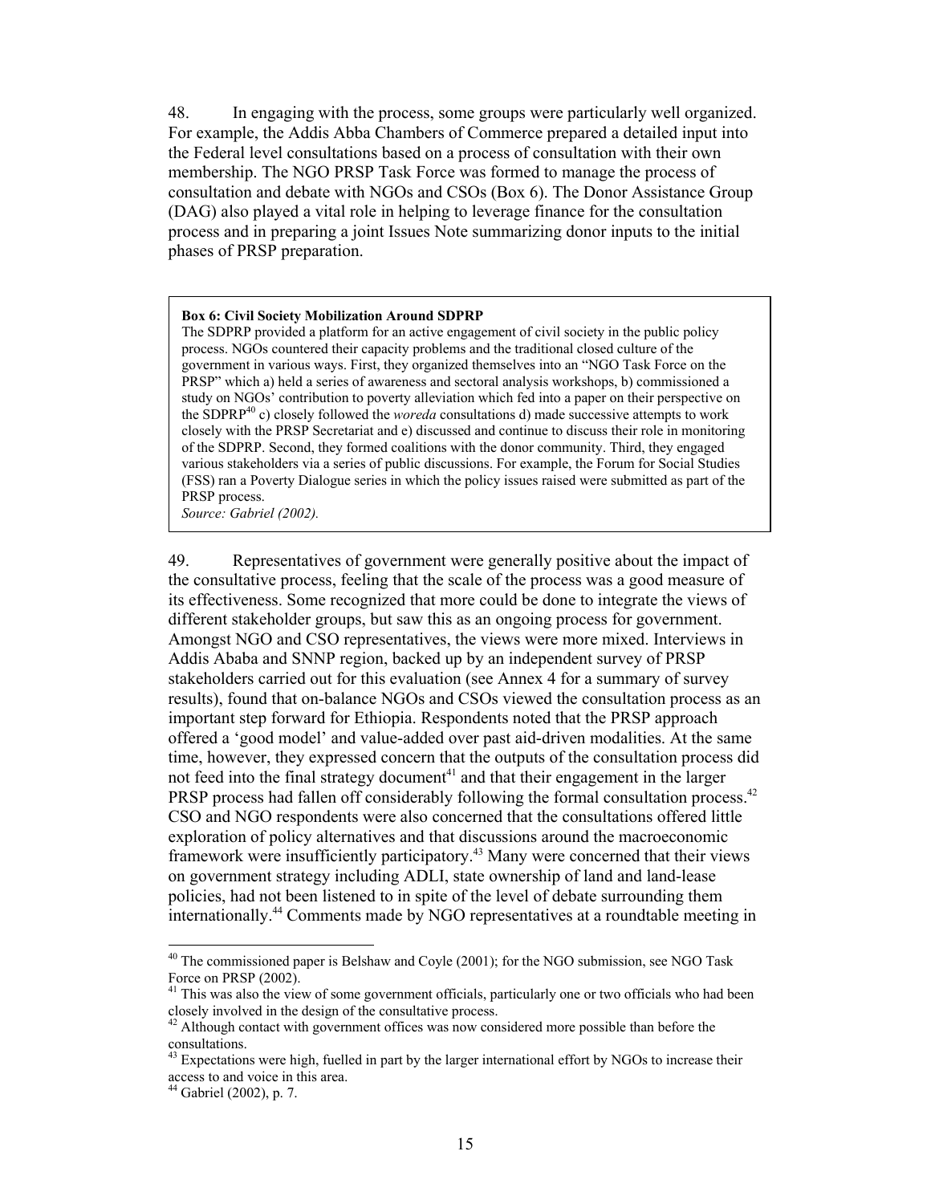48. In engaging with the process, some groups were particularly well organized. For example, the Addis Abba Chambers of Commerce prepared a detailed input into the Federal level consultations based on a process of consultation with their own membership. The NGO PRSP Task Force was formed to manage the process of consultation and debate with NGOs and CSOs (Box 6). The Donor Assistance Group (DAG) also played a vital role in helping to leverage finance for the consultation process and in preparing a joint Issues Note summarizing donor inputs to the initial phases of PRSP preparation.

> **Box 6: Civil Society Mobilization Around SDPRP**
> The SDPRP provided a platform for an active engagement of civil society in the public policy process. NGOs countered their capacity problems and the traditional closed culture of the government in various ways. First, they organized themselves into an "NGO Task Force on the PRSP" which a) held a series of awareness and sectoral analysis workshops, b) commissioned a study on NGOs' contribution to poverty alleviation which fed into a paper on their perspective on the SDPRP[40] c) closely followed the *woreda* consultations d) made successive attempts to work closely with the PRSP Secretariat and e) discussed and continue to discuss their role in monitoring of the SDPRP. Second, they formed coalitions with the donor community. Third, they engaged various stakeholders via a series of public discussions. For example, the Forum for Social Studies (FSS) ran a Poverty Dialogue series in which the policy issues raised were submitted as part of the PRSP process.
> *Source: Gabriel (2002).*

49. Representatives of government were generally positive about the impact of the consultative process, feeling that the scale of the process was a good measure of its effectiveness. Some recognized that more could be done to integrate the views of different stakeholder groups, but saw this as an ongoing process for government. Amongst NGO and CSO representatives, the views were more mixed. Interviews in Addis Ababa and SNNP region, backed up by an independent survey of PRSP stakeholders carried out for this evaluation (see Annex 4 for a summary of survey results), found that on-balance NGOs and CSOs viewed the consultation process as an important step forward for Ethiopia. Respondents noted that the PRSP approach offered a 'good model' and value-added over past aid-driven modalities. At the same time, however, they expressed concern that the outputs of the consultation process did not feed into the final strategy document[41] and that their engagement in the larger PRSP process had fallen off considerably following the formal consultation process.[42] CSO and NGO respondents were also concerned that the consultations offered little exploration of policy alternatives and that discussions around the macroeconomic framework were insufficiently participatory.[43] Many were concerned that their views on government strategy including ADLI, state ownership of land and land-lease policies, had not been listened to in spite of the level of debate surrounding them internationally.[44] Comments made by NGO representatives at a roundtable meeting in

---

[40] The commissioned paper is Belshaw and Coyle (2001); for the NGO submission, see NGO Task Force on PRSP (2002).

[41] This was also the view of some government officials, particularly one or two officials who had been closely involved in the design of the consultative process.

[42] Although contact with government offices was now considered more possible than before the consultations.

[43] Expectations were high, fuelled in part by the larger international effort by NGOs to increase their access to and voice in this area.

[44] Gabriel (2002), p. 7.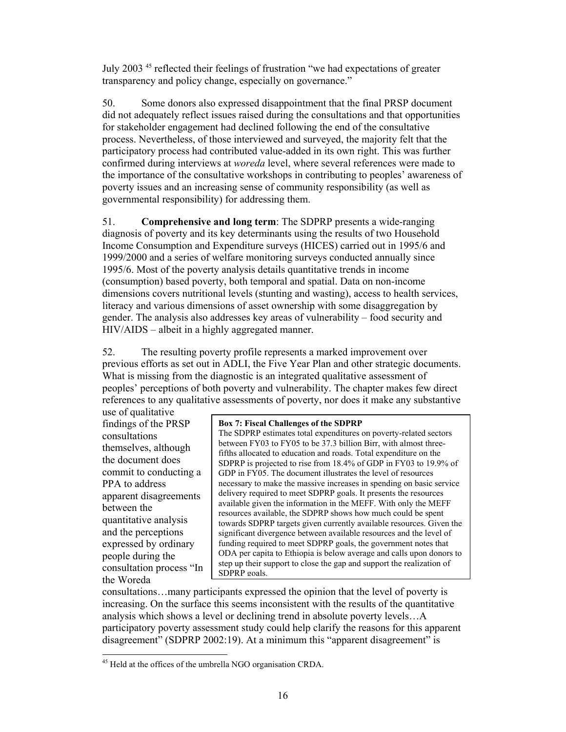July 2003 [45] reflected their feelings of frustration "we had expectations of greater transparency and policy change, especially on governance."

50. Some donors also expressed disappointment that the final PRSP document did not adequately reflect issues raised during the consultations and that opportunities for stakeholder engagement had declined following the end of the consultative process. Nevertheless, of those interviewed and surveyed, the majority felt that the participatory process had contributed value-added in its own right. This was further confirmed during interviews at *woreda* level, where several references were made to the importance of the consultative workshops in contributing to peoples' awareness of poverty issues and an increasing sense of community responsibility (as well as governmental responsibility) for addressing them.

51. **Comprehensive and long term**: The SDPRP presents a wide-ranging diagnosis of poverty and its key determinants using the results of two Household Income Consumption and Expenditure surveys (HICES) carried out in 1995/6 and 1999/2000 and a series of welfare monitoring surveys conducted annually since 1995/6. Most of the poverty analysis details quantitative trends in income (consumption) based poverty, both temporal and spatial. Data on non-income dimensions covers nutritional levels (stunting and wasting), access to health services, literacy and various dimensions of asset ownership with some disaggregation by gender. The analysis also addresses key areas of vulnerability – food security and HIV/AIDS – albeit in a highly aggregated manner.

52. The resulting poverty profile represents a marked improvement over previous efforts as set out in ADLI, the Five Year Plan and other strategic documents. What is missing from the diagnostic is an integrated qualitative assessment of peoples' perceptions of both poverty and vulnerability. The chapter makes few direct references to any qualitative assessments of poverty, nor does it make any substantive use of qualitative findings of the PRSP consultations themselves, although the document does commit to conducting a PPA to address apparent disagreements between the quantitative analysis and the perceptions expressed by ordinary people during the consultation process "In the Woreda consultations…many participants expressed the opinion that the level of poverty is increasing. On the surface this seems inconsistent with the results of the quantitative analysis which shows a level or declining trend in absolute poverty levels…A participatory poverty assessment study could help clarify the reasons for this apparent disagreement" (SDPRP 2002:19). At a minimum this "apparent disagreement" is

> **Box 7: Fiscal Challenges of the SDPRP**
> The SDPRP estimates total expenditures on poverty-related sectors between FY03 to FY05 to be 37.3 billion Birr, with almost three-fifths allocated to education and roads. Total expenditure on the SDPRP is projected to rise from 18.4% of GDP in FY03 to 19.9% of GDP in FY05. The document illustrates the level of resources necessary to make the massive increases in spending on basic service delivery required to meet SDPRP goals. It presents the resources available given the information in the MEFF. With only the MEFF resources available, the SDPRP shows how much could be spent towards SDPRP targets given currently available resources. Given the significant divergence between available resources and the level of funding required to meet SDPRP goals, the government notes that ODA per capita to Ethiopia is below average and calls upon donors to step up their support to close the gap and support the realization of SDPRP goals.

[45] Held at the offices of the umbrella NGO organisation CRDA.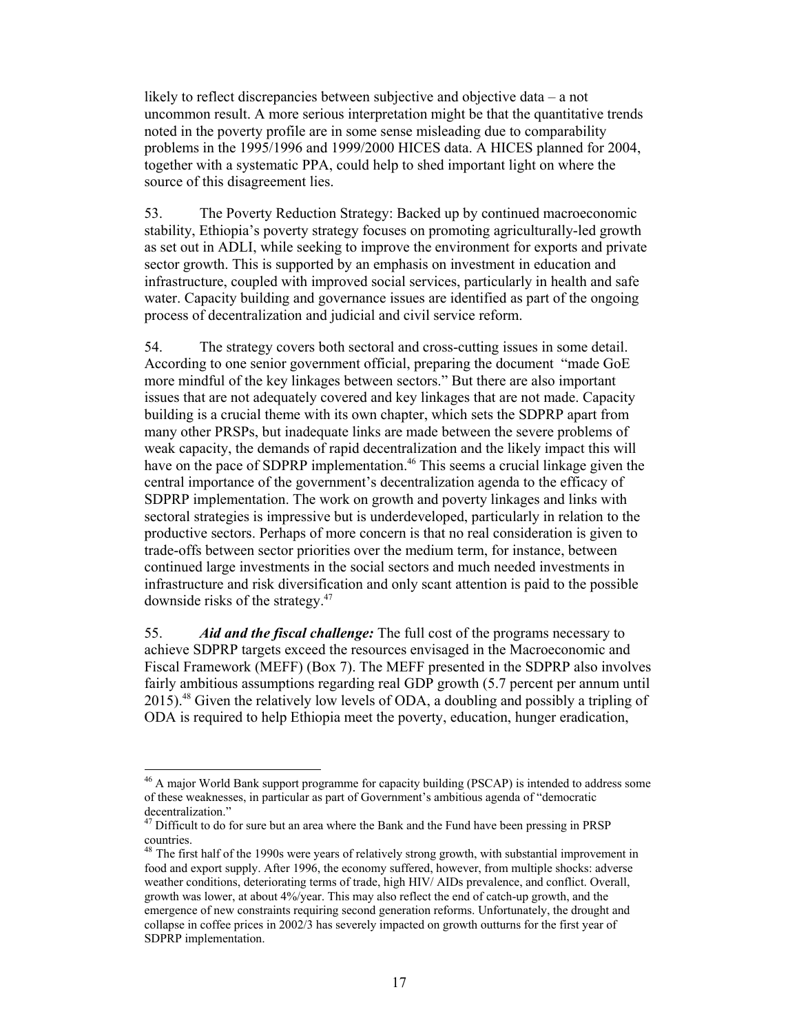likely to reflect discrepancies between subjective and objective data – a not uncommon result. A more serious interpretation might be that the quantitative trends noted in the poverty profile are in some sense misleading due to comparability problems in the 1995/1996 and 1999/2000 HICES data. A HICES planned for 2004, together with a systematic PPA, could help to shed important light on where the source of this disagreement lies.

53. The Poverty Reduction Strategy: Backed up by continued macroeconomic stability, Ethiopia's poverty strategy focuses on promoting agriculturally-led growth as set out in ADLI, while seeking to improve the environment for exports and private sector growth. This is supported by an emphasis on investment in education and infrastructure, coupled with improved social services, particularly in health and safe water. Capacity building and governance issues are identified as part of the ongoing process of decentralization and judicial and civil service reform.

54. The strategy covers both sectoral and cross-cutting issues in some detail. According to one senior government official, preparing the document "made GoE more mindful of the key linkages between sectors." But there are also important issues that are not adequately covered and key linkages that are not made. Capacity building is a crucial theme with its own chapter, which sets the SDPRP apart from many other PRSPs, but inadequate links are made between the severe problems of weak capacity, the demands of rapid decentralization and the likely impact this will have on the pace of SDPRP implementation.[46] This seems a crucial linkage given the central importance of the government's decentralization agenda to the efficacy of SDPRP implementation. The work on growth and poverty linkages and links with sectoral strategies is impressive but is underdeveloped, particularly in relation to the productive sectors. Perhaps of more concern is that no real consideration is given to trade-offs between sector priorities over the medium term, for instance, between continued large investments in the social sectors and much needed investments in infrastructure and risk diversification and only scant attention is paid to the possible downside risks of the strategy.[47]

55. ***Aid and the fiscal challenge:*** The full cost of the programs necessary to achieve SDPRP targets exceed the resources envisaged in the Macroeconomic and Fiscal Framework (MEFF) (Box 7). The MEFF presented in the SDPRP also involves fairly ambitious assumptions regarding real GDP growth (5.7 percent per annum until 2015).[48] Given the relatively low levels of ODA, a doubling and possibly a tripling of ODA is required to help Ethiopia meet the poverty, education, hunger eradication,

---

[46] A major World Bank support programme for capacity building (PSCAP) is intended to address some of these weaknesses, in particular as part of Government's ambitious agenda of "democratic decentralization."

[47] Difficult to do for sure but an area where the Bank and the Fund have been pressing in PRSP countries.

[48] The first half of the 1990s were years of relatively strong growth, with substantial improvement in food and export supply. After 1996, the economy suffered, however, from multiple shocks: adverse weather conditions, deteriorating terms of trade, high HIV/ AIDs prevalence, and conflict. Overall, growth was lower, at about 4%/year. This may also reflect the end of catch-up growth, and the emergence of new constraints requiring second generation reforms. Unfortunately, the drought and collapse in coffee prices in 2002/3 has severely impacted on growth outturns for the first year of SDPRP implementation.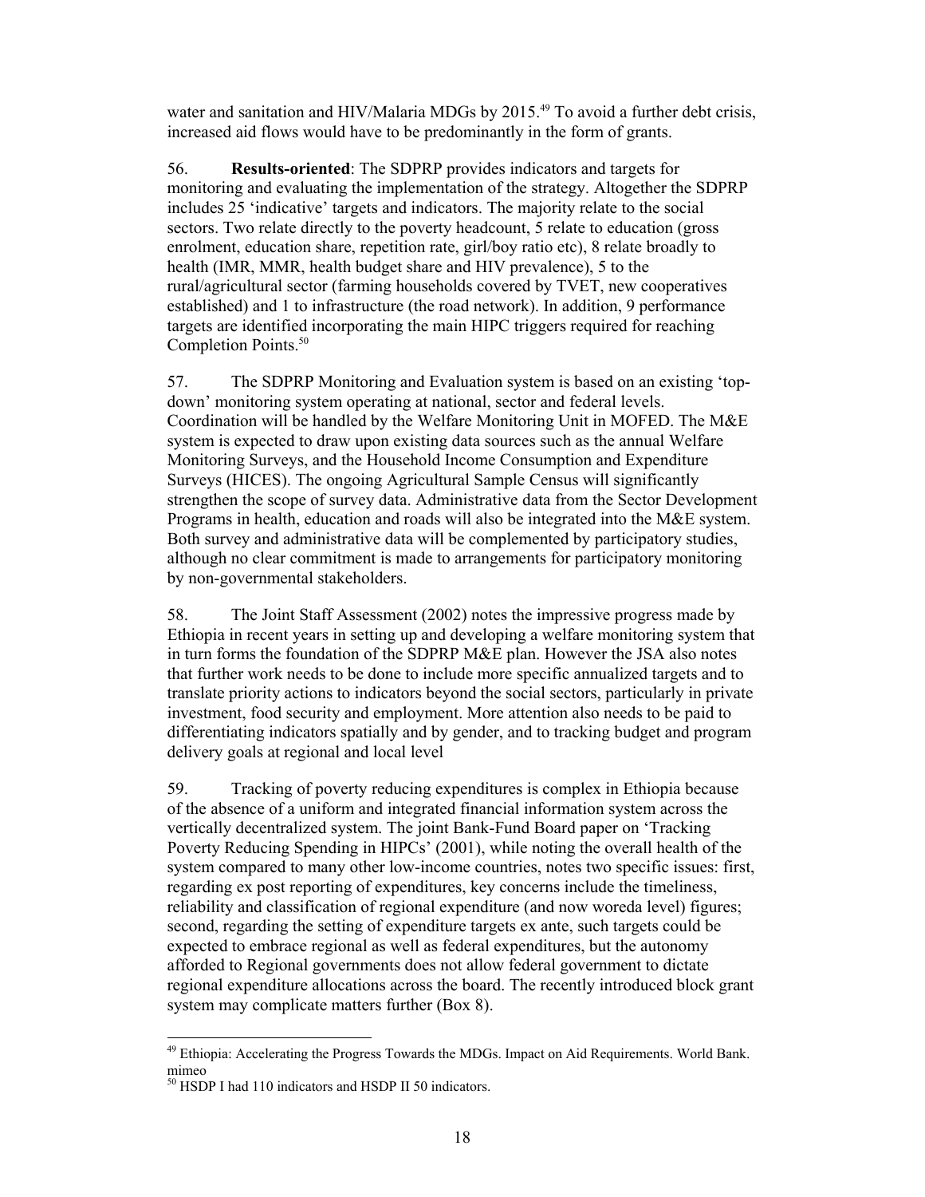water and sanitation and HIV/Malaria MDGs by 2015.[49] To avoid a further debt crisis, increased aid flows would have to be predominantly in the form of grants.

56. **Results-oriented**: The SDPRP provides indicators and targets for monitoring and evaluating the implementation of the strategy. Altogether the SDPRP includes 25 'indicative' targets and indicators. The majority relate to the social sectors. Two relate directly to the poverty headcount, 5 relate to education (gross enrolment, education share, repetition rate, girl/boy ratio etc), 8 relate broadly to health (IMR, MMR, health budget share and HIV prevalence), 5 to the rural/agricultural sector (farming households covered by TVET, new cooperatives established) and 1 to infrastructure (the road network). In addition, 9 performance targets are identified incorporating the main HIPC triggers required for reaching Completion Points.[50]

57. The SDPRP Monitoring and Evaluation system is based on an existing 'top-down' monitoring system operating at national, sector and federal levels. Coordination will be handled by the Welfare Monitoring Unit in MOFED. The M&E system is expected to draw upon existing data sources such as the annual Welfare Monitoring Surveys, and the Household Income Consumption and Expenditure Surveys (HICES). The ongoing Agricultural Sample Census will significantly strengthen the scope of survey data. Administrative data from the Sector Development Programs in health, education and roads will also be integrated into the M&E system. Both survey and administrative data will be complemented by participatory studies, although no clear commitment is made to arrangements for participatory monitoring by non-governmental stakeholders.

58. The Joint Staff Assessment (2002) notes the impressive progress made by Ethiopia in recent years in setting up and developing a welfare monitoring system that in turn forms the foundation of the SDPRP M&E plan. However the JSA also notes that further work needs to be done to include more specific annualized targets and to translate priority actions to indicators beyond the social sectors, particularly in private investment, food security and employment. More attention also needs to be paid to differentiating indicators spatially and by gender, and to tracking budget and program delivery goals at regional and local level

59. Tracking of poverty reducing expenditures is complex in Ethiopia because of the absence of a uniform and integrated financial information system across the vertically decentralized system. The joint Bank-Fund Board paper on 'Tracking Poverty Reducing Spending in HIPCs' (2001), while noting the overall health of the system compared to many other low-income countries, notes two specific issues: first, regarding ex post reporting of expenditures, key concerns include the timeliness, reliability and classification of regional expenditure (and now woreda level) figures; second, regarding the setting of expenditure targets ex ante, such targets could be expected to embrace regional as well as federal expenditures, but the autonomy afforded to Regional governments does not allow federal government to dictate regional expenditure allocations across the board. The recently introduced block grant system may complicate matters further (Box 8).

---

[49] Ethiopia: Accelerating the Progress Towards the MDGs. Impact on Aid Requirements. World Bank. mimeo

[50] HSDP I had 110 indicators and HSDP II 50 indicators.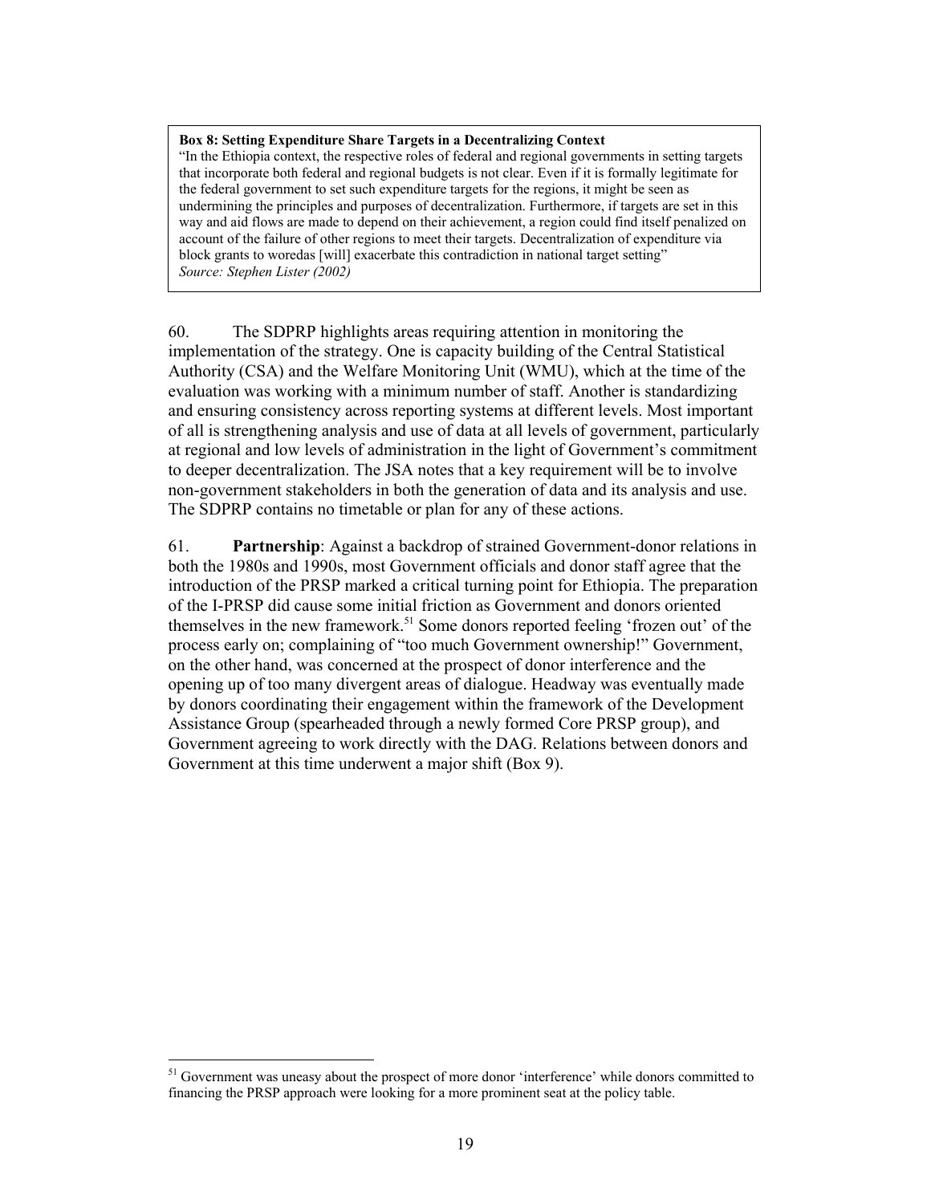> **Box 8: Setting Expenditure Share Targets in a Decentralizing Context**
> "In the Ethiopia context, the respective roles of federal and regional governments in setting targets that incorporate both federal and regional budgets is not clear. Even if it is formally legitimate for the federal government to set such expenditure targets for the regions, it might be seen as undermining the principles and purposes of decentralization. Furthermore, if targets are set in this way and aid flows are made to depend on their achievement, a region could find itself penalized on account of the failure of other regions to meet their targets. Decentralization of expenditure via block grants to woredas [will] exacerbate this contradiction in national target setting"
> *Source: Stephen Lister (2002)*

60. The SDPRP highlights areas requiring attention in monitoring the implementation of the strategy. One is capacity building of the Central Statistical Authority (CSA) and the Welfare Monitoring Unit (WMU), which at the time of the evaluation was working with a minimum number of staff. Another is standardizing and ensuring consistency across reporting systems at different levels. Most important of all is strengthening analysis and use of data at all levels of government, particularly at regional and low levels of administration in the light of Government's commitment to deeper decentralization. The JSA notes that a key requirement will be to involve non-government stakeholders in both the generation of data and its analysis and use. The SDPRP contains no timetable or plan for any of these actions.

61. **Partnership**: Against a backdrop of strained Government-donor relations in both the 1980s and 1990s, most Government officials and donor staff agree that the introduction of the PRSP marked a critical turning point for Ethiopia. The preparation of the I-PRSP did cause some initial friction as Government and donors oriented themselves in the new framework.[51] Some donors reported feeling 'frozen out' of the process early on; complaining of "too much Government ownership!" Government, on the other hand, was concerned at the prospect of donor interference and the opening up of too many divergent areas of dialogue. Headway was eventually made by donors coordinating their engagement within the framework of the Development Assistance Group (spearheaded through a newly formed Core PRSP group), and Government agreeing to work directly with the DAG. Relations between donors and Government at this time underwent a major shift (Box 9).

---

[51] Government was uneasy about the prospect of more donor 'interference' while donors committed to financing the PRSP approach were looking for a more prominent seat at the policy table.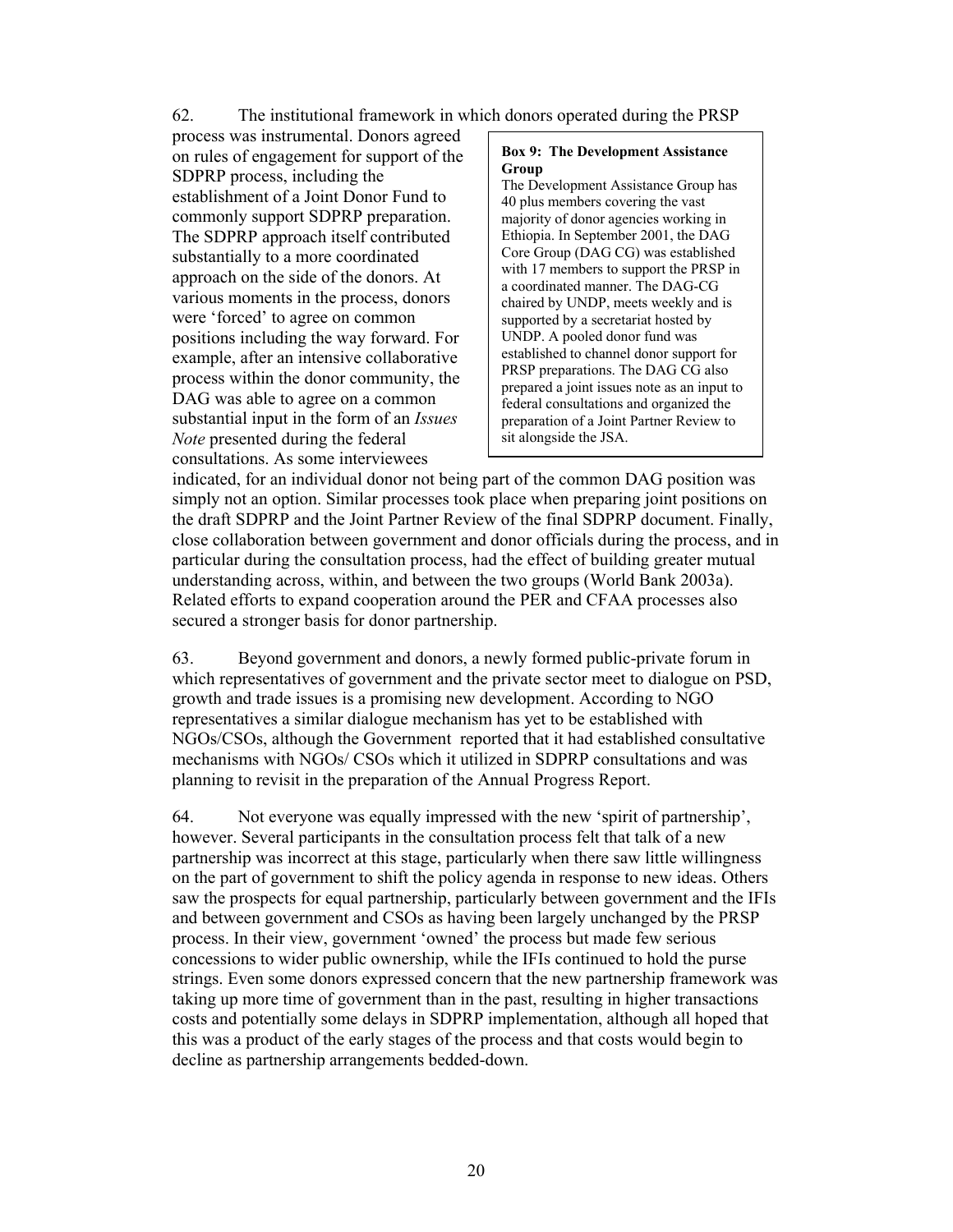62. The institutional framework in which donors operated during the PRSP process was instrumental. Donors agreed on rules of engagement for support of the SDPRP process, including the establishment of a Joint Donor Fund to commonly support SDPRP preparation. The SDPRP approach itself contributed substantially to a more coordinated approach on the side of the donors. At various moments in the process, donors were 'forced' to agree on common positions including the way forward. For example, after an intensive collaborative process within the donor community, the DAG was able to agree on a common substantial input in the form of an *Issues Note* presented during the federal consultations. As some interviewees indicated, for an individual donor not being part of the common DAG position was simply not an option. Similar processes took place when preparing joint positions on the draft SDPRP and the Joint Partner Review of the final SDPRP document. Finally, close collaboration between government and donor officials during the process, and in particular during the consultation process, had the effect of building greater mutual understanding across, within, and between the two groups (World Bank 2003a). Related efforts to expand cooperation around the PER and CFAA processes also secured a stronger basis for donor partnership.

> **Box 9: The Development Assistance Group**
>
> The Development Assistance Group has 40 plus members covering the vast majority of donor agencies working in Ethiopia. In September 2001, the DAG Core Group (DAG CG) was established with 17 members to support the PRSP in a coordinated manner. The DAG-CG chaired by UNDP, meets weekly and is supported by a secretariat hosted by UNDP. A pooled donor fund was established to channel donor support for PRSP preparations. The DAG CG also prepared a joint issues note as an input to federal consultations and organized the preparation of a Joint Partner Review to sit alongside the JSA.

63. Beyond government and donors, a newly formed public-private forum in which representatives of government and the private sector meet to dialogue on PSD, growth and trade issues is a promising new development. According to NGO representatives a similar dialogue mechanism has yet to be established with NGOs/CSOs, although the Government reported that it had established consultative mechanisms with NGOs/ CSOs which it utilized in SDPRP consultations and was planning to revisit in the preparation of the Annual Progress Report.

64. Not everyone was equally impressed with the new 'spirit of partnership', however. Several participants in the consultation process felt that talk of a new partnership was incorrect at this stage, particularly when there saw little willingness on the part of government to shift the policy agenda in response to new ideas. Others saw the prospects for equal partnership, particularly between government and the IFIs and between government and CSOs as having been largely unchanged by the PRSP process. In their view, government 'owned' the process but made few serious concessions to wider public ownership, while the IFIs continued to hold the purse strings. Even some donors expressed concern that the new partnership framework was taking up more time of government than in the past, resulting in higher transactions costs and potentially some delays in SDPRP implementation, although all hoped that this was a product of the early stages of the process and that costs would begin to decline as partnership arrangements bedded-down.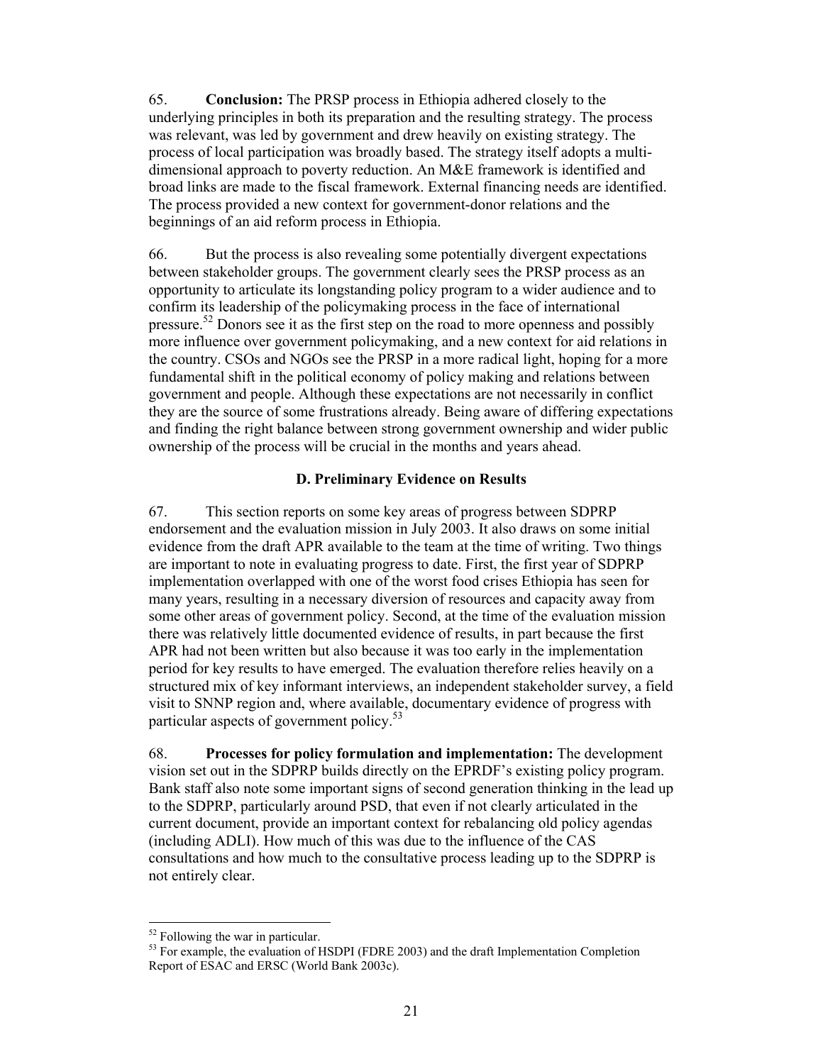65. **Conclusion:** The PRSP process in Ethiopia adhered closely to the underlying principles in both its preparation and the resulting strategy. The process was relevant, was led by government and drew heavily on existing strategy. The process of local participation was broadly based. The strategy itself adopts a multi-dimensional approach to poverty reduction. An M&E framework is identified and broad links are made to the fiscal framework. External financing needs are identified. The process provided a new context for government-donor relations and the beginnings of an aid reform process in Ethiopia.

66. But the process is also revealing some potentially divergent expectations between stakeholder groups. The government clearly sees the PRSP process as an opportunity to articulate its longstanding policy program to a wider audience and to confirm its leadership of the policymaking process in the face of international pressure.[52] Donors see it as the first step on the road to more openness and possibly more influence over government policymaking, and a new context for aid relations in the country. CSOs and NGOs see the PRSP in a more radical light, hoping for a more fundamental shift in the political economy of policy making and relations between government and people. Although these expectations are not necessarily in conflict they are the source of some frustrations already. Being aware of differing expectations and finding the right balance between strong government ownership and wider public ownership of the process will be crucial in the months and years ahead.

### D. Preliminary Evidence on Results

67. This section reports on some key areas of progress between SDPRP endorsement and the evaluation mission in July 2003. It also draws on some initial evidence from the draft APR available to the team at the time of writing. Two things are important to note in evaluating progress to date. First, the first year of SDPRP implementation overlapped with one of the worst food crises Ethiopia has seen for many years, resulting in a necessary diversion of resources and capacity away from some other areas of government policy. Second, at the time of the evaluation mission there was relatively little documented evidence of results, in part because the first APR had not been written but also because it was too early in the implementation period for key results to have emerged. The evaluation therefore relies heavily on a structured mix of key informant interviews, an independent stakeholder survey, a field visit to SNNP region and, where available, documentary evidence of progress with particular aspects of government policy.[53]

68. **Processes for policy formulation and implementation:** The development vision set out in the SDPRP builds directly on the EPRDF's existing policy program. Bank staff also note some important signs of second generation thinking in the lead up to the SDPRP, particularly around PSD, that even if not clearly articulated in the current document, provide an important context for rebalancing old policy agendas (including ADLI). How much of this was due to the influence of the CAS consultations and how much to the consultative process leading up to the SDPRP is not entirely clear.

---

[52] Following the war in particular.

[53] For example, the evaluation of HSDPI (FDRE 2003) and the draft Implementation Completion Report of ESAC and ERSC (World Bank 2003c).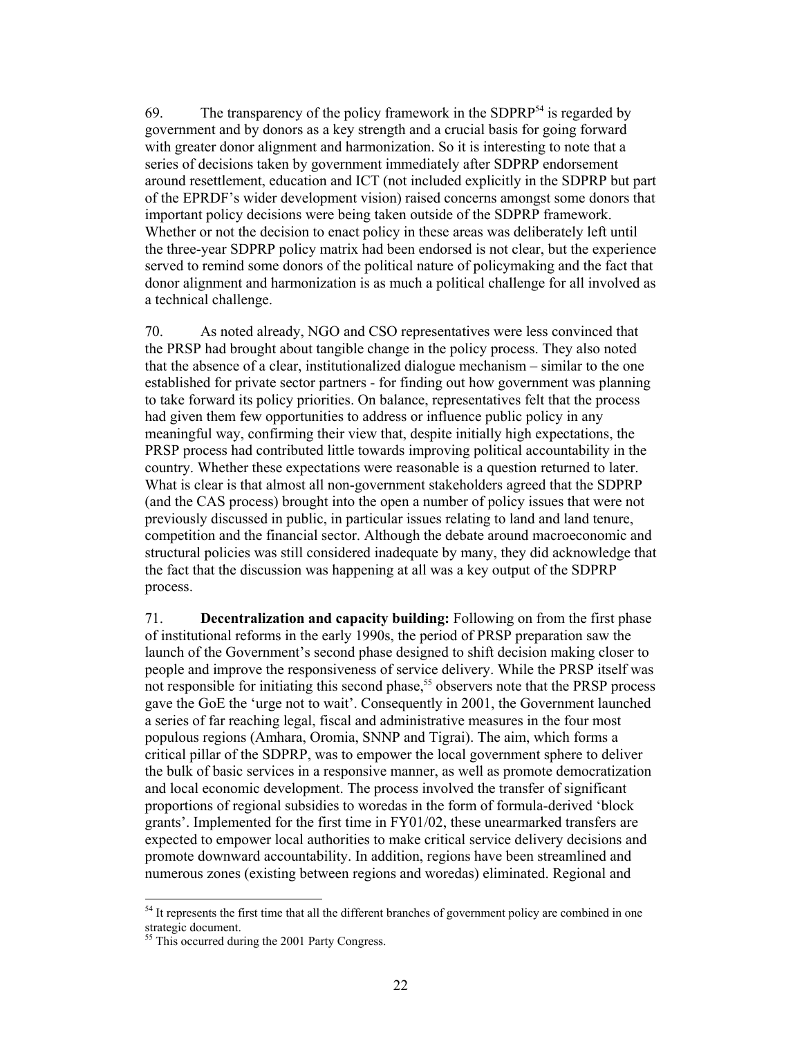69. The transparency of the policy framework in the SDPRP[54] is regarded by government and by donors as a key strength and a crucial basis for going forward with greater donor alignment and harmonization. So it is interesting to note that a series of decisions taken by government immediately after SDPRP endorsement around resettlement, education and ICT (not included explicitly in the SDPRP but part of the EPRDF's wider development vision) raised concerns amongst some donors that important policy decisions were being taken outside of the SDPRP framework. Whether or not the decision to enact policy in these areas was deliberately left until the three-year SDPRP policy matrix had been endorsed is not clear, but the experience served to remind some donors of the political nature of policymaking and the fact that donor alignment and harmonization is as much a political challenge for all involved as a technical challenge.

70. As noted already, NGO and CSO representatives were less convinced that the PRSP had brought about tangible change in the policy process. They also noted that the absence of a clear, institutionalized dialogue mechanism – similar to the one established for private sector partners - for finding out how government was planning to take forward its policy priorities. On balance, representatives felt that the process had given them few opportunities to address or influence public policy in any meaningful way, confirming their view that, despite initially high expectations, the PRSP process had contributed little towards improving political accountability in the country. Whether these expectations were reasonable is a question returned to later. What is clear is that almost all non-government stakeholders agreed that the SDPRP (and the CAS process) brought into the open a number of policy issues that were not previously discussed in public, in particular issues relating to land and land tenure, competition and the financial sector. Although the debate around macroeconomic and structural policies was still considered inadequate by many, they did acknowledge that the fact that the discussion was happening at all was a key output of the SDPRP process.

71. **Decentralization and capacity building:** Following on from the first phase of institutional reforms in the early 1990s, the period of PRSP preparation saw the launch of the Government's second phase designed to shift decision making closer to people and improve the responsiveness of service delivery. While the PRSP itself was not responsible for initiating this second phase,[55] observers note that the PRSP process gave the GoE the 'urge not to wait'. Consequently in 2001, the Government launched a series of far reaching legal, fiscal and administrative measures in the four most populous regions (Amhara, Oromia, SNNP and Tigrai). The aim, which forms a critical pillar of the SDPRP, was to empower the local government sphere to deliver the bulk of basic services in a responsive manner, as well as promote democratization and local economic development. The process involved the transfer of significant proportions of regional subsidies to woredas in the form of formula-derived 'block grants'. Implemented for the first time in FY01/02, these unearmarked transfers are expected to empower local authorities to make critical service delivery decisions and promote downward accountability. In addition, regions have been streamlined and numerous zones (existing between regions and woredas) eliminated. Regional and

---

[54] It represents the first time that all the different branches of government policy are combined in one strategic document.

[55] This occurred during the 2001 Party Congress.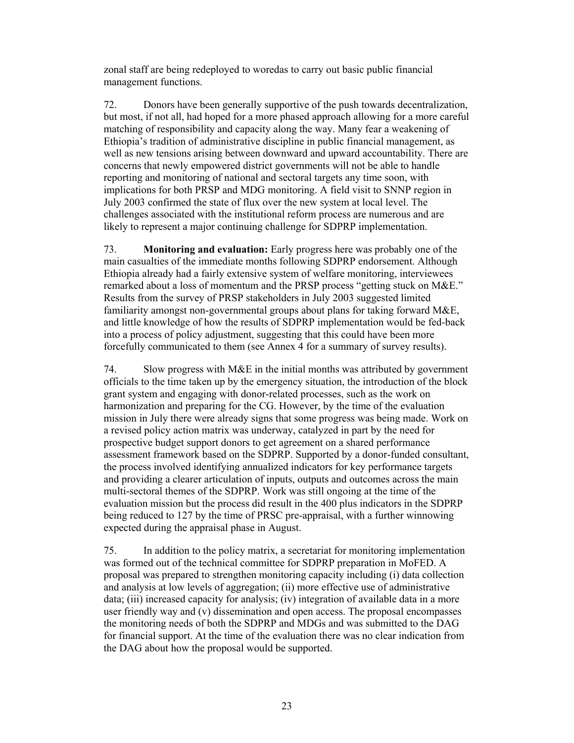zonal staff are being redeployed to woredas to carry out basic public financial management functions.

72. Donors have been generally supportive of the push towards decentralization, but most, if not all, had hoped for a more phased approach allowing for a more careful matching of responsibility and capacity along the way. Many fear a weakening of Ethiopia's tradition of administrative discipline in public financial management, as well as new tensions arising between downward and upward accountability. There are concerns that newly empowered district governments will not be able to handle reporting and monitoring of national and sectoral targets any time soon, with implications for both PRSP and MDG monitoring. A field visit to SNNP region in July 2003 confirmed the state of flux over the new system at local level. The challenges associated with the institutional reform process are numerous and are likely to represent a major continuing challenge for SDPRP implementation.

73. **Monitoring and evaluation:** Early progress here was probably one of the main casualties of the immediate months following SDPRP endorsement. Although Ethiopia already had a fairly extensive system of welfare monitoring, interviewees remarked about a loss of momentum and the PRSP process "getting stuck on M&E." Results from the survey of PRSP stakeholders in July 2003 suggested limited familiarity amongst non-governmental groups about plans for taking forward M&E, and little knowledge of how the results of SDPRP implementation would be fed-back into a process of policy adjustment, suggesting that this could have been more forcefully communicated to them (see Annex 4 for a summary of survey results).

74. Slow progress with M&E in the initial months was attributed by government officials to the time taken up by the emergency situation, the introduction of the block grant system and engaging with donor-related processes, such as the work on harmonization and preparing for the CG. However, by the time of the evaluation mission in July there were already signs that some progress was being made. Work on a revised policy action matrix was underway, catalyzed in part by the need for prospective budget support donors to get agreement on a shared performance assessment framework based on the SDPRP. Supported by a donor-funded consultant, the process involved identifying annualized indicators for key performance targets and providing a clearer articulation of inputs, outputs and outcomes across the main multi-sectoral themes of the SDPRP. Work was still ongoing at the time of the evaluation mission but the process did result in the 400 plus indicators in the SDPRP being reduced to 127 by the time of PRSC pre-appraisal, with a further winnowing expected during the appraisal phase in August.

75. In addition to the policy matrix, a secretariat for monitoring implementation was formed out of the technical committee for SDPRP preparation in MoFED. A proposal was prepared to strengthen monitoring capacity including (i) data collection and analysis at low levels of aggregation; (ii) more effective use of administrative data; (iii) increased capacity for analysis; (iv) integration of available data in a more user friendly way and (v) dissemination and open access. The proposal encompasses the monitoring needs of both the SDPRP and MDGs and was submitted to the DAG for financial support. At the time of the evaluation there was no clear indication from the DAG about how the proposal would be supported.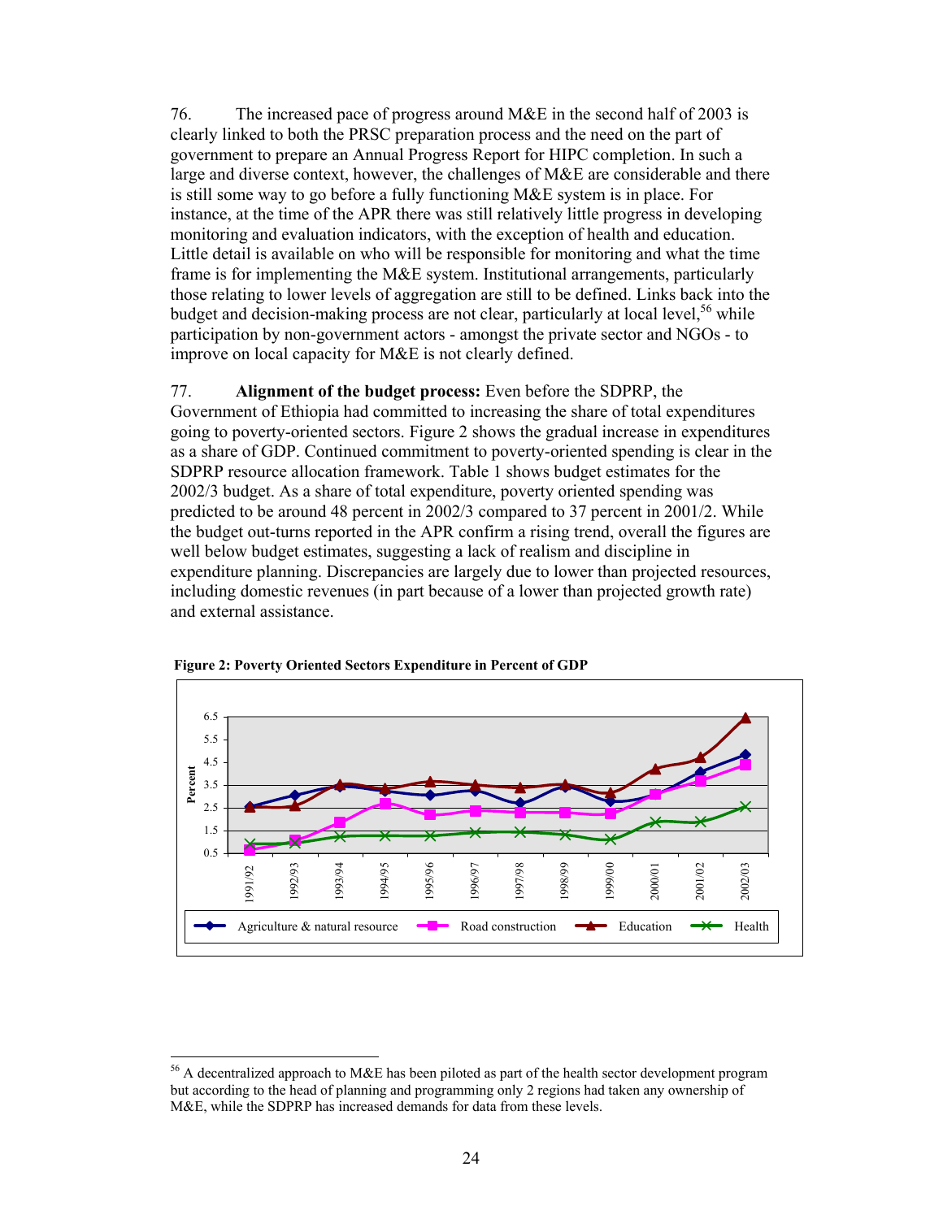76. The increased pace of progress around M&E in the second half of 2003 is clearly linked to both the PRSC preparation process and the need on the part of government to prepare an Annual Progress Report for HIPC completion. In such a large and diverse context, however, the challenges of M&E are considerable and there is still some way to go before a fully functioning M&E system is in place. For instance, at the time of the APR there was still relatively little progress in developing monitoring and evaluation indicators, with the exception of health and education. Little detail is available on who will be responsible for monitoring and what the time frame is for implementing the M&E system. Institutional arrangements, particularly those relating to lower levels of aggregation are still to be defined. Links back into the budget and decision-making process are not clear, particularly at local level,[56] while participation by non-government actors - amongst the private sector and NGOs - to improve on local capacity for M&E is not clearly defined.

77. **Alignment of the budget process:** Even before the SDPRP, the Government of Ethiopia had committed to increasing the share of total expenditures going to poverty-oriented sectors. Figure 2 shows the gradual increase in expenditures as a share of GDP. Continued commitment to poverty-oriented spending is clear in the SDPRP resource allocation framework. Table 1 shows budget estimates for the 2002/3 budget. As a share of total expenditure, poverty oriented spending was predicted to be around 48 percent in 2002/3 compared to 37 percent in 2001/2. While the budget out-turns reported in the APR confirm a rising trend, overall the figures are well below budget estimates, suggesting a lack of realism and discipline in expenditure planning. Discrepancies are largely due to lower than projected resources, including domestic revenues (in part because of a lower than projected growth rate) and external assistance.

**Figure 2: Poverty Oriented Sectors Expenditure in Percent of GDP**

[56] A decentralized approach to M&E has been piloted as part of the health sector development program but according to the head of planning and programming only 2 regions had taken any ownership of M&E, while the SDPRP has increased demands for data from these levels.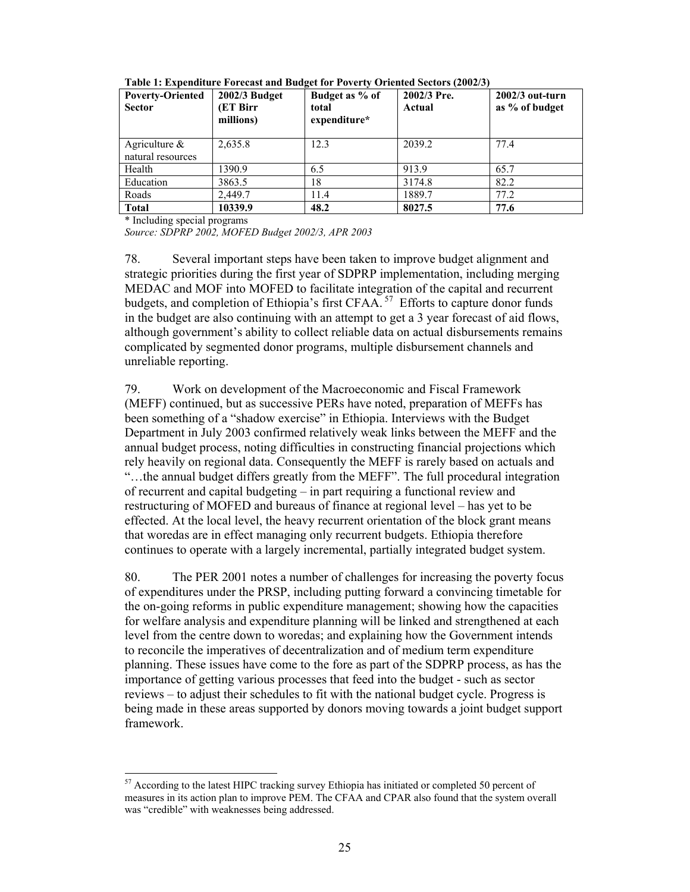**Table 1: Expenditure Forecast and Budget for Poverty Oriented Sectors (2002/3)**

| Poverty-Oriented Sector | 2002/3 Budget (ET Birr millions) | Budget as % of total expenditure* | 2002/3 Pre. Actual | 2002/3 out-turn as % of budget |
|---|---|---|---|---|
| Agriculture & natural resources | 2,635.8 | 12.3 | 2039.2 | 77.4 |
| Health | 1390.9 | 6.5 | 913.9 | 65.7 |
| Education | 3863.5 | 18 | 3174.8 | 82.2 |
| Roads | 2,449.7 | 11.4 | 1889.7 | 77.2 |
| **Total** | **10339.9** | **48.2** | **8027.5** | **77.6** |

* Including special programs

*Source: SDPRP 2002, MOFED Budget 2002/3, APR 2003*

78. Several important steps have been taken to improve budget alignment and strategic priorities during the first year of SDPRP implementation, including merging MEDAC and MOF into MOFED to facilitate integration of the capital and recurrent budgets, and completion of Ethiopia's first CFAA.[57] Efforts to capture donor funds in the budget are also continuing with an attempt to get a 3 year forecast of aid flows, although government's ability to collect reliable data on actual disbursements remains complicated by segmented donor programs, multiple disbursement channels and unreliable reporting.

79. Work on development of the Macroeconomic and Fiscal Framework (MEFF) continued, but as successive PERs have noted, preparation of MEFFs has been something of a "shadow exercise" in Ethiopia. Interviews with the Budget Department in July 2003 confirmed relatively weak links between the MEFF and the annual budget process, noting difficulties in constructing financial projections which rely heavily on regional data. Consequently the MEFF is rarely based on actuals and "…the annual budget differs greatly from the MEFF". The full procedural integration of recurrent and capital budgeting – in part requiring a functional review and restructuring of MOFED and bureaus of finance at regional level – has yet to be effected. At the local level, the heavy recurrent orientation of the block grant means that woredas are in effect managing only recurrent budgets. Ethiopia therefore continues to operate with a largely incremental, partially integrated budget system.

80. The PER 2001 notes a number of challenges for increasing the poverty focus of expenditures under the PRSP, including putting forward a convincing timetable for the on-going reforms in public expenditure management; showing how the capacities for welfare analysis and expenditure planning will be linked and strengthened at each level from the centre down to woredas; and explaining how the Government intends to reconcile the imperatives of decentralization and of medium term expenditure planning. These issues have come to the fore as part of the SDPRP process, as has the importance of getting various processes that feed into the budget - such as sector reviews – to adjust their schedules to fit with the national budget cycle. Progress is being made in these areas supported by donors moving towards a joint budget support framework.

---

[57] According to the latest HIPC tracking survey Ethiopia has initiated or completed 50 percent of measures in its action plan to improve PEM. The CFAA and CPAR also found that the system overall was "credible" with weaknesses being addressed.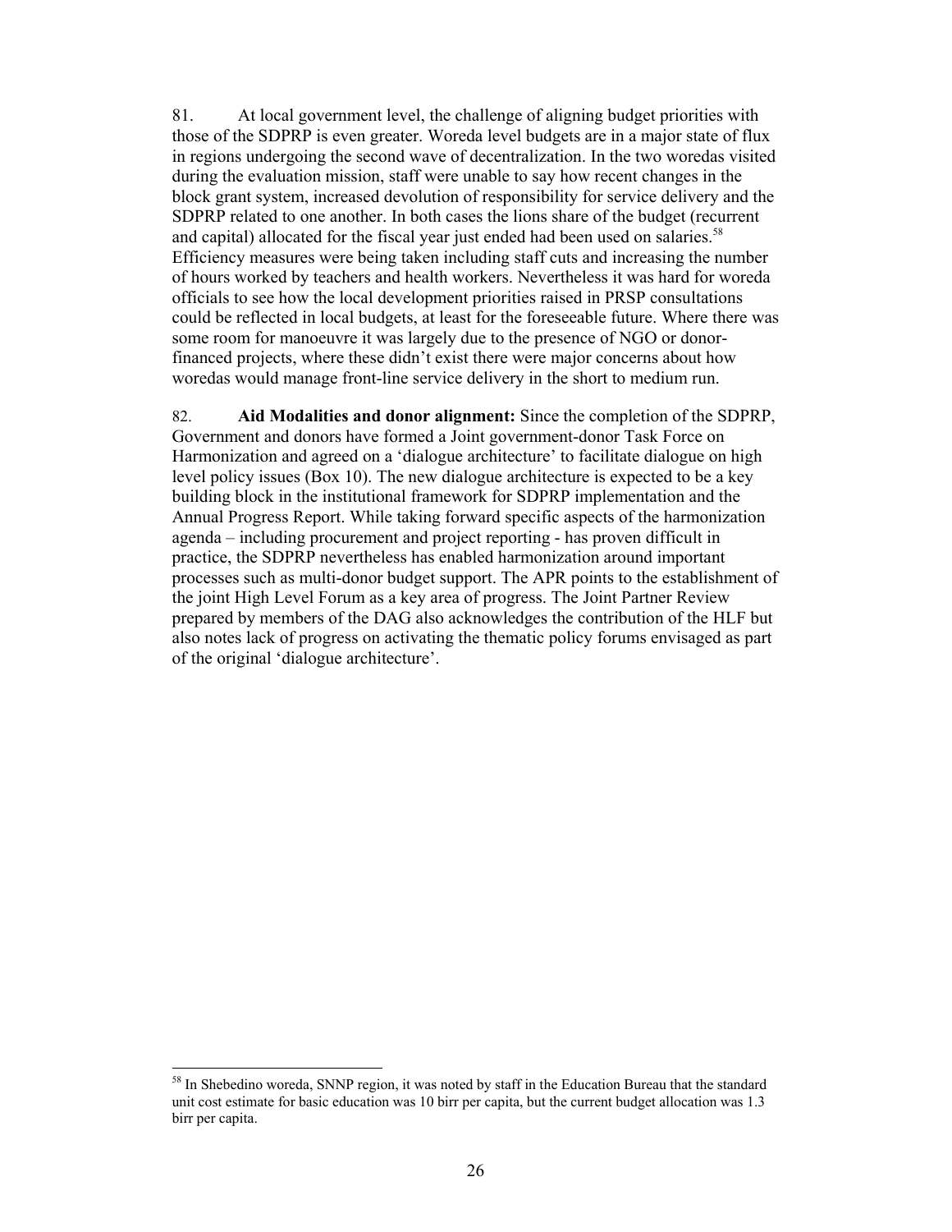81. At local government level, the challenge of aligning budget priorities with those of the SDPRP is even greater. Woreda level budgets are in a major state of flux in regions undergoing the second wave of decentralization. In the two woredas visited during the evaluation mission, staff were unable to say how recent changes in the block grant system, increased devolution of responsibility for service delivery and the SDPRP related to one another. In both cases the lions share of the budget (recurrent and capital) allocated for the fiscal year just ended had been used on salaries.[58] Efficiency measures were being taken including staff cuts and increasing the number of hours worked by teachers and health workers. Nevertheless it was hard for woreda officials to see how the local development priorities raised in PRSP consultations could be reflected in local budgets, at least for the foreseeable future. Where there was some room for manoeuvre it was largely due to the presence of NGO or donor-financed projects, where these didn't exist there were major concerns about how woredas would manage front-line service delivery in the short to medium run.

82. **Aid Modalities and donor alignment:** Since the completion of the SDPRP, Government and donors have formed a Joint government-donor Task Force on Harmonization and agreed on a 'dialogue architecture' to facilitate dialogue on high level policy issues (Box 10). The new dialogue architecture is expected to be a key building block in the institutional framework for SDPRP implementation and the Annual Progress Report. While taking forward specific aspects of the harmonization agenda – including procurement and project reporting - has proven difficult in practice, the SDPRP nevertheless has enabled harmonization around important processes such as multi-donor budget support. The APR points to the establishment of the joint High Level Forum as a key area of progress. The Joint Partner Review prepared by members of the DAG also acknowledges the contribution of the HLF but also notes lack of progress on activating the thematic policy forums envisaged as part of the original 'dialogue architecture'.

---

[58] In Shebedino woreda, SNNP region, it was noted by staff in the Education Bureau that the standard unit cost estimate for basic education was 10 birr per capita, but the current budget allocation was 1.3 birr per capita.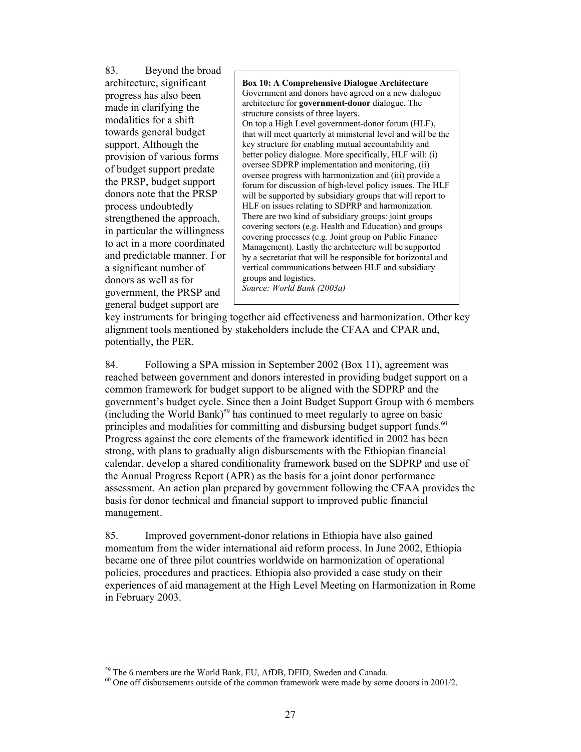83. Beyond the broad architecture, significant progress has also been made in clarifying the modalities for a shift towards general budget support. Although the provision of various forms of budget support predate the PRSP, budget support donors note that the PRSP process undoubtedly strengthened the approach, in particular the willingness to act in a more coordinated and predictable manner. For a significant number of donors as well as for government, the PRSP and general budget support are key instruments for bringing together aid effectiveness and harmonization. Other key alignment tools mentioned by stakeholders include the CFAA and CPAR and, potentially, the PER.

> **Box 10: A Comprehensive Dialogue Architecture**
> Government and donors have agreed on a new dialogue architecture for **government-donor** dialogue. The structure consists of three layers.
> On top a High Level government-donor forum (HLF), that will meet quarterly at ministerial level and will be the key structure for enabling mutual accountability and better policy dialogue. More specifically, HLF will: (i) oversee SDPRP implementation and monitoring, (ii) oversee progress with harmonization and (iii) provide a forum for discussion of high-level policy issues. The HLF will be supported by subsidiary groups that will report to HLF on issues relating to SDPRP and harmonization. There are two kind of subsidiary groups: joint groups covering sectors (e.g. Health and Education) and groups covering processes (e.g. Joint group on Public Finance Management). Lastly the architecture will be supported by a secretariat that will be responsible for horizontal and vertical communications between HLF and subsidiary groups and logistics.
> *Source: World Bank (2003a)*

84. Following a SPA mission in September 2002 (Box 11), agreement was reached between government and donors interested in providing budget support on a common framework for budget support to be aligned with the SDPRP and the government's budget cycle. Since then a Joint Budget Support Group with 6 members (including the World Bank)[59] has continued to meet regularly to agree on basic principles and modalities for committing and disbursing budget support funds.[60] Progress against the core elements of the framework identified in 2002 has been strong, with plans to gradually align disbursements with the Ethiopian financial calendar, develop a shared conditionality framework based on the SDPRP and use of the Annual Progress Report (APR) as the basis for a joint donor performance assessment. An action plan prepared by government following the CFAA provides the basis for donor technical and financial support to improved public financial management.

85. Improved government-donor relations in Ethiopia have also gained momentum from the wider international aid reform process. In June 2002, Ethiopia became one of three pilot countries worldwide on harmonization of operational policies, procedures and practices. Ethiopia also provided a case study on their experiences of aid management at the High Level Meeting on Harmonization in Rome in February 2003.

---

[59] The 6 members are the World Bank, EU, AfDB, DFID, Sweden and Canada.

[60] One off disbursements outside of the common framework were made by some donors in 2001/2.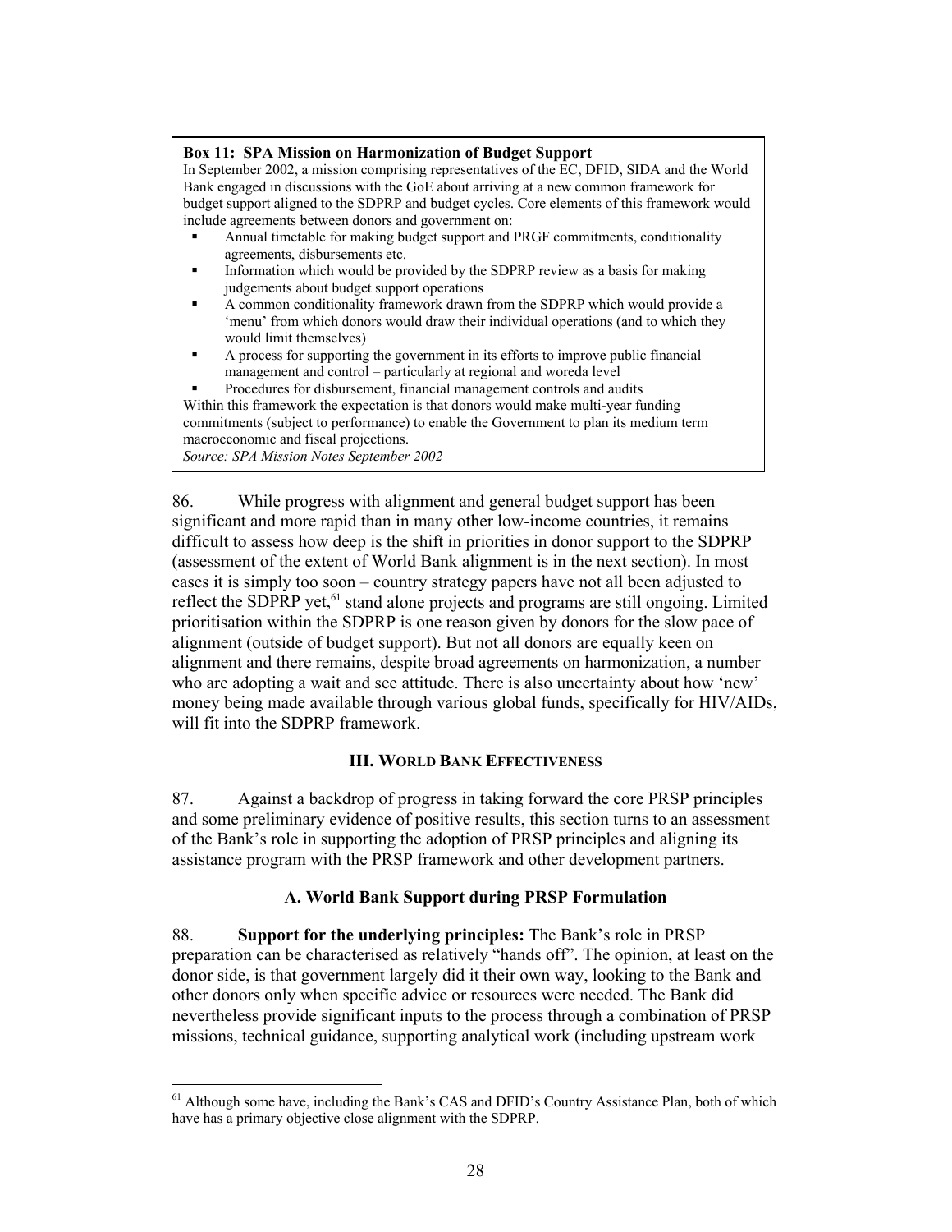**Box 11: SPA Mission on Harmonization of Budget Support**

In September 2002, a mission comprising representatives of the EC, DFID, SIDA and the World Bank engaged in discussions with the GoE about arriving at a new common framework for budget support aligned to the SDPRP and budget cycles. Core elements of this framework would include agreements between donors and government on:

- Annual timetable for making budget support and PRGF commitments, conditionality agreements, disbursements etc.
- Information which would be provided by the SDPRP review as a basis for making judgements about budget support operations
- A common conditionality framework drawn from the SDPRP which would provide a 'menu' from which donors would draw their individual operations (and to which they would limit themselves)
- A process for supporting the government in its efforts to improve public financial management and control – particularly at regional and woreda level
- Procedures for disbursement, financial management controls and audits

Within this framework the expectation is that donors would make multi-year funding commitments (subject to performance) to enable the Government to plan its medium term macroeconomic and fiscal projections.

*Source: SPA Mission Notes September 2002*

86. While progress with alignment and general budget support has been significant and more rapid than in many other low-income countries, it remains difficult to assess how deep is the shift in priorities in donor support to the SDPRP (assessment of the extent of World Bank alignment is in the next section). In most cases it is simply too soon – country strategy papers have not all been adjusted to reflect the SDPRP yet,[61] stand alone projects and programs are still ongoing. Limited prioritisation within the SDPRP is one reason given by donors for the slow pace of alignment (outside of budget support). But not all donors are equally keen on alignment and there remains, despite broad agreements on harmonization, a number who are adopting a wait and see attitude. There is also uncertainty about how 'new' money being made available through various global funds, specifically for HIV/AIDs, will fit into the SDPRP framework.

## III. World Bank Effectiveness

87. Against a backdrop of progress in taking forward the core PRSP principles and some preliminary evidence of positive results, this section turns to an assessment of the Bank's role in supporting the adoption of PRSP principles and aligning its assistance program with the PRSP framework and other development partners.

### A. World Bank Support during PRSP Formulation

88. **Support for the underlying principles:** The Bank's role in PRSP preparation can be characterised as relatively "hands off". The opinion, at least on the donor side, is that government largely did it their own way, looking to the Bank and other donors only when specific advice or resources were needed. The Bank did nevertheless provide significant inputs to the process through a combination of PRSP missions, technical guidance, supporting analytical work (including upstream work

[61] Although some have, including the Bank's CAS and DFID's Country Assistance Plan, both of which have has a primary objective close alignment with the SDPRP.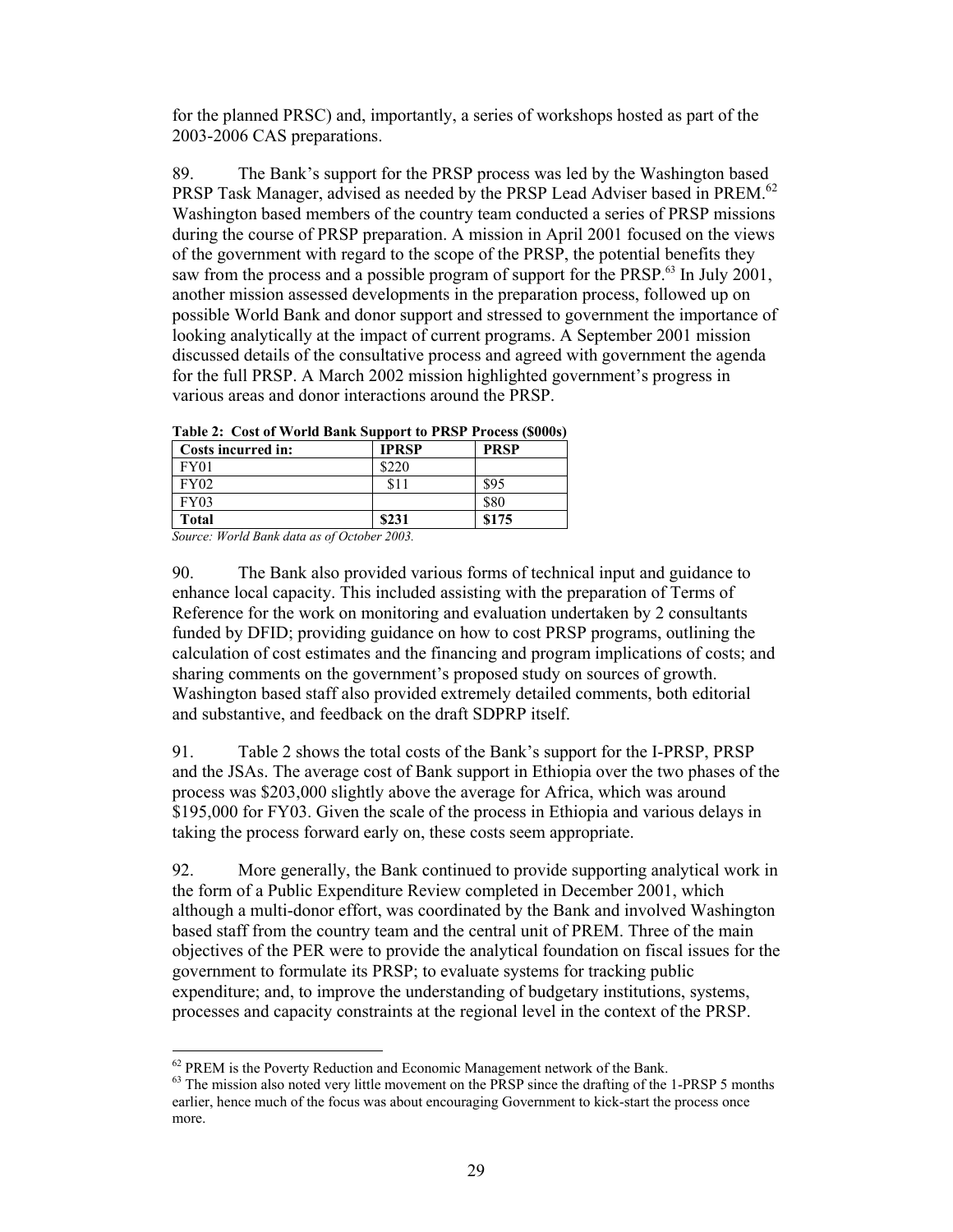for the planned PRSC) and, importantly, a series of workshops hosted as part of the 2003-2006 CAS preparations.

89. The Bank's support for the PRSP process was led by the Washington based PRSP Task Manager, advised as needed by the PRSP Lead Adviser based in PREM.[62] Washington based members of the country team conducted a series of PRSP missions during the course of PRSP preparation. A mission in April 2001 focused on the views of the government with regard to the scope of the PRSP, the potential benefits they saw from the process and a possible program of support for the PRSP.[63] In July 2001, another mission assessed developments in the preparation process, followed up on possible World Bank and donor support and stressed to government the importance of looking analytically at the impact of current programs. A September 2001 mission discussed details of the consultative process and agreed with government the agenda for the full PRSP. A March 2002 mission highlighted government's progress in various areas and donor interactions around the PRSP.

**Table 2: Cost of World Bank Support to PRSP Process ($000s)**

| Costs incurred in: | IPRSP | PRSP |
|---|---|---|
| FY01 | $220 | |
| FY02 | $11 | $95 |
| FY03 | | $80 |
| **Total** | **$231** | **$175** |

*Source: World Bank data as of October 2003.*

90. The Bank also provided various forms of technical input and guidance to enhance local capacity. This included assisting with the preparation of Terms of Reference for the work on monitoring and evaluation undertaken by 2 consultants funded by DFID; providing guidance on how to cost PRSP programs, outlining the calculation of cost estimates and the financing and program implications of costs; and sharing comments on the government's proposed study on sources of growth. Washington based staff also provided extremely detailed comments, both editorial and substantive, and feedback on the draft SDPRP itself.

91. Table 2 shows the total costs of the Bank's support for the I-PRSP, PRSP and the JSAs. The average cost of Bank support in Ethiopia over the two phases of the process was $203,000 slightly above the average for Africa, which was around $195,000 for FY03. Given the scale of the process in Ethiopia and various delays in taking the process forward early on, these costs seem appropriate.

92. More generally, the Bank continued to provide supporting analytical work in the form of a Public Expenditure Review completed in December 2001, which although a multi-donor effort, was coordinated by the Bank and involved Washington based staff from the country team and the central unit of PREM. Three of the main objectives of the PER were to provide the analytical foundation on fiscal issues for the government to formulate its PRSP; to evaluate systems for tracking public expenditure; and, to improve the understanding of budgetary institutions, systems, processes and capacity constraints at the regional level in the context of the PRSP.

[62] PREM is the Poverty Reduction and Economic Management network of the Bank.

[63] The mission also noted very little movement on the PRSP since the drafting of the 1-PRSP 5 months earlier, hence much of the focus was about encouraging Government to kick-start the process once more.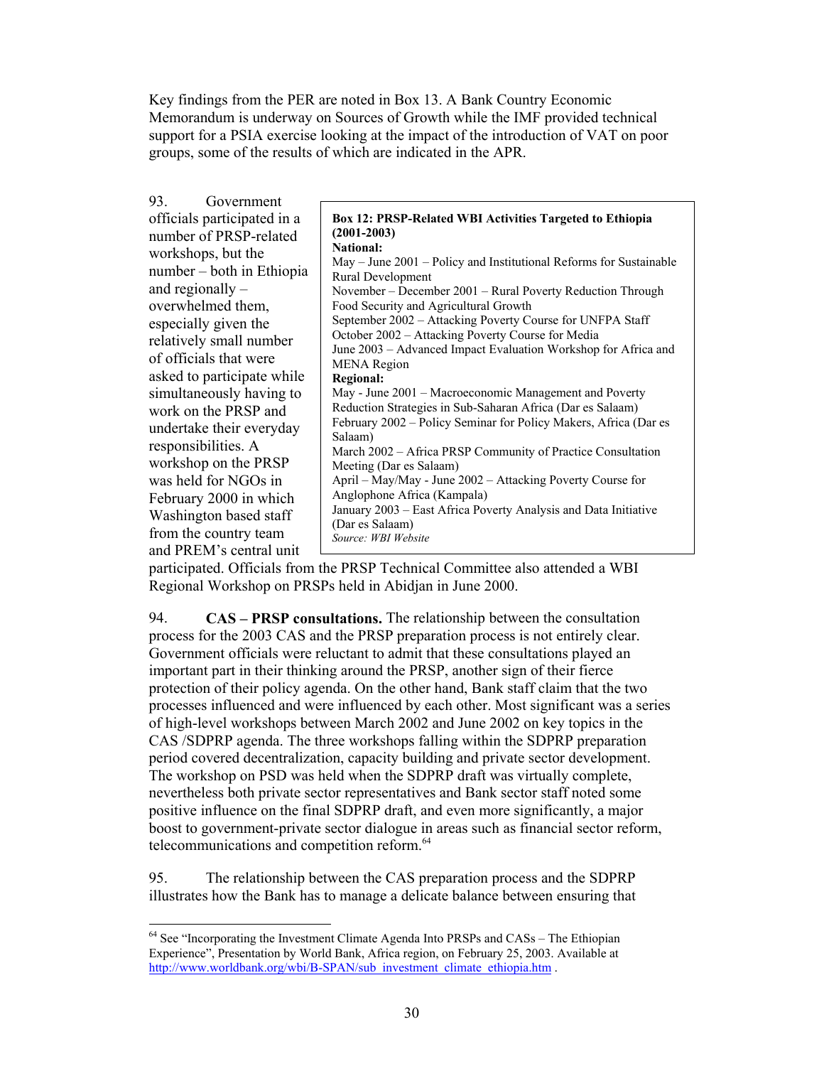Key findings from the PER are noted in Box 13. A Bank Country Economic Memorandum is underway on Sources of Growth while the IMF provided technical support for a PSIA exercise looking at the impact of the introduction of VAT on poor groups, some of the results of which are indicated in the APR.

93. Government officials participated in a number of PRSP-related workshops, but the number – both in Ethiopia and regionally – overwhelmed them, especially given the relatively small number of officials that were asked to participate while simultaneously having to work on the PRSP and undertake their everyday responsibilities. A workshop on the PRSP was held for NGOs in February 2000 in which Washington based staff from the country team and PREM's central unit participated. Officials from the PRSP Technical Committee also attended a WBI Regional Workshop on PRSPs held in Abidjan in June 2000.

> **Box 12: PRSP-Related WBI Activities Targeted to Ethiopia (2001-2003)**
>
> **National:**
>
> May – June 2001 – Policy and Institutional Reforms for Sustainable Rural Development
>
> November – December 2001 – Rural Poverty Reduction Through Food Security and Agricultural Growth
>
> September 2002 – Attacking Poverty Course for UNFPA Staff
>
> October 2002 – Attacking Poverty Course for Media
>
> June 2003 – Advanced Impact Evaluation Workshop for Africa and MENA Region
>
> **Regional:**
>
> May - June 2001 – Macroeconomic Management and Poverty Reduction Strategies in Sub-Saharan Africa (Dar es Salaam)
>
> February 2002 – Policy Seminar for Policy Makers, Africa (Dar es Salaam)
>
> March 2002 – Africa PRSP Community of Practice Consultation Meeting (Dar es Salaam)
>
> April – May/May - June 2002 – Attacking Poverty Course for Anglophone Africa (Kampala)
>
> January 2003 – East Africa Poverty Analysis and Data Initiative (Dar es Salaam)
>
> *Source: WBI Website*

94. **CAS – PRSP consultations.** The relationship between the consultation process for the 2003 CAS and the PRSP preparation process is not entirely clear. Government officials were reluctant to admit that these consultations played an important part in their thinking around the PRSP, another sign of their fierce protection of their policy agenda. On the other hand, Bank staff claim that the two processes influenced and were influenced by each other. Most significant was a series of high-level workshops between March 2002 and June 2002 on key topics in the CAS /SDPRP agenda. The three workshops falling within the SDPRP preparation period covered decentralization, capacity building and private sector development. The workshop on PSD was held when the SDPRP draft was virtually complete, nevertheless both private sector representatives and Bank sector staff noted some positive influence on the final SDPRP draft, and even more significantly, a major boost to government-private sector dialogue in areas such as financial sector reform, telecommunications and competition reform.[64]

95. The relationship between the CAS preparation process and the SDPRP illustrates how the Bank has to manage a delicate balance between ensuring that

---

[64] See "Incorporating the Investment Climate Agenda Into PRSPs and CASs – The Ethiopian Experience", Presentation by World Bank, Africa region, on February 25, 2003. Available at http://www.worldbank.org/wbi/B-SPAN/sub_investment_climate_ethiopia.htm .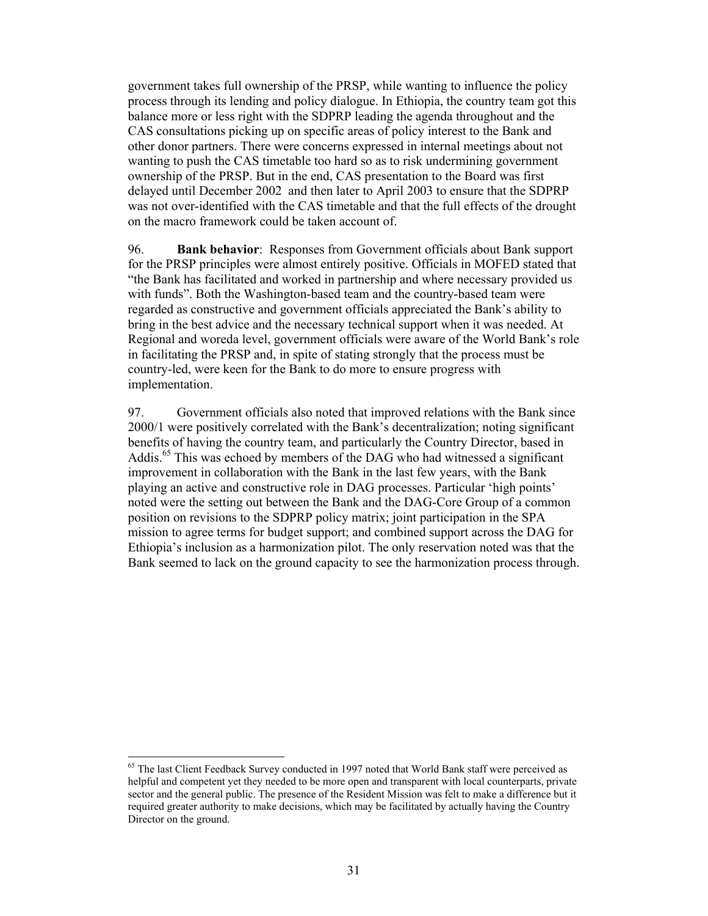government takes full ownership of the PRSP, while wanting to influence the policy process through its lending and policy dialogue. In Ethiopia, the country team got this balance more or less right with the SDPRP leading the agenda throughout and the CAS consultations picking up on specific areas of policy interest to the Bank and other donor partners. There were concerns expressed in internal meetings about not wanting to push the CAS timetable too hard so as to risk undermining government ownership of the PRSP. But in the end, CAS presentation to the Board was first delayed until December 2002 and then later to April 2003 to ensure that the SDPRP was not over-identified with the CAS timetable and that the full effects of the drought on the macro framework could be taken account of.

96. **Bank behavior**: Responses from Government officials about Bank support for the PRSP principles were almost entirely positive. Officials in MOFED stated that "the Bank has facilitated and worked in partnership and where necessary provided us with funds". Both the Washington-based team and the country-based team were regarded as constructive and government officials appreciated the Bank's ability to bring in the best advice and the necessary technical support when it was needed. At Regional and woreda level, government officials were aware of the World Bank's role in facilitating the PRSP and, in spite of stating strongly that the process must be country-led, were keen for the Bank to do more to ensure progress with implementation.

97. Government officials also noted that improved relations with the Bank since 2000/1 were positively correlated with the Bank's decentralization; noting significant benefits of having the country team, and particularly the Country Director, based in Addis.[65] This was echoed by members of the DAG who had witnessed a significant improvement in collaboration with the Bank in the last few years, with the Bank playing an active and constructive role in DAG processes. Particular 'high points' noted were the setting out between the Bank and the DAG-Core Group of a common position on revisions to the SDPRP policy matrix; joint participation in the SPA mission to agree terms for budget support; and combined support across the DAG for Ethiopia's inclusion as a harmonization pilot. The only reservation noted was that the Bank seemed to lack on the ground capacity to see the harmonization process through.

[65] The last Client Feedback Survey conducted in 1997 noted that World Bank staff were perceived as helpful and competent yet they needed to be more open and transparent with local counterparts, private sector and the general public. The presence of the Resident Mission was felt to make a difference but it required greater authority to make decisions, which may be facilitated by actually having the Country Director on the ground.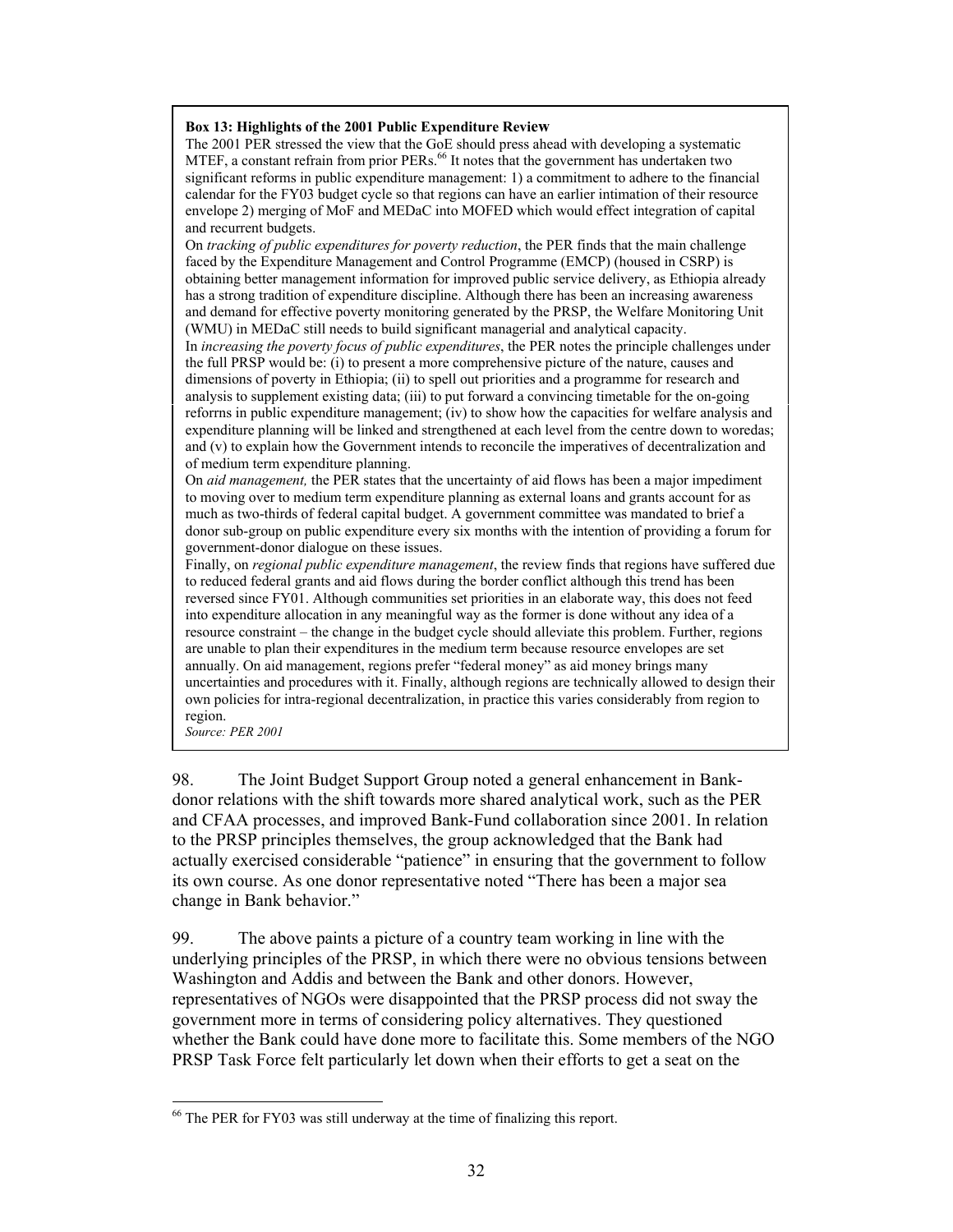**Box 13: Highlights of the 2001 Public Expenditure Review**

The 2001 PER stressed the view that the GoE should press ahead with developing a systematic MTEF, a constant refrain from prior PERs.[66] It notes that the government has undertaken two significant reforms in public expenditure management: 1) a commitment to adhere to the financial calendar for the FY03 budget cycle so that regions can have an earlier intimation of their resource envelope 2) merging of MoF and MEDaC into MOFED which would effect integration of capital and recurrent budgets.

On *tracking of public expenditures for poverty reduction*, the PER finds that the main challenge faced by the Expenditure Management and Control Programme (EMCP) (housed in CSRP) is obtaining better management information for improved public service delivery, as Ethiopia already has a strong tradition of expenditure discipline. Although there has been an increasing awareness and demand for effective poverty monitoring generated by the PRSP, the Welfare Monitoring Unit (WMU) in MEDaC still needs to build significant managerial and analytical capacity.

In *increasing the poverty focus of public expenditures*, the PER notes the principle challenges under the full PRSP would be: (i) to present a more comprehensive picture of the nature, causes and dimensions of poverty in Ethiopia; (ii) to spell out priorities and a programme for research and analysis to supplement existing data; (iii) to put forward a convincing timetable for the on-going reforrns in public expenditure management; (iv) to show how the capacities for welfare analysis and expenditure planning will be linked and strengthened at each level from the centre down to woredas; and (v) to explain how the Government intends to reconcile the imperatives of decentralization and of medium term expenditure planning.

On *aid management,* the PER states that the uncertainty of aid flows has been a major impediment to moving over to medium term expenditure planning as external loans and grants account for as much as two-thirds of federal capital budget. A government committee was mandated to brief a donor sub-group on public expenditure every six months with the intention of providing a forum for government-donor dialogue on these issues.

Finally, on *regional public expenditure management*, the review finds that regions have suffered due to reduced federal grants and aid flows during the border conflict although this trend has been reversed since FY01. Although communities set priorities in an elaborate way, this does not feed into expenditure allocation in any meaningful way as the former is done without any idea of a resource constraint – the change in the budget cycle should alleviate this problem. Further, regions are unable to plan their expenditures in the medium term because resource envelopes are set annually. On aid management, regions prefer "federal money" as aid money brings many uncertainties and procedures with it. Finally, although regions are technically allowed to design their own policies for intra-regional decentralization, in practice this varies considerably from region to region.

*Source: PER 2001*

98. The Joint Budget Support Group noted a general enhancement in Bank-donor relations with the shift towards more shared analytical work, such as the PER and CFAA processes, and improved Bank-Fund collaboration since 2001. In relation to the PRSP principles themselves, the group acknowledged that the Bank had actually exercised considerable "patience" in ensuring that the government to follow its own course. As one donor representative noted "There has been a major sea change in Bank behavior."

99. The above paints a picture of a country team working in line with the underlying principles of the PRSP, in which there were no obvious tensions between Washington and Addis and between the Bank and other donors. However, representatives of NGOs were disappointed that the PRSP process did not sway the government more in terms of considering policy alternatives. They questioned whether the Bank could have done more to facilitate this. Some members of the NGO PRSP Task Force felt particularly let down when their efforts to get a seat on the

[66] The PER for FY03 was still underway at the time of finalizing this report.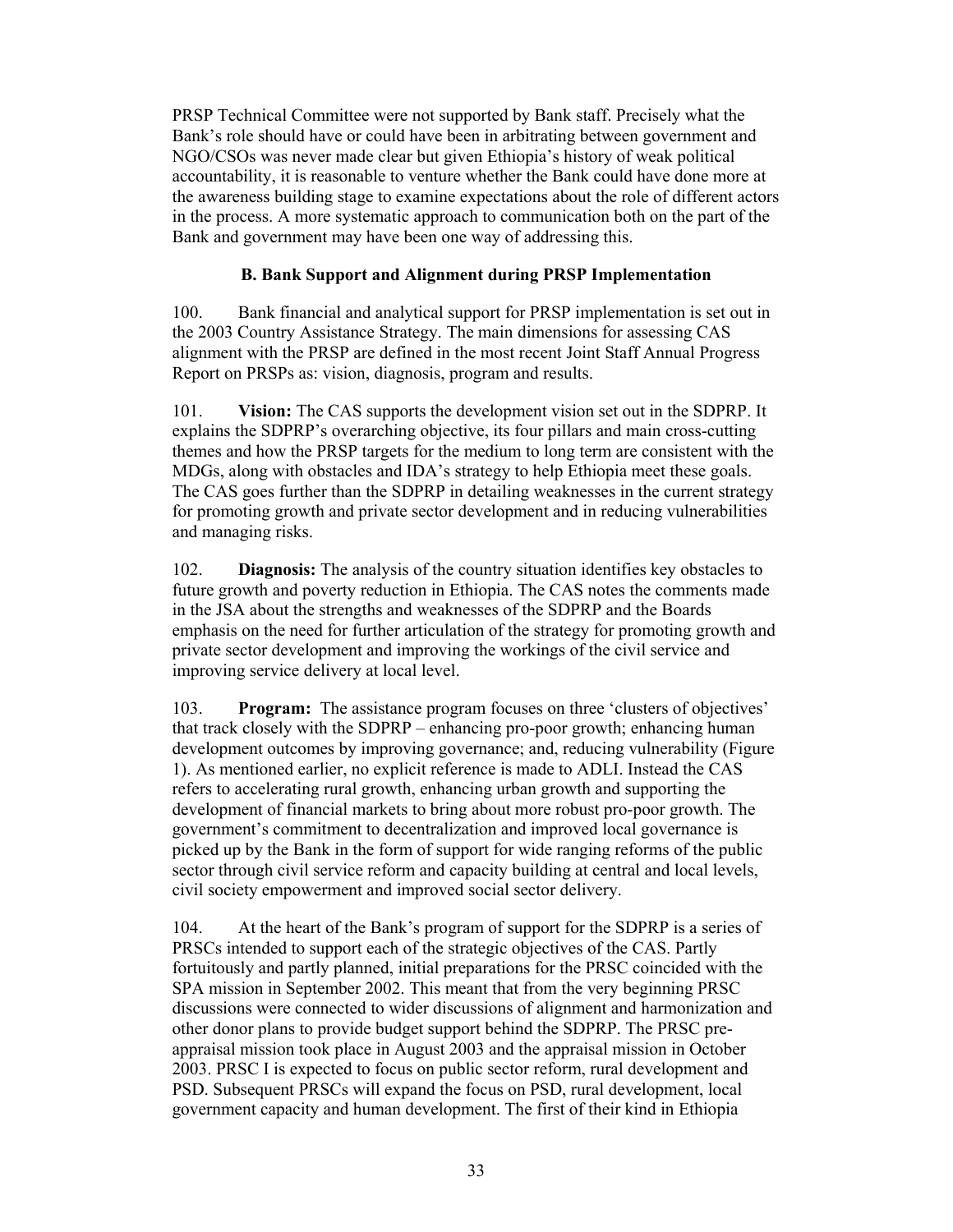PRSP Technical Committee were not supported by Bank staff. Precisely what the Bank's role should have or could have been in arbitrating between government and NGO/CSOs was never made clear but given Ethiopia's history of weak political accountability, it is reasonable to venture whether the Bank could have done more at the awareness building stage to examine expectations about the role of different actors in the process. A more systematic approach to communication both on the part of the Bank and government may have been one way of addressing this.

### B. Bank Support and Alignment during PRSP Implementation

100. Bank financial and analytical support for PRSP implementation is set out in the 2003 Country Assistance Strategy. The main dimensions for assessing CAS alignment with the PRSP are defined in the most recent Joint Staff Annual Progress Report on PRSPs as: vision, diagnosis, program and results.

101. **Vision:** The CAS supports the development vision set out in the SDPRP. It explains the SDPRP's overarching objective, its four pillars and main cross-cutting themes and how the PRSP targets for the medium to long term are consistent with the MDGs, along with obstacles and IDA's strategy to help Ethiopia meet these goals. The CAS goes further than the SDPRP in detailing weaknesses in the current strategy for promoting growth and private sector development and in reducing vulnerabilities and managing risks.

102. **Diagnosis:** The analysis of the country situation identifies key obstacles to future growth and poverty reduction in Ethiopia. The CAS notes the comments made in the JSA about the strengths and weaknesses of the SDPRP and the Boards emphasis on the need for further articulation of the strategy for promoting growth and private sector development and improving the workings of the civil service and improving service delivery at local level.

103. **Program:** The assistance program focuses on three 'clusters of objectives' that track closely with the SDPRP – enhancing pro-poor growth; enhancing human development outcomes by improving governance; and, reducing vulnerability (Figure 1). As mentioned earlier, no explicit reference is made to ADLI. Instead the CAS refers to accelerating rural growth, enhancing urban growth and supporting the development of financial markets to bring about more robust pro-poor growth. The government's commitment to decentralization and improved local governance is picked up by the Bank in the form of support for wide ranging reforms of the public sector through civil service reform and capacity building at central and local levels, civil society empowerment and improved social sector delivery.

104. At the heart of the Bank's program of support for the SDPRP is a series of PRSCs intended to support each of the strategic objectives of the CAS. Partly fortuitously and partly planned, initial preparations for the PRSC coincided with the SPA mission in September 2002. This meant that from the very beginning PRSC discussions were connected to wider discussions of alignment and harmonization and other donor plans to provide budget support behind the SDPRP. The PRSC pre-appraisal mission took place in August 2003 and the appraisal mission in October 2003. PRSC I is expected to focus on public sector reform, rural development and PSD. Subsequent PRSCs will expand the focus on PSD, rural development, local government capacity and human development. The first of their kind in Ethiopia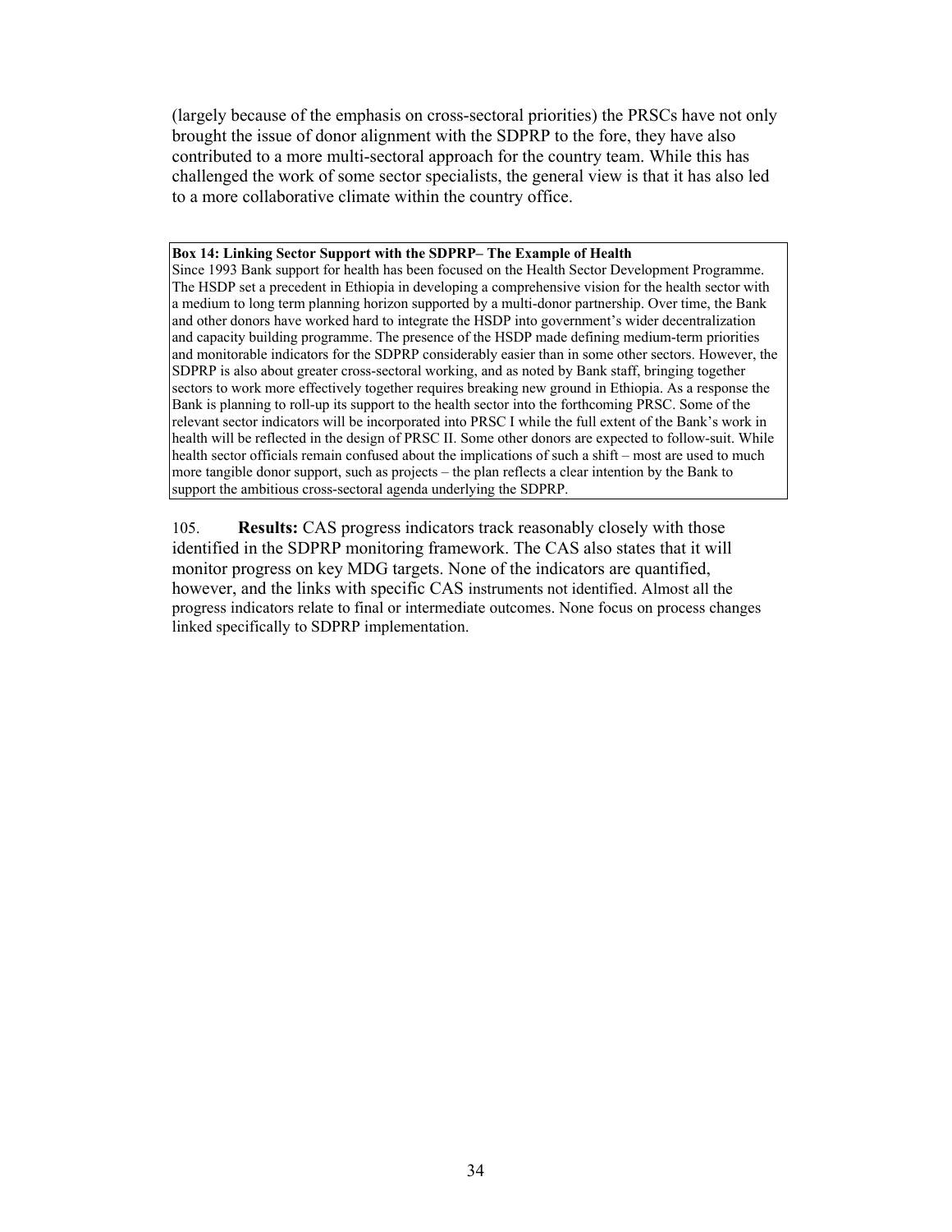(largely because of the emphasis on cross-sectoral priorities) the PRSCs have not only brought the issue of donor alignment with the SDPRP to the fore, they have also contributed to a more multi-sectoral approach for the country team. While this has challenged the work of some sector specialists, the general view is that it has also led to a more collaborative climate within the country office.

**Box 14: Linking Sector Support with the SDPRP– The Example of Health**

Since 1993 Bank support for health has been focused on the Health Sector Development Programme. The HSDP set a precedent in Ethiopia in developing a comprehensive vision for the health sector with a medium to long term planning horizon supported by a multi-donor partnership. Over time, the Bank and other donors have worked hard to integrate the HSDP into government's wider decentralization and capacity building programme. The presence of the HSDP made defining medium-term priorities and monitorable indicators for the SDPRP considerably easier than in some other sectors. However, the SDPRP is also about greater cross-sectoral working, and as noted by Bank staff, bringing together sectors to work more effectively together requires breaking new ground in Ethiopia. As a response the Bank is planning to roll-up its support to the health sector into the forthcoming PRSC. Some of the relevant sector indicators will be incorporated into PRSC I while the full extent of the Bank's work in health will be reflected in the design of PRSC II. Some other donors are expected to follow-suit. While health sector officials remain confused about the implications of such a shift – most are used to much more tangible donor support, such as projects – the plan reflects a clear intention by the Bank to support the ambitious cross-sectoral agenda underlying the SDPRP.

105. **Results:** CAS progress indicators track reasonably closely with those identified in the SDPRP monitoring framework. The CAS also states that it will monitor progress on key MDG targets. None of the indicators are quantified, however, and the links with specific CAS instruments not identified. Almost all the progress indicators relate to final or intermediate outcomes. None focus on process changes linked specifically to SDPRP implementation.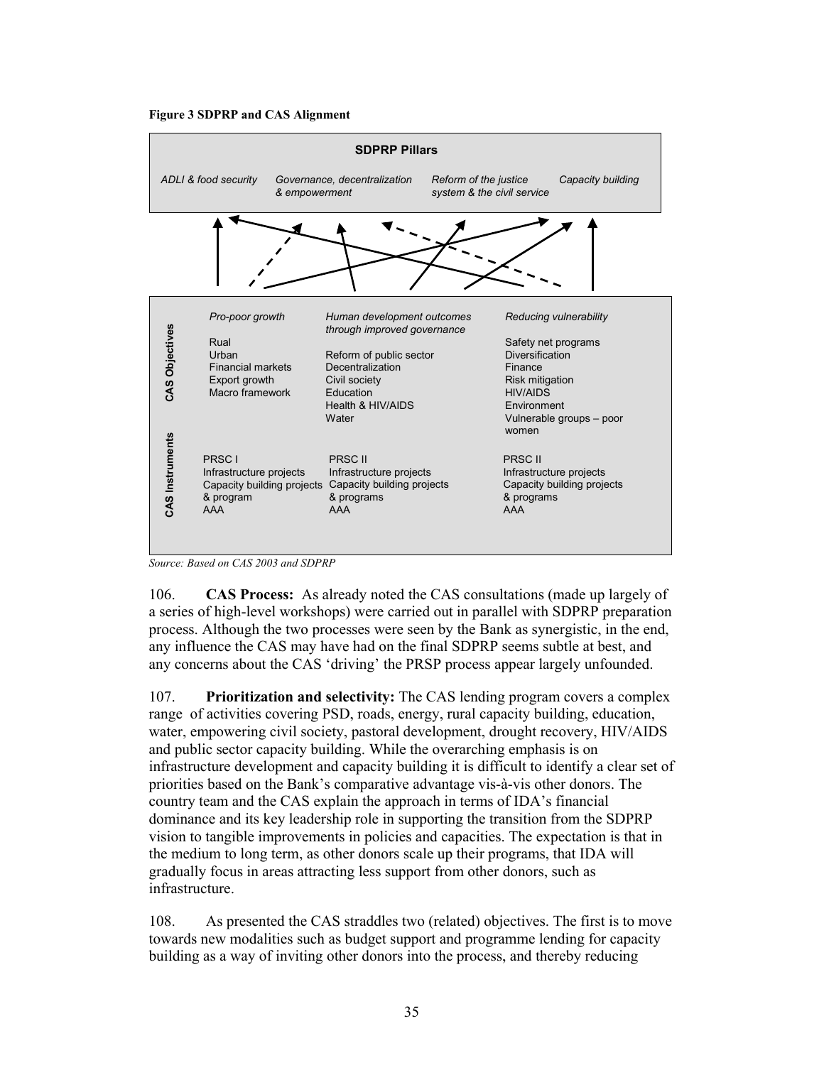**Figure 3 SDPRP and CAS Alignment**

**SDPRP Pillars**

*ADLI & food security* | *Governance, decentralization & empowerment* | *Reform of the justice system & the civil service* | *Capacity building*

**CAS Objectives**

| *Pro-poor growth* | *Human development outcomes through improved governance* | *Reducing vulnerability* |
|---|---|---|
| Rual<br>Urban<br>Financial markets<br>Export growth<br>Macro framework | Reform of public sector<br>Decentralization<br>Civil society<br>Education<br>Health & HIV/AIDS<br>Water | Safety net programs<br>Diversification<br>Finance<br>Risk mitigation<br>HIV/AIDS<br>Environment<br>Vulnerable groups – poor women |

**CAS Instruments**

| | | |
|---|---|---|
| PRSC I<br>Infrastructure projects<br>Capacity building projects & program<br>AAA | PRSC II<br>Infrastructure projects<br>Capacity building projects & programs<br>AAA | PRSC II<br>Infrastructure projects<br>Capacity building projects & programs<br>AAA |

*Source: Based on CAS 2003 and SDPRP*

106. **CAS Process:** As already noted the CAS consultations (made up largely of a series of high-level workshops) were carried out in parallel with SDPRP preparation process. Although the two processes were seen by the Bank as synergistic, in the end, any influence the CAS may have had on the final SDPRP seems subtle at best, and any concerns about the CAS 'driving' the PRSP process appear largely unfounded.

107. **Prioritization and selectivity:** The CAS lending program covers a complex range of activities covering PSD, roads, energy, rural capacity building, education, water, empowering civil society, pastoral development, drought recovery, HIV/AIDS and public sector capacity building. While the overarching emphasis is on infrastructure development and capacity building it is difficult to identify a clear set of priorities based on the Bank's comparative advantage vis-à-vis other donors. The country team and the CAS explain the approach in terms of IDA's financial dominance and its key leadership role in supporting the transition from the SDPRP vision to tangible improvements in policies and capacities. The expectation is that in the medium to long term, as other donors scale up their programs, that IDA will gradually focus in areas attracting less support from other donors, such as infrastructure.

108. As presented the CAS straddles two (related) objectives. The first is to move towards new modalities such as budget support and programme lending for capacity building as a way of inviting other donors into the process, and thereby reducing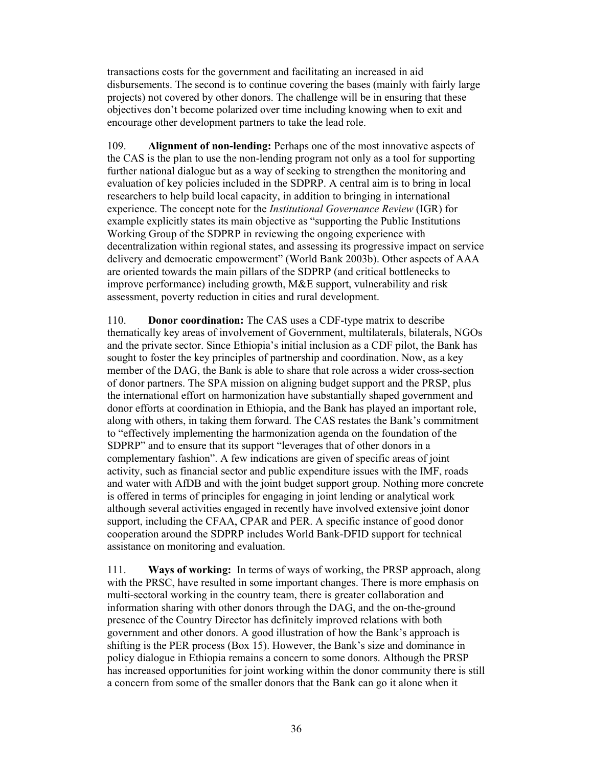transactions costs for the government and facilitating an increased in aid disbursements. The second is to continue covering the bases (mainly with fairly large projects) not covered by other donors. The challenge will be in ensuring that these objectives don't become polarized over time including knowing when to exit and encourage other development partners to take the lead role.

109. **Alignment of non-lending:** Perhaps one of the most innovative aspects of the CAS is the plan to use the non-lending program not only as a tool for supporting further national dialogue but as a way of seeking to strengthen the monitoring and evaluation of key policies included in the SDPRP. A central aim is to bring in local researchers to help build local capacity, in addition to bringing in international experience. The concept note for the *Institutional Governance Review* (IGR) for example explicitly states its main objective as "supporting the Public Institutions Working Group of the SDPRP in reviewing the ongoing experience with decentralization within regional states, and assessing its progressive impact on service delivery and democratic empowerment" (World Bank 2003b). Other aspects of AAA are oriented towards the main pillars of the SDPRP (and critical bottlenecks to improve performance) including growth, M&E support, vulnerability and risk assessment, poverty reduction in cities and rural development.

110. **Donor coordination:** The CAS uses a CDF-type matrix to describe thematically key areas of involvement of Government, multilaterals, bilaterals, NGOs and the private sector. Since Ethiopia's initial inclusion as a CDF pilot, the Bank has sought to foster the key principles of partnership and coordination. Now, as a key member of the DAG, the Bank is able to share that role across a wider cross-section of donor partners. The SPA mission on aligning budget support and the PRSP, plus the international effort on harmonization have substantially shaped government and donor efforts at coordination in Ethiopia, and the Bank has played an important role, along with others, in taking them forward. The CAS restates the Bank's commitment to "effectively implementing the harmonization agenda on the foundation of the SDPRP" and to ensure that its support "leverages that of other donors in a complementary fashion". A few indications are given of specific areas of joint activity, such as financial sector and public expenditure issues with the IMF, roads and water with AfDB and with the joint budget support group. Nothing more concrete is offered in terms of principles for engaging in joint lending or analytical work although several activities engaged in recently have involved extensive joint donor support, including the CFAA, CPAR and PER. A specific instance of good donor cooperation around the SDPRP includes World Bank-DFID support for technical assistance on monitoring and evaluation.

111. **Ways of working:** In terms of ways of working, the PRSP approach, along with the PRSC, have resulted in some important changes. There is more emphasis on multi-sectoral working in the country team, there is greater collaboration and information sharing with other donors through the DAG, and the on-the-ground presence of the Country Director has definitely improved relations with both government and other donors. A good illustration of how the Bank's approach is shifting is the PER process (Box 15). However, the Bank's size and dominance in policy dialogue in Ethiopia remains a concern to some donors. Although the PRSP has increased opportunities for joint working within the donor community there is still a concern from some of the smaller donors that the Bank can go it alone when it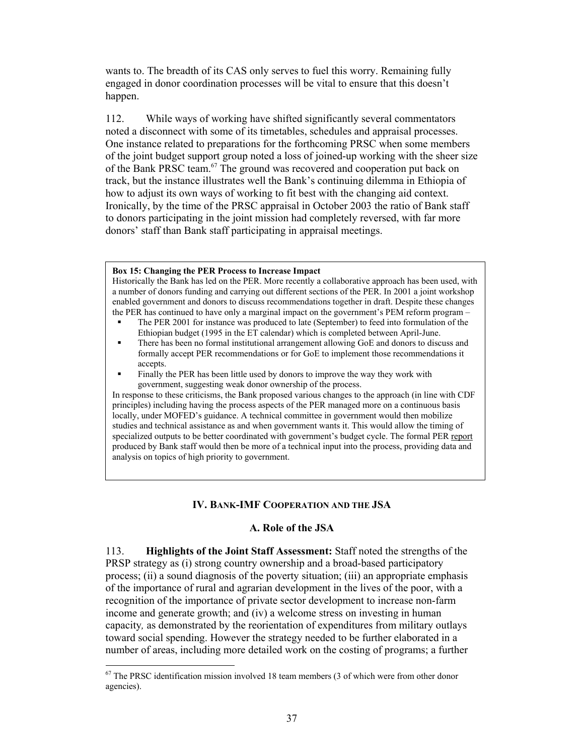wants to. The breadth of its CAS only serves to fuel this worry. Remaining fully engaged in donor coordination processes will be vital to ensure that this doesn't happen.

112. While ways of working have shifted significantly several commentators noted a disconnect with some of its timetables, schedules and appraisal processes. One instance related to preparations for the forthcoming PRSC when some members of the joint budget support group noted a loss of joined-up working with the sheer size of the Bank PRSC team.[67] The ground was recovered and cooperation put back on track, but the instance illustrates well the Bank's continuing dilemma in Ethiopia of how to adjust its own ways of working to fit best with the changing aid context. Ironically, by the time of the PRSC appraisal in October 2003 the ratio of Bank staff to donors participating in the joint mission had completely reversed, with far more donors' staff than Bank staff participating in appraisal meetings.

> **Box 15: Changing the PER Process to Increase Impact**
>
> Historically the Bank has led on the PER. More recently a collaborative approach has been used, with a number of donors funding and carrying out different sections of the PER. In 2001 a joint workshop enabled government and donors to discuss recommendations together in draft. Despite these changes the PER has continued to have only a marginal impact on the government's PEM reform program –
>
> - The PER 2001 for instance was produced to late (September) to feed into formulation of the Ethiopian budget (1995 in the ET calendar) which is completed between April-June.
> - There has been no formal institutional arrangement allowing GoE and donors to discuss and formally accept PER recommendations or for GoE to implement those recommendations it accepts.
> - Finally the PER has been little used by donors to improve the way they work with government, suggesting weak donor ownership of the process.
>
> In response to these criticisms, the Bank proposed various changes to the approach (in line with CDF principles) including having the process aspects of the PER managed more on a continuous basis locally, under MOFED's guidance. A technical committee in government would then mobilize studies and technical assistance as and when government wants it. This would allow the timing of specialized outputs to be better coordinated with government's budget cycle. The formal PER report produced by Bank staff would then be more of a technical input into the process, providing data and analysis on topics of high priority to government.

## IV. Bank-IMF Cooperation and the JSA

### A. Role of the JSA

113. **Highlights of the Joint Staff Assessment:** Staff noted the strengths of the PRSP strategy as (i) strong country ownership and a broad-based participatory process; (ii) a sound diagnosis of the poverty situation; (iii) an appropriate emphasis of the importance of rural and agrarian development in the lives of the poor, with a recognition of the importance of private sector development to increase non-farm income and generate growth; and (iv) a welcome stress on investing in human capacity*,* as demonstrated by the reorientation of expenditures from military outlays toward social spending. However the strategy needed to be further elaborated in a number of areas, including more detailed work on the costing of programs; a further

[67] The PRSC identification mission involved 18 team members (3 of which were from other donor agencies).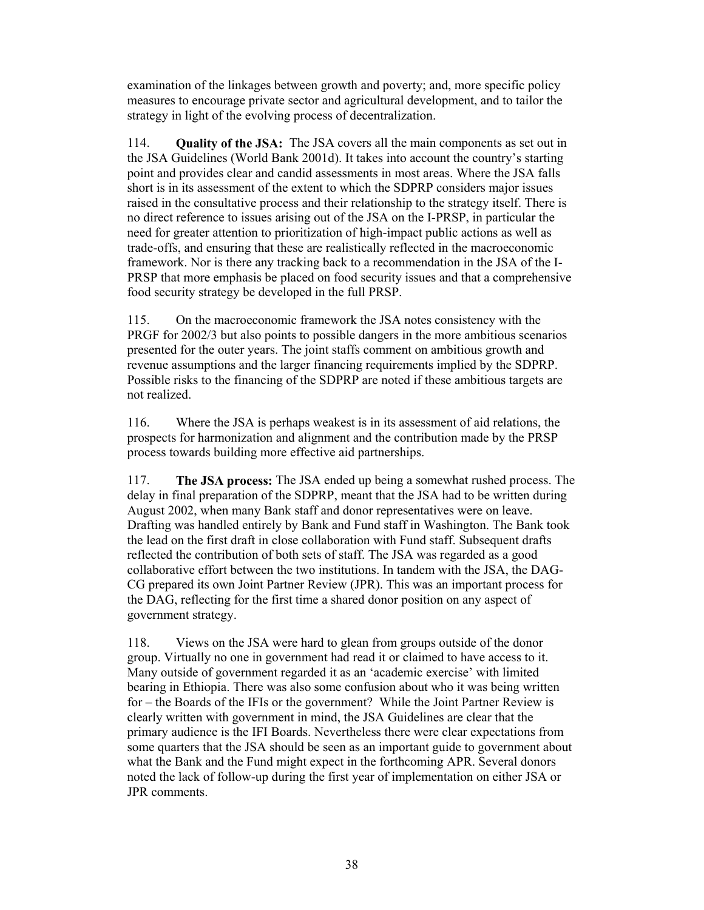examination of the linkages between growth and poverty; and, more specific policy measures to encourage private sector and agricultural development, and to tailor the strategy in light of the evolving process of decentralization.

114. **Quality of the JSA:** The JSA covers all the main components as set out in the JSA Guidelines (World Bank 2001d). It takes into account the country's starting point and provides clear and candid assessments in most areas. Where the JSA falls short is in its assessment of the extent to which the SDPRP considers major issues raised in the consultative process and their relationship to the strategy itself. There is no direct reference to issues arising out of the JSA on the I-PRSP, in particular the need for greater attention to prioritization of high-impact public actions as well as trade-offs, and ensuring that these are realistically reflected in the macroeconomic framework. Nor is there any tracking back to a recommendation in the JSA of the I-PRSP that more emphasis be placed on food security issues and that a comprehensive food security strategy be developed in the full PRSP.

115. On the macroeconomic framework the JSA notes consistency with the PRGF for 2002/3 but also points to possible dangers in the more ambitious scenarios presented for the outer years. The joint staffs comment on ambitious growth and revenue assumptions and the larger financing requirements implied by the SDPRP. Possible risks to the financing of the SDPRP are noted if these ambitious targets are not realized.

116. Where the JSA is perhaps weakest is in its assessment of aid relations, the prospects for harmonization and alignment and the contribution made by the PRSP process towards building more effective aid partnerships.

117. **The JSA process:** The JSA ended up being a somewhat rushed process. The delay in final preparation of the SDPRP, meant that the JSA had to be written during August 2002, when many Bank staff and donor representatives were on leave. Drafting was handled entirely by Bank and Fund staff in Washington. The Bank took the lead on the first draft in close collaboration with Fund staff. Subsequent drafts reflected the contribution of both sets of staff. The JSA was regarded as a good collaborative effort between the two institutions. In tandem with the JSA, the DAG-CG prepared its own Joint Partner Review (JPR). This was an important process for the DAG, reflecting for the first time a shared donor position on any aspect of government strategy.

118. Views on the JSA were hard to glean from groups outside of the donor group. Virtually no one in government had read it or claimed to have access to it. Many outside of government regarded it as an 'academic exercise' with limited bearing in Ethiopia. There was also some confusion about who it was being written for – the Boards of the IFIs or the government? While the Joint Partner Review is clearly written with government in mind, the JSA Guidelines are clear that the primary audience is the IFI Boards. Nevertheless there were clear expectations from some quarters that the JSA should be seen as an important guide to government about what the Bank and the Fund might expect in the forthcoming APR. Several donors noted the lack of follow-up during the first year of implementation on either JSA or JPR comments.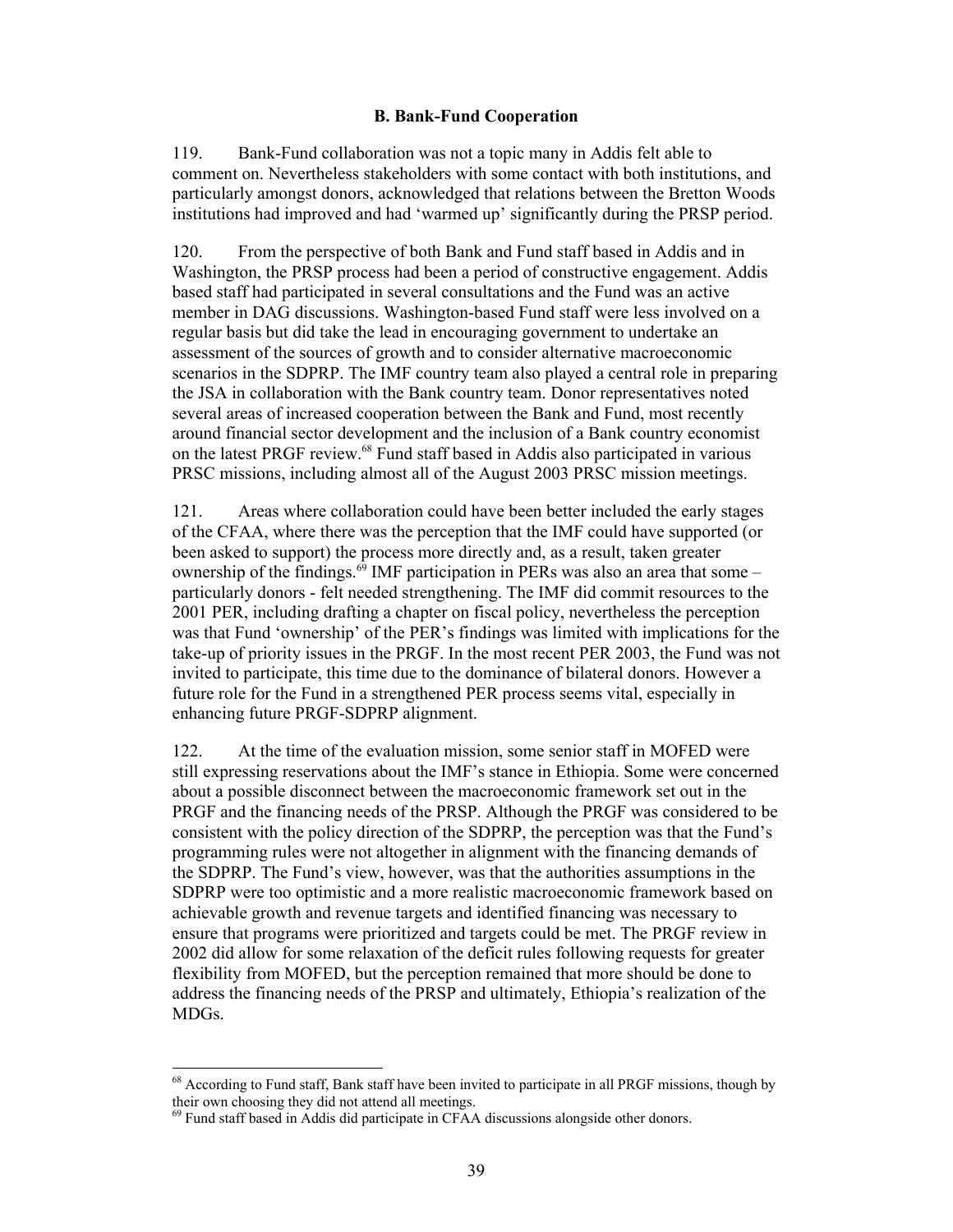### B. Bank-Fund Cooperation

119. Bank-Fund collaboration was not a topic many in Addis felt able to comment on. Nevertheless stakeholders with some contact with both institutions, and particularly amongst donors, acknowledged that relations between the Bretton Woods institutions had improved and had 'warmed up' significantly during the PRSP period.

120. From the perspective of both Bank and Fund staff based in Addis and in Washington, the PRSP process had been a period of constructive engagement. Addis based staff had participated in several consultations and the Fund was an active member in DAG discussions. Washington-based Fund staff were less involved on a regular basis but did take the lead in encouraging government to undertake an assessment of the sources of growth and to consider alternative macroeconomic scenarios in the SDPRP. The IMF country team also played a central role in preparing the JSA in collaboration with the Bank country team. Donor representatives noted several areas of increased cooperation between the Bank and Fund, most recently around financial sector development and the inclusion of a Bank country economist on the latest PRGF review.[68] Fund staff based in Addis also participated in various PRSC missions, including almost all of the August 2003 PRSC mission meetings.

121. Areas where collaboration could have been better included the early stages of the CFAA, where there was the perception that the IMF could have supported (or been asked to support) the process more directly and, as a result, taken greater ownership of the findings.[69] IMF participation in PERs was also an area that some – particularly donors - felt needed strengthening. The IMF did commit resources to the 2001 PER, including drafting a chapter on fiscal policy, nevertheless the perception was that Fund 'ownership' of the PER's findings was limited with implications for the take-up of priority issues in the PRGF. In the most recent PER 2003, the Fund was not invited to participate, this time due to the dominance of bilateral donors. However a future role for the Fund in a strengthened PER process seems vital, especially in enhancing future PRGF-SDPRP alignment.

122. At the time of the evaluation mission, some senior staff in MOFED were still expressing reservations about the IMF's stance in Ethiopia. Some were concerned about a possible disconnect between the macroeconomic framework set out in the PRGF and the financing needs of the PRSP. Although the PRGF was considered to be consistent with the policy direction of the SDPRP, the perception was that the Fund's programming rules were not altogether in alignment with the financing demands of the SDPRP. The Fund's view, however, was that the authorities assumptions in the SDPRP were too optimistic and a more realistic macroeconomic framework based on achievable growth and revenue targets and identified financing was necessary to ensure that programs were prioritized and targets could be met. The PRGF review in 2002 did allow for some relaxation of the deficit rules following requests for greater flexibility from MOFED, but the perception remained that more should be done to address the financing needs of the PRSP and ultimately, Ethiopia's realization of the MDGs.

---

[68] According to Fund staff, Bank staff have been invited to participate in all PRGF missions, though by their own choosing they did not attend all meetings.

[69] Fund staff based in Addis did participate in CFAA discussions alongside other donors.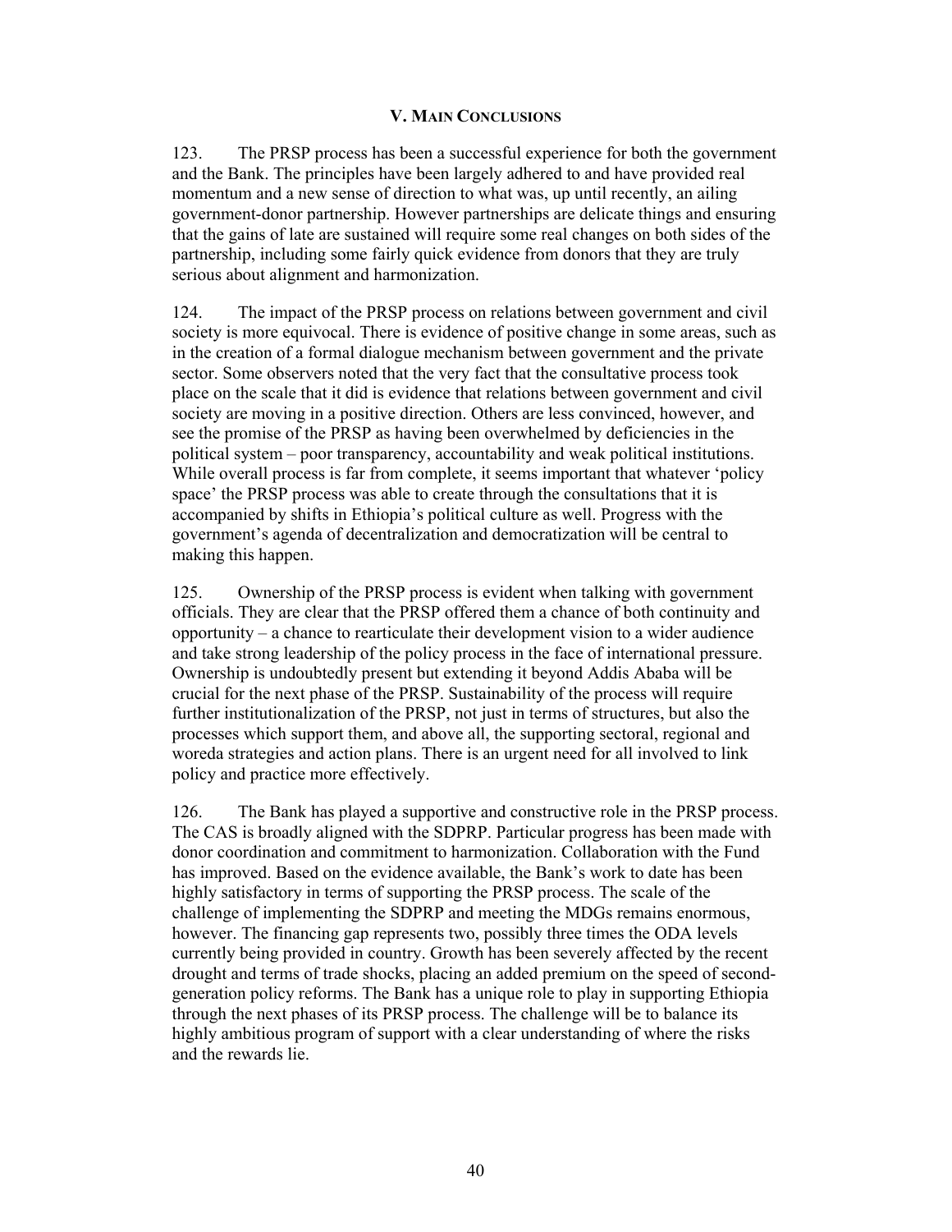## V. MAIN CONCLUSIONS

123. The PRSP process has been a successful experience for both the government and the Bank. The principles have been largely adhered to and have provided real momentum and a new sense of direction to what was, up until recently, an ailing government-donor partnership. However partnerships are delicate things and ensuring that the gains of late are sustained will require some real changes on both sides of the partnership, including some fairly quick evidence from donors that they are truly serious about alignment and harmonization.

124. The impact of the PRSP process on relations between government and civil society is more equivocal. There is evidence of positive change in some areas, such as in the creation of a formal dialogue mechanism between government and the private sector. Some observers noted that the very fact that the consultative process took place on the scale that it did is evidence that relations between government and civil society are moving in a positive direction. Others are less convinced, however, and see the promise of the PRSP as having been overwhelmed by deficiencies in the political system – poor transparency, accountability and weak political institutions. While overall process is far from complete, it seems important that whatever 'policy space' the PRSP process was able to create through the consultations that it is accompanied by shifts in Ethiopia's political culture as well. Progress with the government's agenda of decentralization and democratization will be central to making this happen.

125. Ownership of the PRSP process is evident when talking with government officials. They are clear that the PRSP offered them a chance of both continuity and opportunity – a chance to rearticulate their development vision to a wider audience and take strong leadership of the policy process in the face of international pressure. Ownership is undoubtedly present but extending it beyond Addis Ababa will be crucial for the next phase of the PRSP. Sustainability of the process will require further institutionalization of the PRSP, not just in terms of structures, but also the processes which support them, and above all, the supporting sectoral, regional and woreda strategies and action plans. There is an urgent need for all involved to link policy and practice more effectively.

126. The Bank has played a supportive and constructive role in the PRSP process. The CAS is broadly aligned with the SDPRP. Particular progress has been made with donor coordination and commitment to harmonization. Collaboration with the Fund has improved. Based on the evidence available, the Bank's work to date has been highly satisfactory in terms of supporting the PRSP process. The scale of the challenge of implementing the SDPRP and meeting the MDGs remains enormous, however. The financing gap represents two, possibly three times the ODA levels currently being provided in country. Growth has been severely affected by the recent drought and terms of trade shocks, placing an added premium on the speed of second-generation policy reforms. The Bank has a unique role to play in supporting Ethiopia through the next phases of its PRSP process. The challenge will be to balance its highly ambitious program of support with a clear understanding of where the risks and the rewards lie.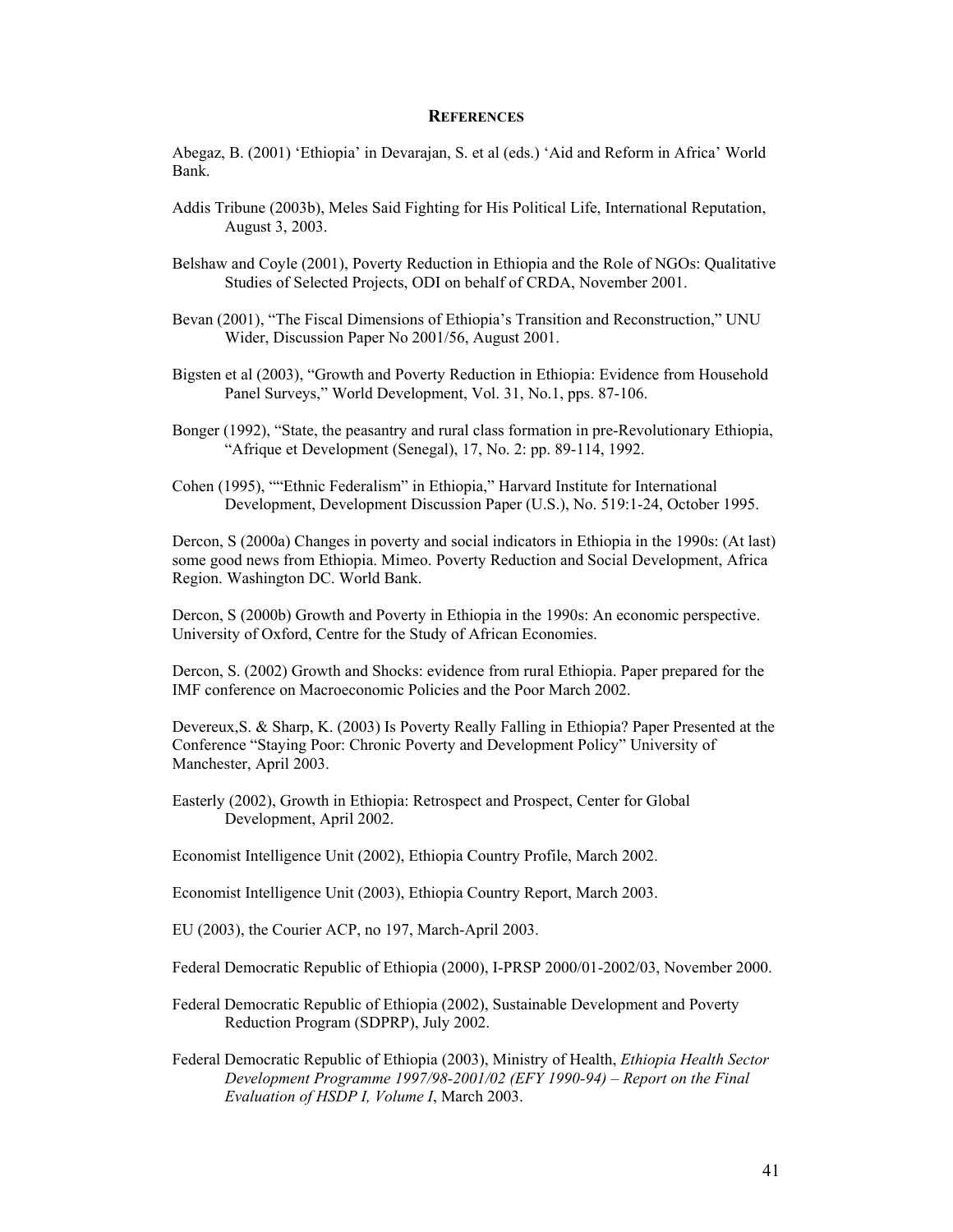## REFERENCES

Abegaz, B. (2001) 'Ethiopia' in Devarajan, S. et al (eds.) 'Aid and Reform in Africa' World Bank.

Addis Tribune (2003b), Meles Said Fighting for His Political Life, International Reputation, August 3, 2003.

Belshaw and Coyle (2001), Poverty Reduction in Ethiopia and the Role of NGOs: Qualitative Studies of Selected Projects, ODI on behalf of CRDA, November 2001.

Bevan (2001), "The Fiscal Dimensions of Ethiopia's Transition and Reconstruction," UNU Wider, Discussion Paper No 2001/56, August 2001.

Bigsten et al (2003), "Growth and Poverty Reduction in Ethiopia: Evidence from Household Panel Surveys," World Development, Vol. 31, No.1, pps. 87-106.

Bonger (1992), "State, the peasantry and rural class formation in pre-Revolutionary Ethiopia, "Afrique et Development (Senegal), 17, No. 2: pp. 89-114, 1992.

Cohen (1995), ""Ethnic Federalism" in Ethiopia," Harvard Institute for International Development, Development Discussion Paper (U.S.), No. 519:1-24, October 1995.

Dercon, S (2000a) Changes in poverty and social indicators in Ethiopia in the 1990s: (At last) some good news from Ethiopia. Mimeo. Poverty Reduction and Social Development, Africa Region. Washington DC. World Bank.

Dercon, S (2000b) Growth and Poverty in Ethiopia in the 1990s: An economic perspective. University of Oxford, Centre for the Study of African Economies.

Dercon, S. (2002) Growth and Shocks: evidence from rural Ethiopia. Paper prepared for the IMF conference on Macroeconomic Policies and the Poor March 2002.

Devereux,S. & Sharp, K. (2003) Is Poverty Really Falling in Ethiopia? Paper Presented at the Conference "Staying Poor: Chronic Poverty and Development Policy" University of Manchester, April 2003.

Easterly (2002), Growth in Ethiopia: Retrospect and Prospect, Center for Global Development, April 2002.

Economist Intelligence Unit (2002), Ethiopia Country Profile, March 2002.

Economist Intelligence Unit (2003), Ethiopia Country Report, March 2003.

EU (2003), the Courier ACP, no 197, March-April 2003.

Federal Democratic Republic of Ethiopia (2000), I-PRSP 2000/01-2002/03, November 2000.

Federal Democratic Republic of Ethiopia (2002), Sustainable Development and Poverty Reduction Program (SDPRP), July 2002.

Federal Democratic Republic of Ethiopia (2003), Ministry of Health, *Ethiopia Health Sector Development Programme 1997/98-2001/02 (EFY 1990-94) – Report on the Final Evaluation of HSDP I, Volume I*, March 2003.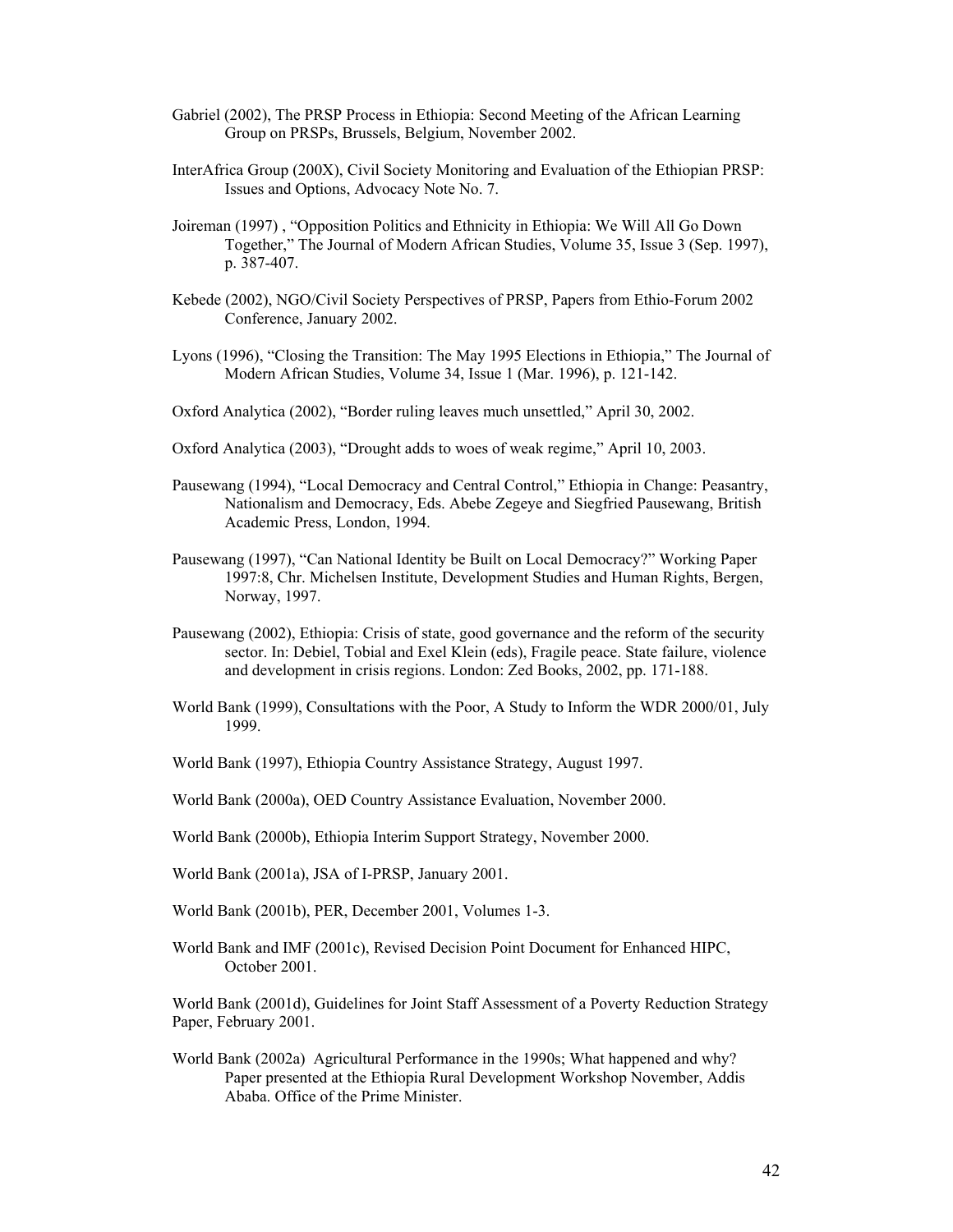Gabriel (2002), The PRSP Process in Ethiopia: Second Meeting of the African Learning Group on PRSPs, Brussels, Belgium, November 2002.

InterAfrica Group (200X), Civil Society Monitoring and Evaluation of the Ethiopian PRSP: Issues and Options, Advocacy Note No. 7.

Joireman (1997) , "Opposition Politics and Ethnicity in Ethiopia: We Will All Go Down Together," The Journal of Modern African Studies, Volume 35, Issue 3 (Sep. 1997), p. 387-407.

Kebede (2002), NGO/Civil Society Perspectives of PRSP, Papers from Ethio-Forum 2002 Conference, January 2002.

Lyons (1996), "Closing the Transition: The May 1995 Elections in Ethiopia," The Journal of Modern African Studies, Volume 34, Issue 1 (Mar. 1996), p. 121-142.

Oxford Analytica (2002), "Border ruling leaves much unsettled," April 30, 2002.

Oxford Analytica (2003), "Drought adds to woes of weak regime," April 10, 2003.

Pausewang (1994), "Local Democracy and Central Control," Ethiopia in Change: Peasantry, Nationalism and Democracy, Eds. Abebe Zegeye and Siegfried Pausewang, British Academic Press, London, 1994.

Pausewang (1997), "Can National Identity be Built on Local Democracy?" Working Paper 1997:8, Chr. Michelsen Institute, Development Studies and Human Rights, Bergen, Norway, 1997.

Pausewang (2002), Ethiopia: Crisis of state, good governance and the reform of the security sector. In: Debiel, Tobial and Exel Klein (eds), Fragile peace. State failure, violence and development in crisis regions. London: Zed Books, 2002, pp. 171-188.

World Bank (1999), Consultations with the Poor, A Study to Inform the WDR 2000/01, July 1999.

World Bank (1997), Ethiopia Country Assistance Strategy, August 1997.

World Bank (2000a), OED Country Assistance Evaluation, November 2000.

World Bank (2000b), Ethiopia Interim Support Strategy, November 2000.

World Bank (2001a), JSA of I-PRSP, January 2001.

World Bank (2001b), PER, December 2001, Volumes 1-3.

World Bank and IMF (2001c), Revised Decision Point Document for Enhanced HIPC, October 2001.

World Bank (2001d), Guidelines for Joint Staff Assessment of a Poverty Reduction Strategy Paper, February 2001.

World Bank (2002a) Agricultural Performance in the 1990s; What happened and why? Paper presented at the Ethiopia Rural Development Workshop November, Addis Ababa. Office of the Prime Minister.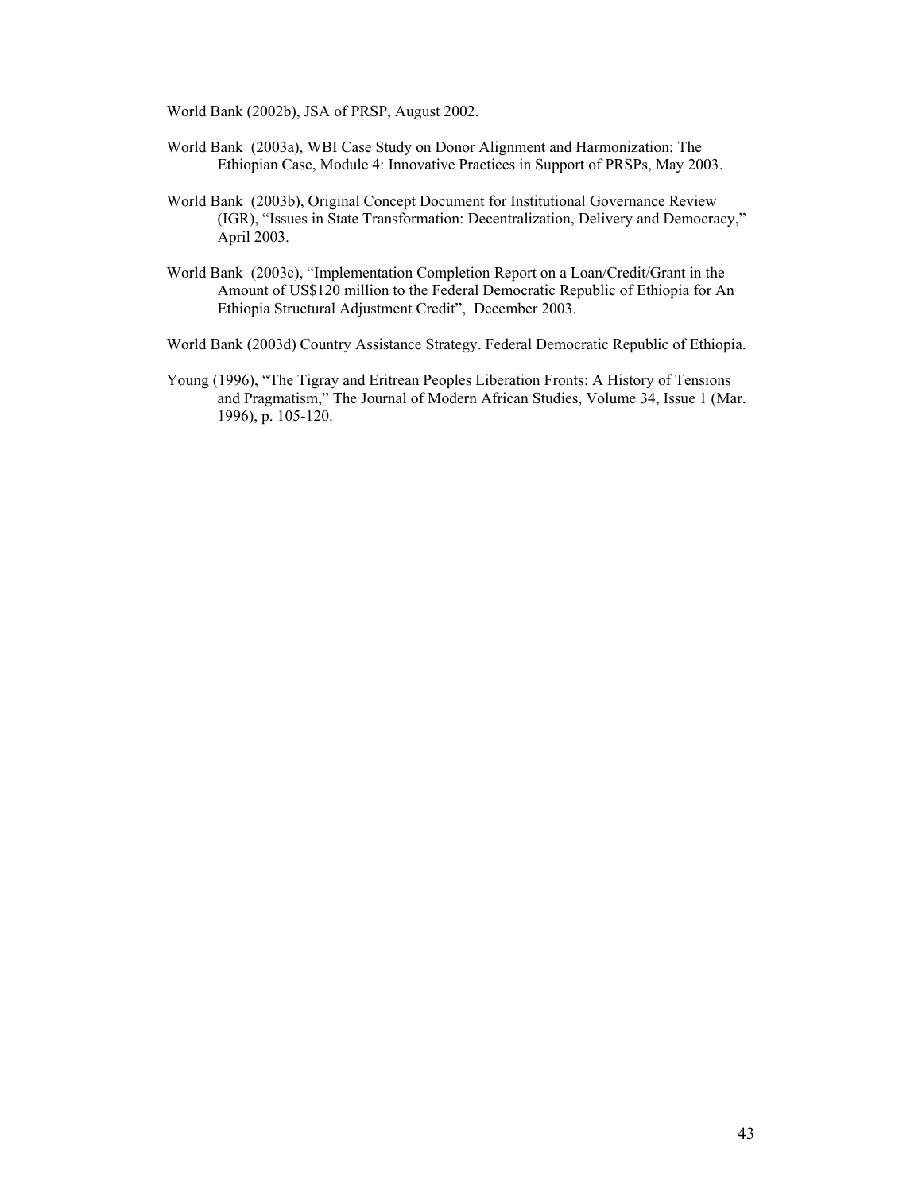World Bank (2002b), JSA of PRSP, August 2002.

World Bank (2003a), WBI Case Study on Donor Alignment and Harmonization: The Ethiopian Case, Module 4: Innovative Practices in Support of PRSPs, May 2003.

World Bank (2003b), Original Concept Document for Institutional Governance Review (IGR), "Issues in State Transformation: Decentralization, Delivery and Democracy," April 2003.

World Bank (2003c), "Implementation Completion Report on a Loan/Credit/Grant in the Amount of US$120 million to the Federal Democratic Republic of Ethiopia for An Ethiopia Structural Adjustment Credit", December 2003.

World Bank (2003d) Country Assistance Strategy. Federal Democratic Republic of Ethiopia.

Young (1996), "The Tigray and Eritrean Peoples Liberation Fronts: A History of Tensions and Pragmatism," The Journal of Modern African Studies, Volume 34, Issue 1 (Mar. 1996), p. 105-120.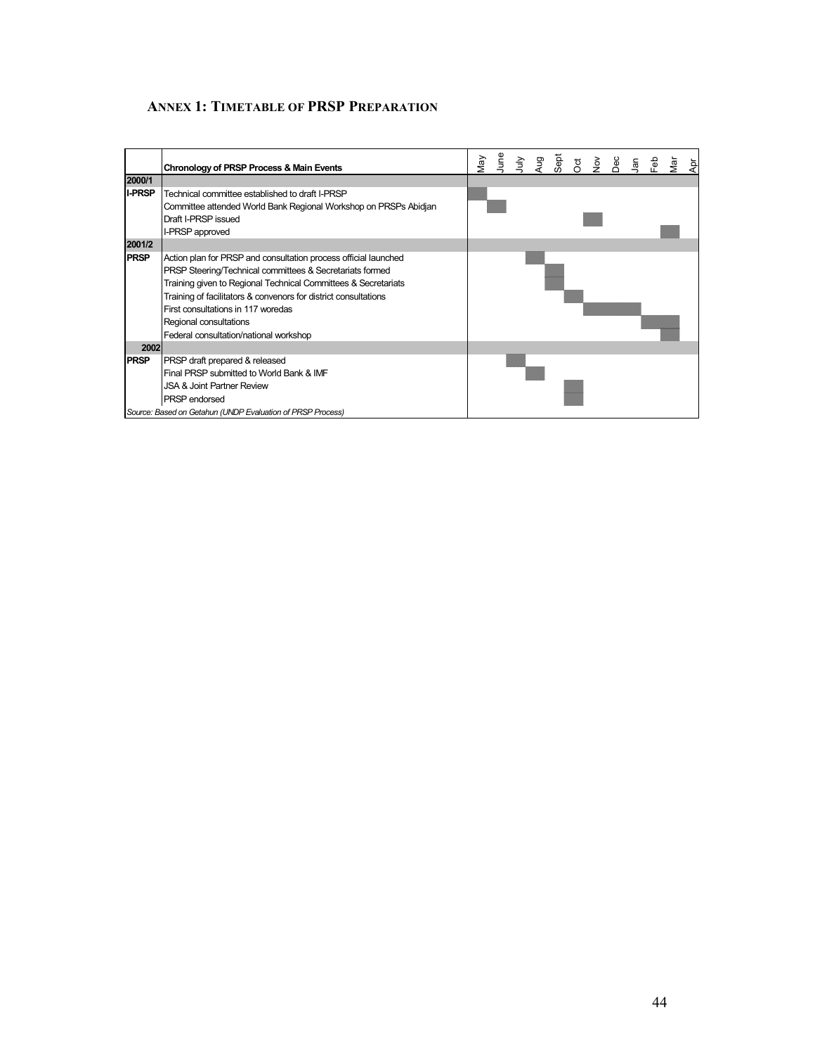## ANNEX 1: TIMETABLE OF PRSP PREPARATION

| | Chronology of PRSP Process & Main Events | May | June | July | Aug | Sept | Oct | Nov | Dec | Jan | Feb | Mar | Apr |
|---|---|---|---|---|---|---|---|---|---|---|---|---|---|
| **2000/1** | | | | | | | | | | | | | |
| **I-PRSP** | Technical committee established to draft I-PRSP | X | | | | | | | | | | | |
| | Committee attended World Bank Regional Workshop on PRSPs Abidjan | | X | | | | | | | | | | |
| | Draft I-PRSP issued | | | | | | | X | | | | | |
| | I-PRSP approved | | | | | | | | | | | X | |
| **2001/2** | | | | | | | | | | | | | |
| **PRSP** | Action plan for PRSP and consultation process official launched | | | | X | | | | | | | | |
| | PRSP Steering/Technical committees & Secretariats formed | | | | | X | | | | | | | |
| | Training given to Regional Technical Committees & Secretariats | | | | | X | | | | | | | |
| | Training of facilitators & convenors for district consultations | | | | | | X | | | | | | |
| | First consultations in 117 woredas | | | | | | | X | X | X | | | |
| | Regional consultations | | | | | | | | | | X | X | |
| | Federal consultation/national workshop | | | | | | | | | | | X | |
| **2002** | | | | | | | | | | | | | |
| **PRSP** | PRSP draft prepared & released | | | X | | | | | | | | | |
| | Final PRSP submitted to World Bank & IMF | | | | X | | | | | | | | |
| | JSA & Joint Partner Review | | | | | | X | | | | | | |
| | PRSP endorsed | | | | | | X | | | | | | |

*Source: Based on Getahun (UNDP Evaluation of PRSP Process)*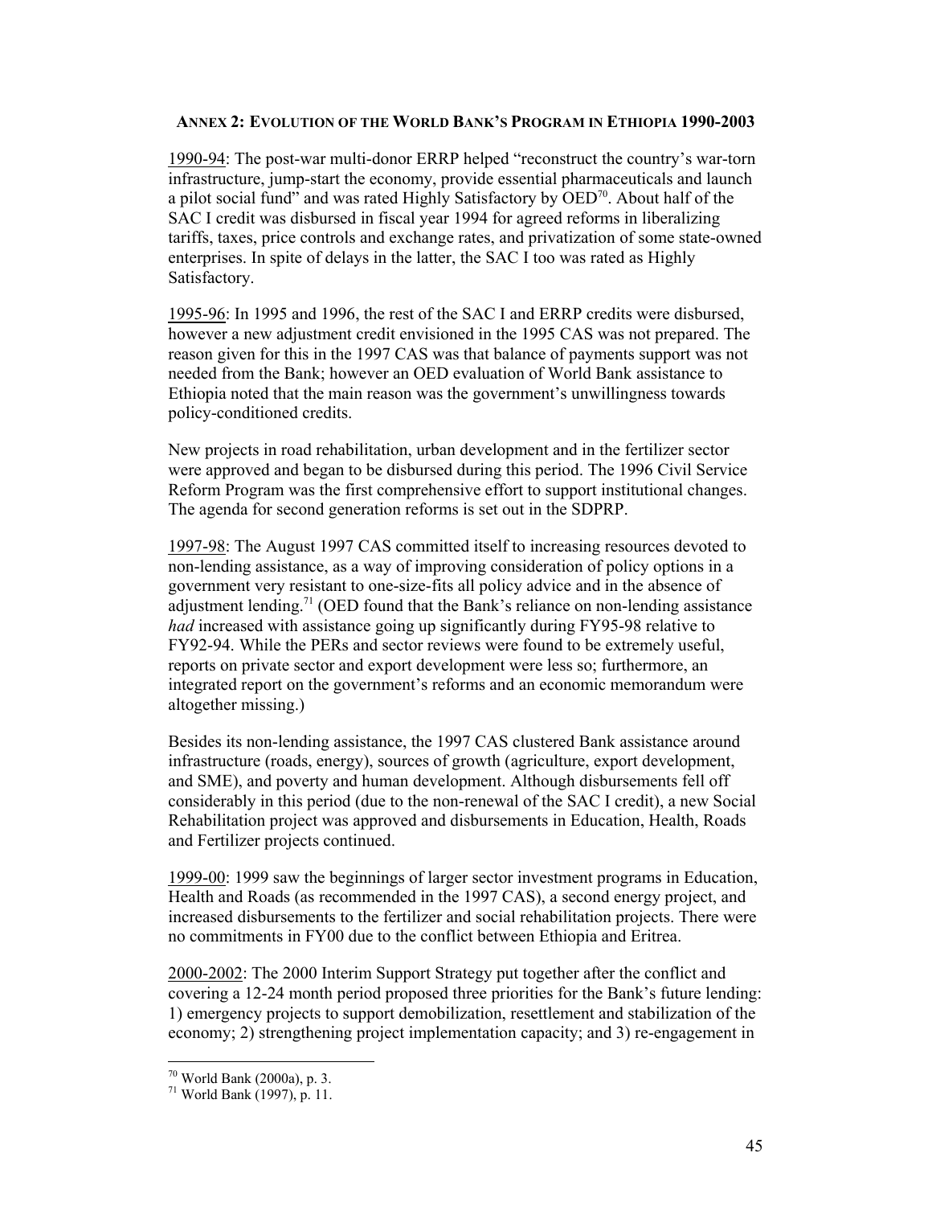## ANNEX 2: EVOLUTION OF THE WORLD BANK'S PROGRAM IN ETHIOPIA 1990-2003

1990-94: The post-war multi-donor ERRP helped "reconstruct the country's war-torn infrastructure, jump-start the economy, provide essential pharmaceuticals and launch a pilot social fund" and was rated Highly Satisfactory by OED[70]. About half of the SAC I credit was disbursed in fiscal year 1994 for agreed reforms in liberalizing tariffs, taxes, price controls and exchange rates, and privatization of some state-owned enterprises. In spite of delays in the latter, the SAC I too was rated as Highly Satisfactory.

1995-96: In 1995 and 1996, the rest of the SAC I and ERRP credits were disbursed, however a new adjustment credit envisioned in the 1995 CAS was not prepared. The reason given for this in the 1997 CAS was that balance of payments support was not needed from the Bank; however an OED evaluation of World Bank assistance to Ethiopia noted that the main reason was the government's unwillingness towards policy-conditioned credits.

New projects in road rehabilitation, urban development and in the fertilizer sector were approved and began to be disbursed during this period. The 1996 Civil Service Reform Program was the first comprehensive effort to support institutional changes. The agenda for second generation reforms is set out in the SDPRP.

1997-98: The August 1997 CAS committed itself to increasing resources devoted to non-lending assistance, as a way of improving consideration of policy options in a government very resistant to one-size-fits all policy advice and in the absence of adjustment lending.[71] (OED found that the Bank's reliance on non-lending assistance *had* increased with assistance going up significantly during FY95-98 relative to FY92-94. While the PERs and sector reviews were found to be extremely useful, reports on private sector and export development were less so; furthermore, an integrated report on the government's reforms and an economic memorandum were altogether missing.)

Besides its non-lending assistance, the 1997 CAS clustered Bank assistance around infrastructure (roads, energy), sources of growth (agriculture, export development, and SME), and poverty and human development. Although disbursements fell off considerably in this period (due to the non-renewal of the SAC I credit), a new Social Rehabilitation project was approved and disbursements in Education, Health, Roads and Fertilizer projects continued.

1999-00: 1999 saw the beginnings of larger sector investment programs in Education, Health and Roads (as recommended in the 1997 CAS), a second energy project, and increased disbursements to the fertilizer and social rehabilitation projects. There were no commitments in FY00 due to the conflict between Ethiopia and Eritrea.

2000-2002: The 2000 Interim Support Strategy put together after the conflict and covering a 12-24 month period proposed three priorities for the Bank's future lending: 1) emergency projects to support demobilization, resettlement and stabilization of the economy; 2) strengthening project implementation capacity; and 3) re-engagement in

---

[70] World Bank (2000a), p. 3.

[71] World Bank (1997), p. 11.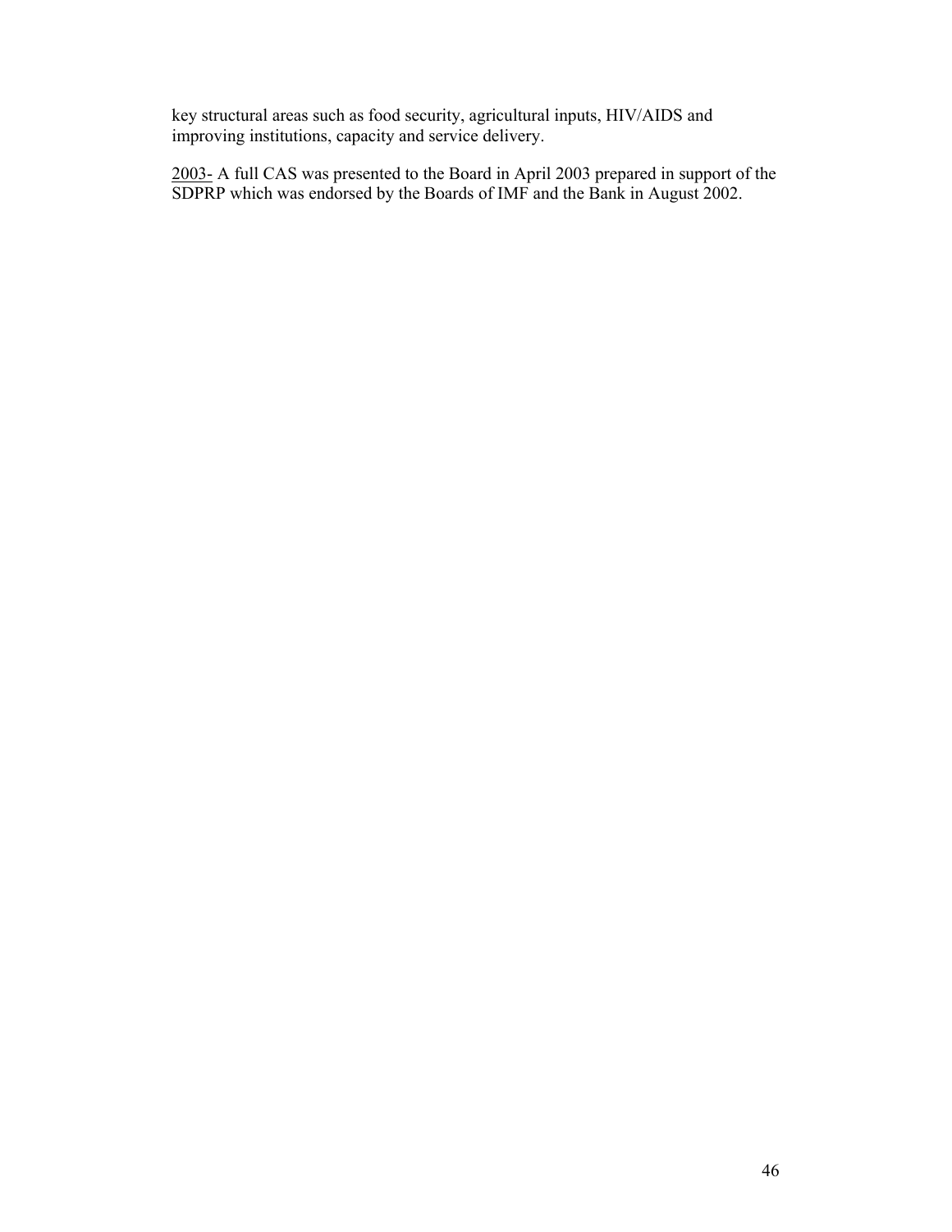key structural areas such as food security, agricultural inputs, HIV/AIDS and improving institutions, capacity and service delivery.

2003- A full CAS was presented to the Board in April 2003 prepared in support of the SDPRP which was endorsed by the Boards of IMF and the Bank in August 2002.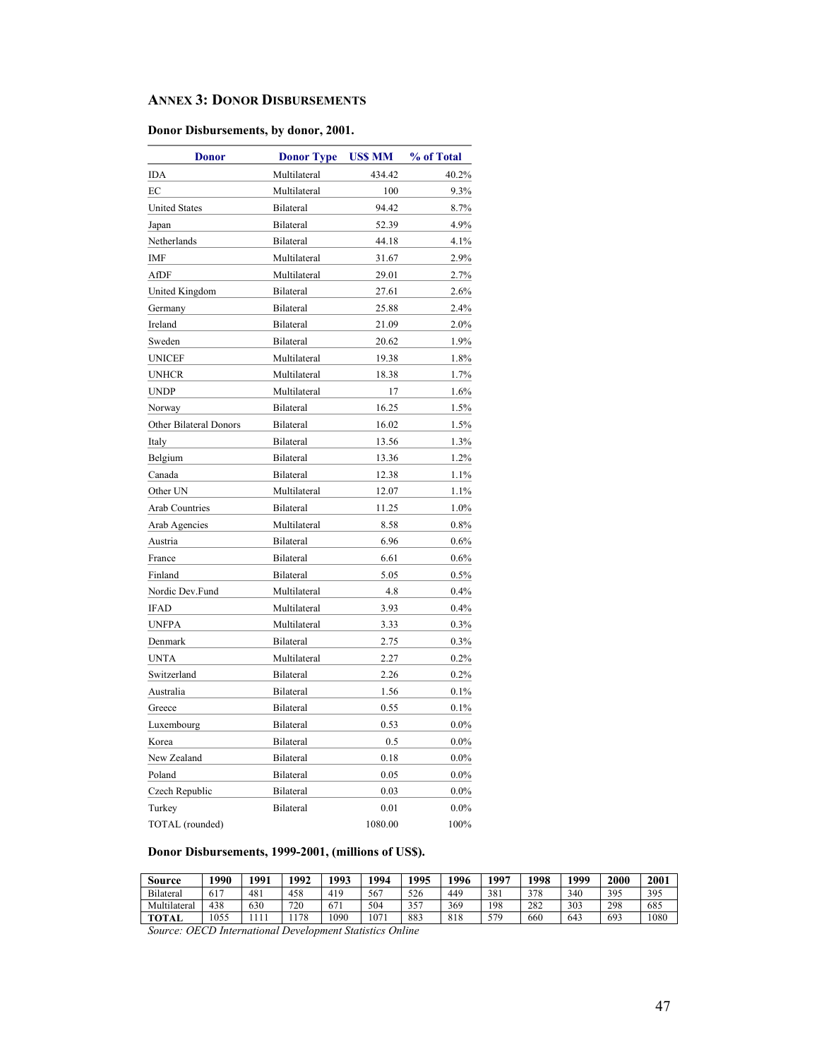## ANNEX 3: DONOR DISBURSEMENTS

**Donor Disbursements, by donor, 2001.**

| Donor | Donor Type | US$ MM | % of Total |
|---|---|---|---|
| IDA | Multilateral | 434.42 | 40.2% |
| EC | Multilateral | 100 | 9.3% |
| United States | Bilateral | 94.42 | 8.7% |
| Japan | Bilateral | 52.39 | 4.9% |
| Netherlands | Bilateral | 44.18 | 4.1% |
| IMF | Multilateral | 31.67 | 2.9% |
| AfDF | Multilateral | 29.01 | 2.7% |
| United Kingdom | Bilateral | 27.61 | 2.6% |
| Germany | Bilateral | 25.88 | 2.4% |
| Ireland | Bilateral | 21.09 | 2.0% |
| Sweden | Bilateral | 20.62 | 1.9% |
| UNICEF | Multilateral | 19.38 | 1.8% |
| UNHCR | Multilateral | 18.38 | 1.7% |
| UNDP | Multilateral | 17 | 1.6% |
| Norway | Bilateral | 16.25 | 1.5% |
| Other Bilateral Donors | Bilateral | 16.02 | 1.5% |
| Italy | Bilateral | 13.56 | 1.3% |
| Belgium | Bilateral | 13.36 | 1.2% |
| Canada | Bilateral | 12.38 | 1.1% |
| Other UN | Multilateral | 12.07 | 1.1% |
| Arab Countries | Bilateral | 11.25 | 1.0% |
| Arab Agencies | Multilateral | 8.58 | 0.8% |
| Austria | Bilateral | 6.96 | 0.6% |
| France | Bilateral | 6.61 | 0.6% |
| Finland | Bilateral | 5.05 | 0.5% |
| Nordic Dev.Fund | Multilateral | 4.8 | 0.4% |
| IFAD | Multilateral | 3.93 | 0.4% |
| UNFPA | Multilateral | 3.33 | 0.3% |
| Denmark | Bilateral | 2.75 | 0.3% |
| UNTA | Multilateral | 2.27 | 0.2% |
| Switzerland | Bilateral | 2.26 | 0.2% |
| Australia | Bilateral | 1.56 | 0.1% |
| Greece | Bilateral | 0.55 | 0.1% |
| Luxembourg | Bilateral | 0.53 | 0.0% |
| Korea | Bilateral | 0.5 | 0.0% |
| New Zealand | Bilateral | 0.18 | 0.0% |
| Poland | Bilateral | 0.05 | 0.0% |
| Czech Republic | Bilateral | 0.03 | 0.0% |
| Turkey | Bilateral | 0.01 | 0.0% |
| TOTAL (rounded) | | 1080.00 | 100% |

**Donor Disbursements, 1999-2001, (millions of US$).**

| Source | 1990 | 1991 | 1992 | 1993 | 1994 | 1995 | 1996 | 1997 | 1998 | 1999 | 2000 | 2001 |
|---|---|---|---|---|---|---|---|---|---|---|---|---|
| Bilateral | 617 | 481 | 458 | 419 | 567 | 526 | 449 | 381 | 378 | 340 | 395 | 395 |
| Multilateral | 438 | 630 | 720 | 671 | 504 | 357 | 369 | 198 | 282 | 303 | 298 | 685 |
| **TOTAL** | 1055 | 1111 | 1178 | 1090 | 1071 | 883 | 818 | 579 | 660 | 643 | 693 | 1080 |

*Source: OECD International Development Statistics Online*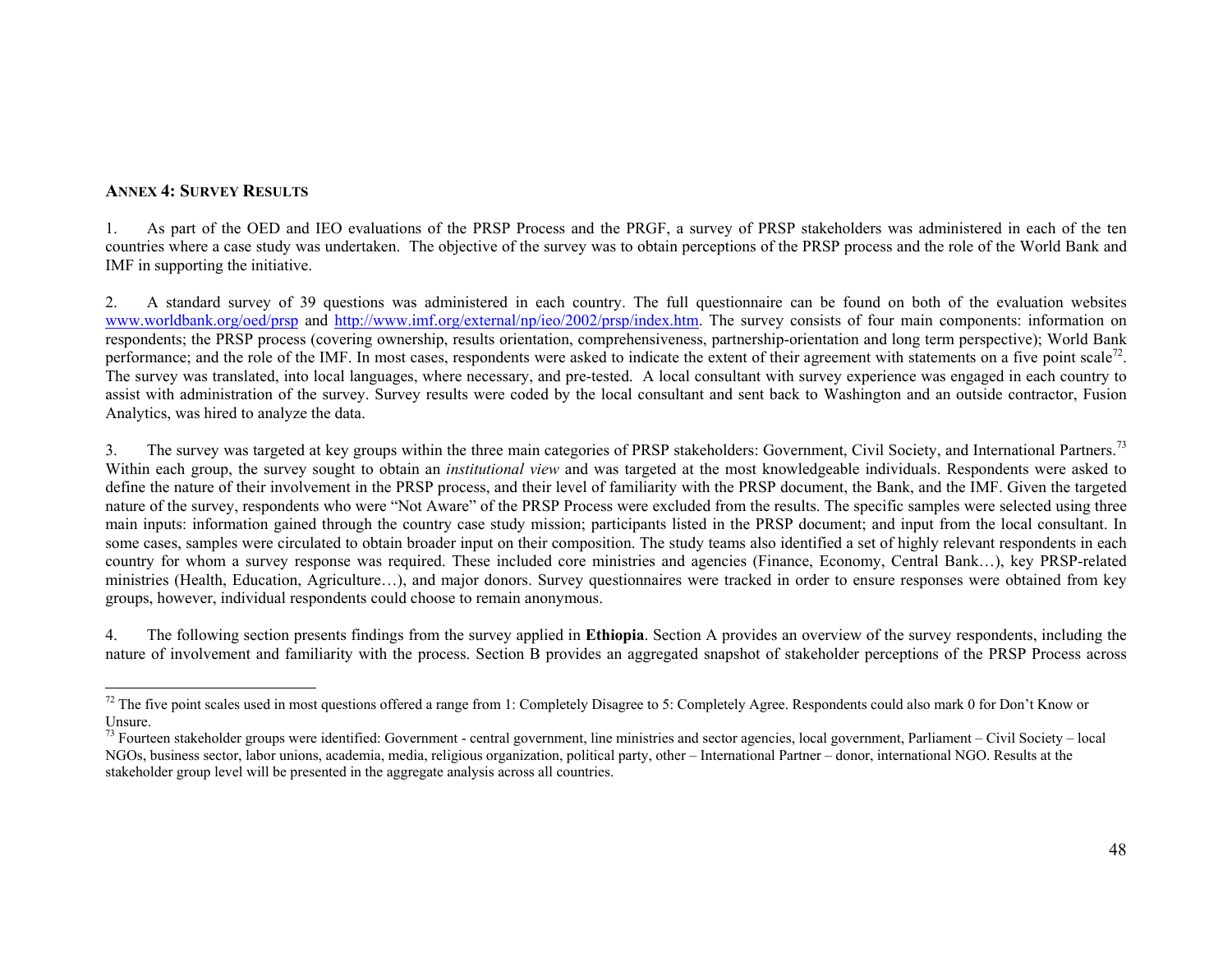## ANNEX 4: SURVEY RESULTS

1. As part of the OED and IEO evaluations of the PRSP Process and the PRGF, a survey of PRSP stakeholders was administered in each of the ten countries where a case study was undertaken. The objective of the survey was to obtain perceptions of the PRSP process and the role of the World Bank and IMF in supporting the initiative.

2. A standard survey of 39 questions was administered in each country. The full questionnaire can be found on both of the evaluation websites www.worldbank.org/oed/prsp and http://www.imf.org/external/np/ieo/2002/prsp/index.htm. The survey consists of four main components: information on respondents; the PRSP process (covering ownership, results orientation, comprehensiveness, partnership-orientation and long term perspective); World Bank performance; and the role of the IMF. In most cases, respondents were asked to indicate the extent of their agreement with statements on a five point scale[72]. The survey was translated, into local languages, where necessary, and pre-tested. A local consultant with survey experience was engaged in each country to assist with administration of the survey. Survey results were coded by the local consultant and sent back to Washington and an outside contractor, Fusion Analytics, was hired to analyze the data.

3. The survey was targeted at key groups within the three main categories of PRSP stakeholders: Government, Civil Society, and International Partners.[73] Within each group, the survey sought to obtain an *institutional view* and was targeted at the most knowledgeable individuals. Respondents were asked to define the nature of their involvement in the PRSP process, and their level of familiarity with the PRSP document, the Bank, and the IMF. Given the targeted nature of the survey, respondents who were "Not Aware" of the PRSP Process were excluded from the results. The specific samples were selected using three main inputs: information gained through the country case study mission; participants listed in the PRSP document; and input from the local consultant. In some cases, samples were circulated to obtain broader input on their composition. The study teams also identified a set of highly relevant respondents in each country for whom a survey response was required. These included core ministries and agencies (Finance, Economy, Central Bank…), key PRSP-related ministries (Health, Education, Agriculture…), and major donors. Survey questionnaires were tracked in order to ensure responses were obtained from key groups, however, individual respondents could choose to remain anonymous.

4. The following section presents findings from the survey applied in **Ethiopia**. Section A provides an overview of the survey respondents, including the nature of involvement and familiarity with the process. Section B provides an aggregated snapshot of stakeholder perceptions of the PRSP Process across

---

[72] The five point scales used in most questions offered a range from 1: Completely Disagree to 5: Completely Agree. Respondents could also mark 0 for Don't Know or Unsure.

[73] Fourteen stakeholder groups were identified: Government - central government, line ministries and sector agencies, local government, Parliament – Civil Society – local NGOs, business sector, labor unions, academia, media, religious organization, political party, other – International Partner – donor, international NGO. Results at the stakeholder group level will be presented in the aggregate analysis across all countries.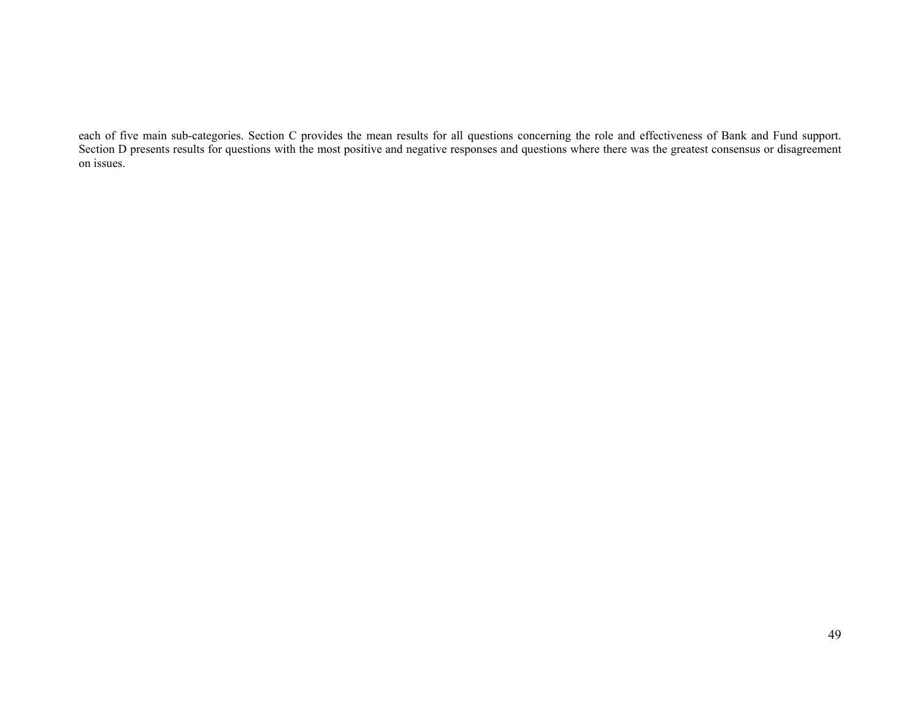each of five main sub-categories. Section C provides the mean results for all questions concerning the role and effectiveness of Bank and Fund support. Section D presents results for questions with the most positive and negative responses and questions where there was the greatest consensus or disagreement on issues.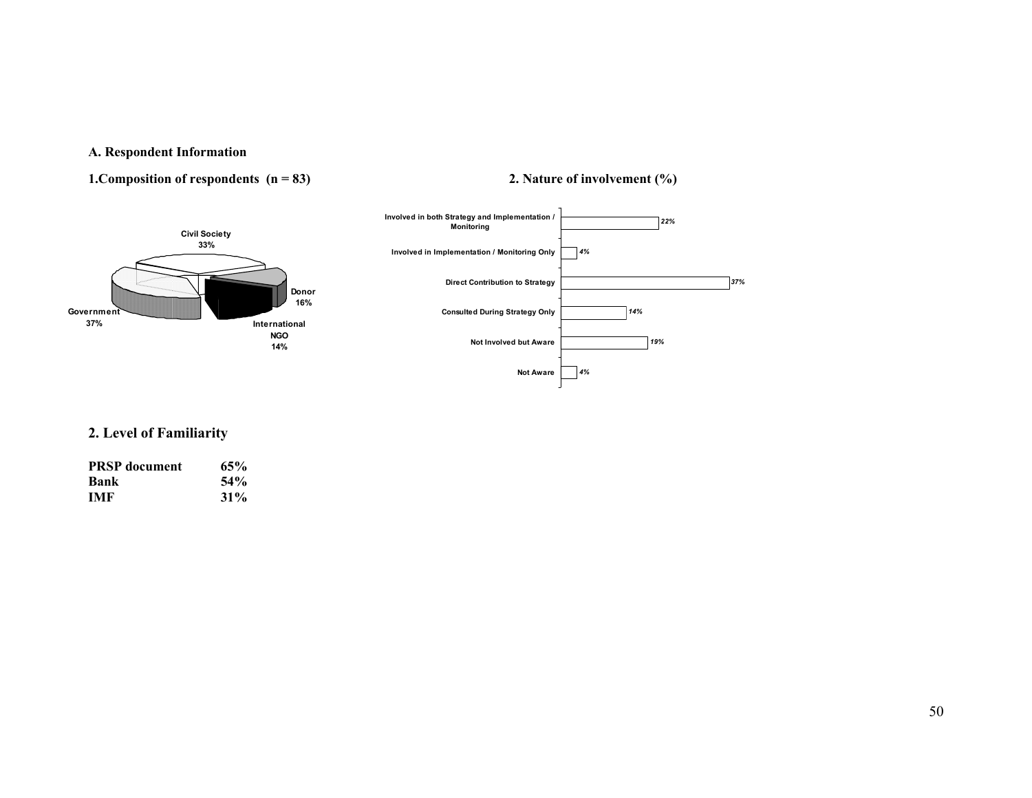### A. Respondent Information

**1.Composition of respondents (n = 83)**

Civil Society 33%
Donor 16%
International NGO 14%
Government 37%

**2. Nature of involvement (%)**

| Nature of involvement | % |
|---|---|
| Involved in both Strategy and Implementation / Monitoring | 22% |
| Involved in Implementation / Monitoring Only | 4% |
| Direct Contribution to Strategy | 37% |
| Consulted During Strategy Only | 14% |
| Not Involved but Aware | 19% |
| Not Aware | 4% |

## 2. Level of Familiarity

| | |
|---|---|
| **PRSP document** | **65%** |
| **Bank** | **54%** |
| **IMF** | **31%** |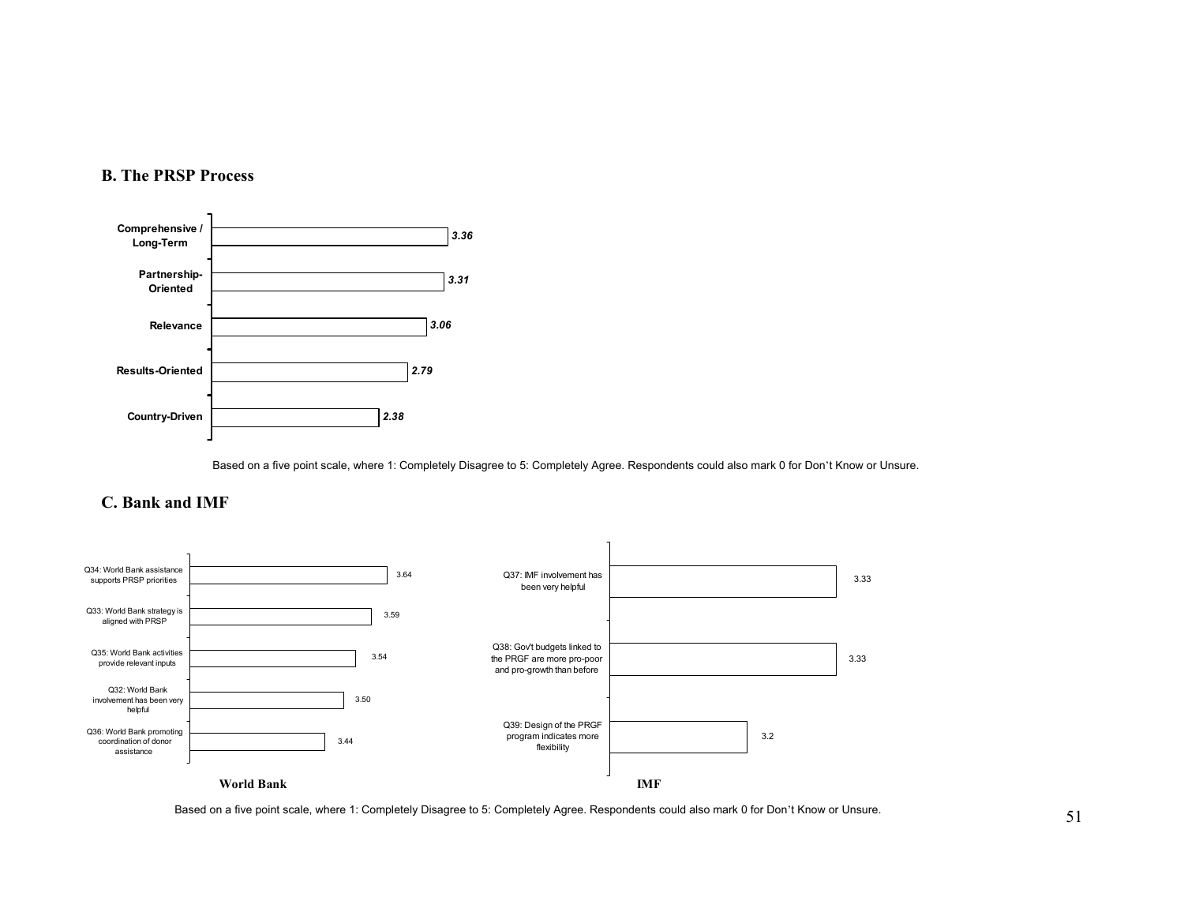## B. The PRSP Process

| Category | Score |
|---|---|
| Comprehensive / Long-Term | *3.36* |
| Partnership-Oriented | *3.31* |
| Relevance | *3.06* |
| Results-Oriented | *2.79* |
| Country-Driven | *2.38* |

Based on a five point scale, where 1: Completely Disagree to 5: Completely Agree. Respondents could also mark 0 for Don't Know or Unsure.

## C. Bank and IMF

**World Bank**

| Question | Score |
|---|---|
| Q34: World Bank assistance supports PRSP priorities | 3.64 |
| Q33: World Bank strategy is aligned with PRSP | 3.59 |
| Q35: World Bank activities provide relevant inputs | 3.54 |
| Q32: World Bank involvement has been very helpful | 3.50 |
| Q36: World Bank promoting coordination of donor assistance | 3.44 |

**IMF**

| Question | Score |
|---|---|
| Q37: IMF involvement has been very helpful | 3.33 |
| Q38: Gov't budgets linked to the PRGF are more pro-poor and pro-growth than before | 3.33 |
| Q39: Design of the PRGF program indicates more flexibility | 3.2 |

Based on a five point scale, where 1: Completely Disagree to 5: Completely Agree. Respondents could also mark 0 for Don't Know or Unsure.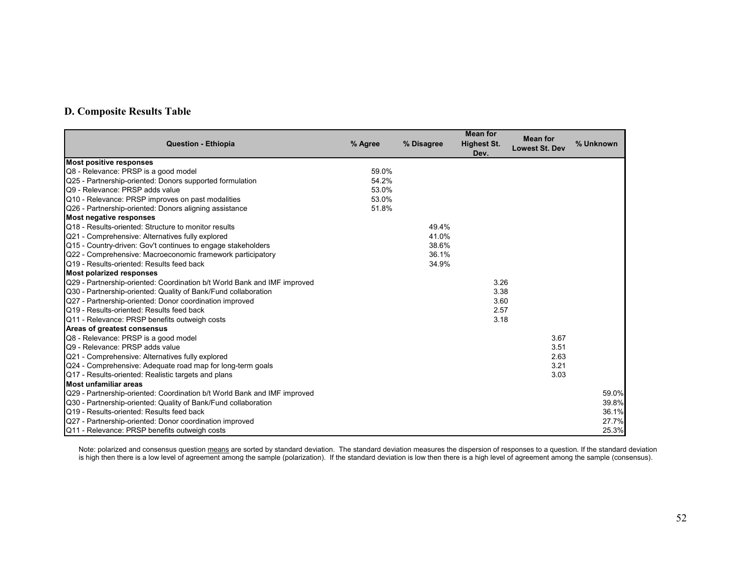## D. Composite Results Table

| Question - Ethiopia | % Agree | % Disagree | Mean for Highest St. Dev. | Mean for Lowest St. Dev | % Unknown |
|---|---|---|---|---|---|
| **Most positive responses** | | | | | |
| Q8 - Relevance: PRSP is a good model | 59.0% | | | | |
| Q25 - Partnership-oriented: Donors supported formulation | 54.2% | | | | |
| Q9 - Relevance: PRSP adds value | 53.0% | | | | |
| Q10 - Relevance: PRSP improves on past modalities | 53.0% | | | | |
| Q26 - Partnership-oriented: Donors aligning assistance | 51.8% | | | | |
| **Most negative responses** | | | | | |
| Q18 - Results-oriented: Structure to monitor results | | 49.4% | | | |
| Q21 - Comprehensive: Alternatives fully explored | | 41.0% | | | |
| Q15 - Country-driven: Gov't continues to engage stakeholders | | 38.6% | | | |
| Q22 - Comprehensive: Macroeconomic framework participatory | | 36.1% | | | |
| Q19 - Results-oriented: Results feed back | | 34.9% | | | |
| **Most polarized responses** | | | | | |
| Q29 - Partnership-oriented: Coordination b/t World Bank and IMF improved | | | 3.26 | | |
| Q30 - Partnership-oriented: Quality of Bank/Fund collaboration | | | 3.38 | | |
| Q27 - Partnership-oriented: Donor coordination improved | | | 3.60 | | |
| Q19 - Results-oriented: Results feed back | | | 2.57 | | |
| Q11 - Relevance: PRSP benefits outweigh costs | | | 3.18 | | |
| **Areas of greatest consensus** | | | | | |
| Q8 - Relevance: PRSP is a good model | | | | 3.67 | |
| Q9 - Relevance: PRSP adds value | | | | 3.51 | |
| Q21 - Comprehensive: Alternatives fully explored | | | | 2.63 | |
| Q24 - Comprehensive: Adequate road map for long-term goals | | | | 3.21 | |
| Q17 - Results-oriented: Realistic targets and plans | | | | 3.03 | |
| **Most unfamiliar areas** | | | | | |
| Q29 - Partnership-oriented: Coordination b/t World Bank and IMF improved | | | | | 59.0% |
| Q30 - Partnership-oriented: Quality of Bank/Fund collaboration | | | | | 39.8% |
| Q19 - Results-oriented: Results feed back | | | | | 36.1% |
| Q27 - Partnership-oriented: Donor coordination improved | | | | | 27.7% |
| Q11 - Relevance: PRSP benefits outweigh costs | | | | | 25.3% |

Note: polarized and consensus question means are sorted by standard deviation. The standard deviation measures the dispersion of responses to a question. If the standard deviation is high then there is a low level of agreement among the sample (polarization). If the standard deviation is low then there is a high level of agreement among the sample (consensus).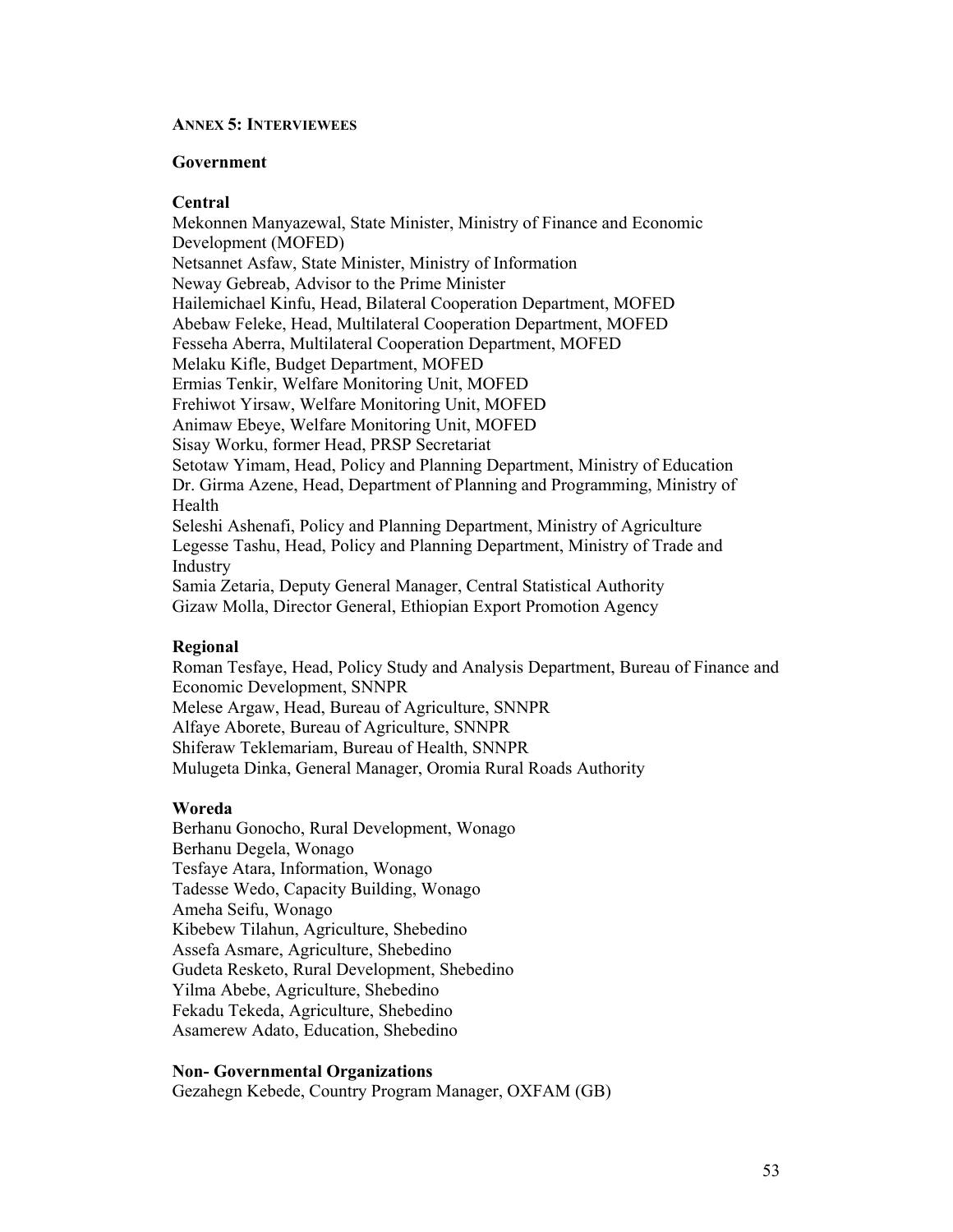## ANNEX 5: INTERVIEWEES

### Government

#### Central

Mekonnen Manyazewal, State Minister, Ministry of Finance and Economic Development (MOFED)
Netsannet Asfaw, State Minister, Ministry of Information
Neway Gebreab, Advisor to the Prime Minister
Hailemichael Kinfu, Head, Bilateral Cooperation Department, MOFED
Abebaw Feleke, Head, Multilateral Cooperation Department, MOFED
Fesseha Aberra, Multilateral Cooperation Department, MOFED
Melaku Kifle, Budget Department, MOFED
Ermias Tenkir, Welfare Monitoring Unit, MOFED
Frehiwot Yirsaw, Welfare Monitoring Unit, MOFED
Animaw Ebeye, Welfare Monitoring Unit, MOFED
Sisay Worku, former Head, PRSP Secretariat
Setotaw Yimam, Head, Policy and Planning Department, Ministry of Education
Dr. Girma Azene, Head, Department of Planning and Programming, Ministry of Health
Seleshi Ashenafi, Policy and Planning Department, Ministry of Agriculture
Legesse Tashu, Head, Policy and Planning Department, Ministry of Trade and Industry
Samia Zetaria, Deputy General Manager, Central Statistical Authority
Gizaw Molla, Director General, Ethiopian Export Promotion Agency

#### Regional

Roman Tesfaye, Head, Policy Study and Analysis Department, Bureau of Finance and Economic Development, SNNPR
Melese Argaw, Head, Bureau of Agriculture, SNNPR
Alfaye Aborete, Bureau of Agriculture, SNNPR
Shiferaw Teklemariam, Bureau of Health, SNNPR
Mulugeta Dinka, General Manager, Oromia Rural Roads Authority

#### Woreda

Berhanu Gonocho, Rural Development, Wonago
Berhanu Degela, Wonago
Tesfaye Atara, Information, Wonago
Tadesse Wedo, Capacity Building, Wonago
Ameha Seifu, Wonago
Kibebew Tilahun, Agriculture, Shebedino
Assefa Asmare, Agriculture, Shebedino
Gudeta Resketo, Rural Development, Shebedino
Yilma Abebe, Agriculture, Shebedino
Fekadu Tekeda, Agriculture, Shebedino
Asamerew Adato, Education, Shebedino

### Non- Governmental Organizations

Gezahegn Kebede, Country Program Manager, OXFAM (GB)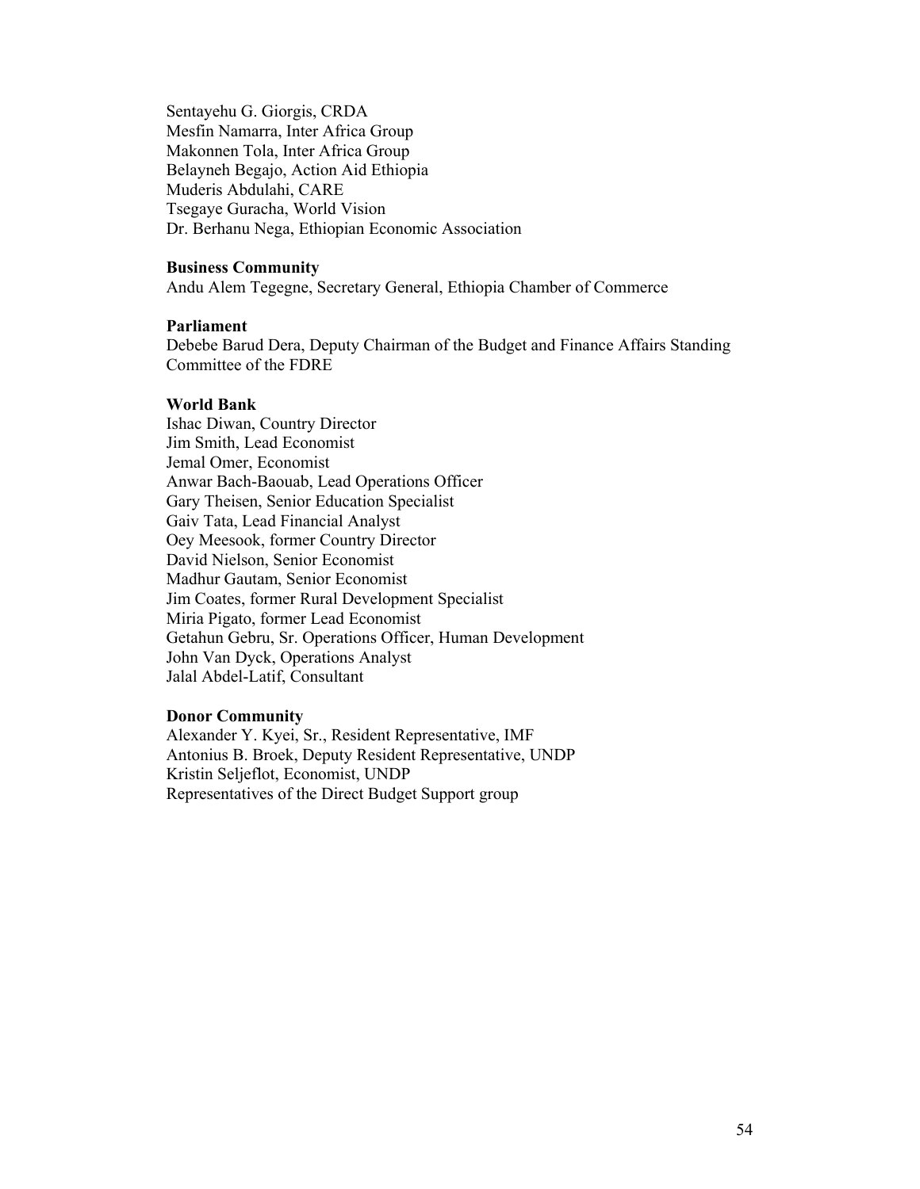Sentayehu G. Giorgis, CRDA
Mesfin Namarra, Inter Africa Group
Makonnen Tola, Inter Africa Group
Belayneh Begajo, Action Aid Ethiopia
Muderis Abdulahi, CARE
Tsegaye Guracha, World Vision
Dr. Berhanu Nega, Ethiopian Economic Association

**Business Community**
Andu Alem Tegegne, Secretary General, Ethiopia Chamber of Commerce

**Parliament**
Debebe Barud Dera, Deputy Chairman of the Budget and Finance Affairs Standing Committee of the FDRE

**World Bank**
Ishac Diwan, Country Director
Jim Smith, Lead Economist
Jemal Omer, Economist
Anwar Bach-Baouab, Lead Operations Officer
Gary Theisen, Senior Education Specialist
Gaiv Tata, Lead Financial Analyst
Oey Meesook, former Country Director
David Nielson, Senior Economist
Madhur Gautam, Senior Economist
Jim Coates, former Rural Development Specialist
Miria Pigato, former Lead Economist
Getahun Gebru, Sr. Operations Officer, Human Development
John Van Dyck, Operations Analyst
Jalal Abdel-Latif, Consultant

**Donor Community**
Alexander Y. Kyei, Sr., Resident Representative, IMF
Antonius B. Broek, Deputy Resident Representative, UNDP
Kristin Seljeflot, Economist, UNDP
Representatives of the Direct Budget Support group